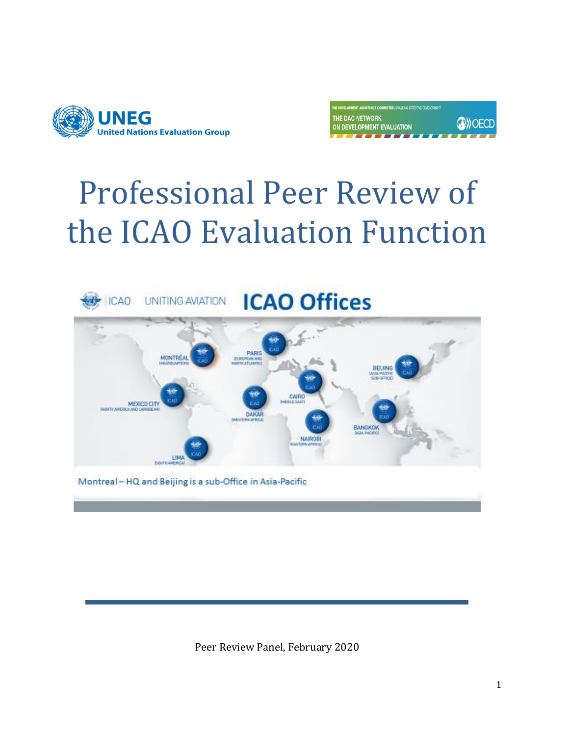UNEG
United Nations Evaluation Group

THE DEVELOPMENT ASSISTANCE COMMITTEE: ENABLING EFFECTIVE DEVELOPMENT
THE DAC NETWORK ON DEVELOPMENT EVALUATION
OECD

# Professional Peer Review of the ICAO Evaluation Function

ICAO UNITING AVIATION **ICAO Offices**

MONTRÉAL (HEADQUARTERS)
PARIS (EUROPEAN AND NORTH ATLANTIC)
BEIJING (ASIA-PACIFIC SUB-OFFICE)
CAIRO (MIDDLE EAST)
MEXICO CITY (NORTH AMERICA AND CARIBBEAN)
DAKAR (WESTERN AFRICA)
NAIROBI (EASTERN AFRICA)
BANGKOK (ASIA-PACIFIC)
LIMA (SOUTH AMERICA)

Montreal – HQ and Beijing is a sub-Office in Asia-Pacific

Peer Review Panel, February 2020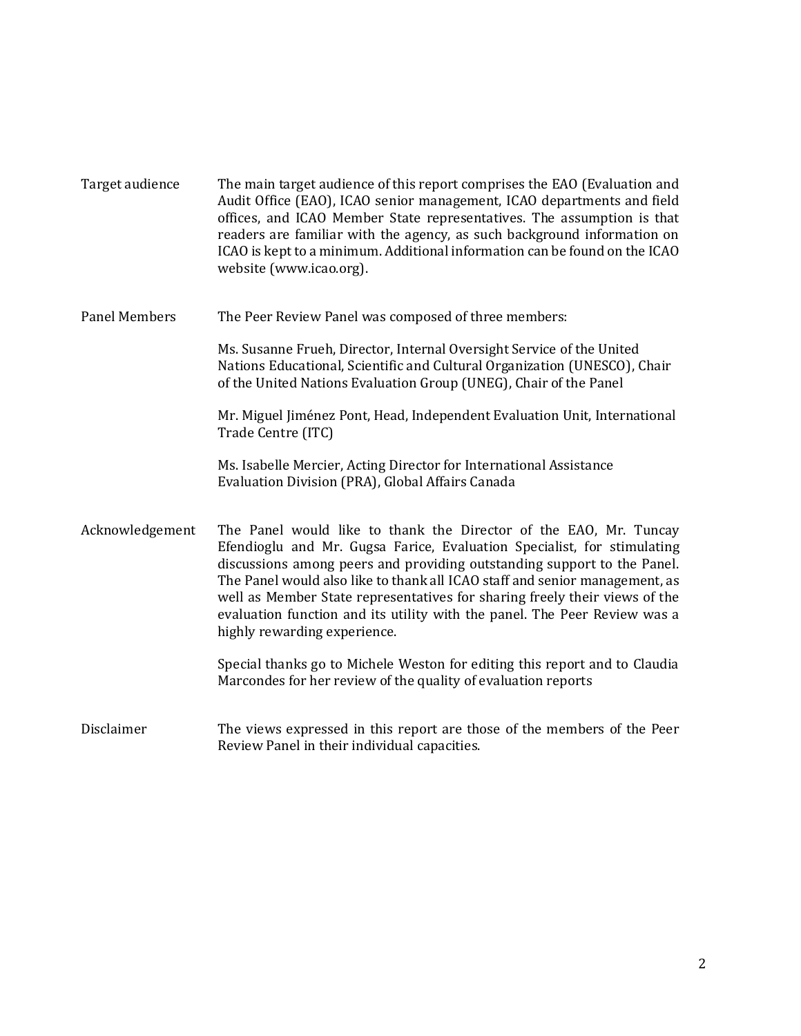**Target audience**

The main target audience of this report comprises the EAO (Evaluation and Audit Office (EAO), ICAO senior management, ICAO departments and field offices, and ICAO Member State representatives. The assumption is that readers are familiar with the agency, as such background information on ICAO is kept to a minimum. Additional information can be found on the ICAO website (www.icao.org).

**Panel Members**

The Peer Review Panel was composed of three members:

Ms. Susanne Frueh, Director, Internal Oversight Service of the United Nations Educational, Scientific and Cultural Organization (UNESCO), Chair of the United Nations Evaluation Group (UNEG), Chair of the Panel

Mr. Miguel Jiménez Pont, Head, Independent Evaluation Unit, International Trade Centre (ITC)

Ms. Isabelle Mercier, Acting Director for International Assistance Evaluation Division (PRA), Global Affairs Canada

**Acknowledgement**

The Panel would like to thank the Director of the EAO, Mr. Tuncay Efendioglu and Mr. Gugsa Farice, Evaluation Specialist, for stimulating discussions among peers and providing outstanding support to the Panel. The Panel would also like to thank all ICAO staff and senior management, as well as Member State representatives for sharing freely their views of the evaluation function and its utility with the panel. The Peer Review was a highly rewarding experience.

Special thanks go to Michele Weston for editing this report and to Claudia Marcondes for her review of the quality of evaluation reports

**Disclaimer**

The views expressed in this report are those of the members of the Peer Review Panel in their individual capacities.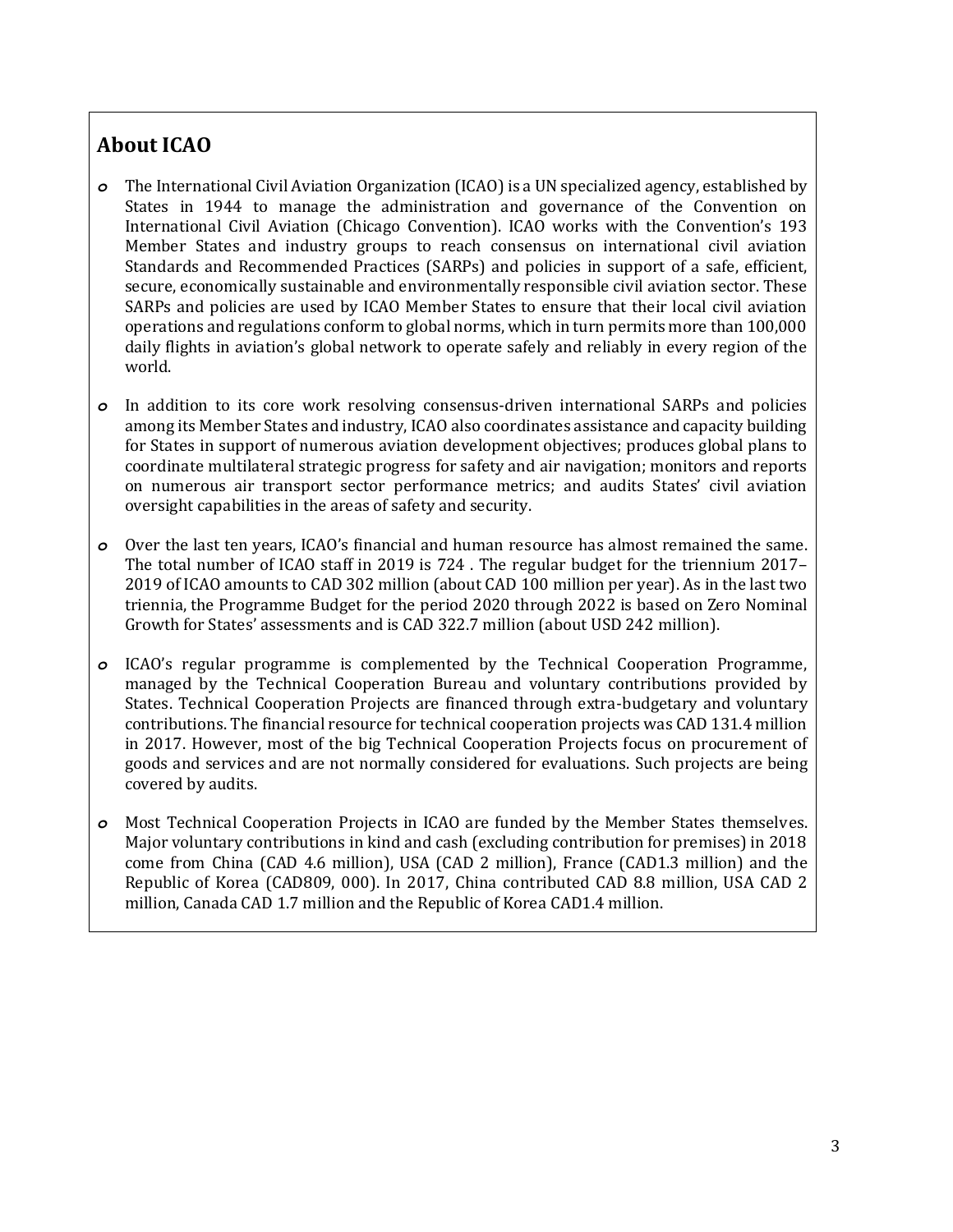## About ICAO

- The International Civil Aviation Organization (ICAO) is a UN specialized agency, established by States in 1944 to manage the administration and governance of the Convention on International Civil Aviation (Chicago Convention). ICAO works with the Convention's 193 Member States and industry groups to reach consensus on international civil aviation Standards and Recommended Practices (SARPs) and policies in support of a safe, efficient, secure, economically sustainable and environmentally responsible civil aviation sector. These SARPs and policies are used by ICAO Member States to ensure that their local civil aviation operations and regulations conform to global norms, which in turn permits more than 100,000 daily flights in aviation's global network to operate safely and reliably in every region of the world.

- In addition to its core work resolving consensus-driven international SARPs and policies among its Member States and industry, ICAO also coordinates assistance and capacity building for States in support of numerous aviation development objectives; produces global plans to coordinate multilateral strategic progress for safety and air navigation; monitors and reports on numerous air transport sector performance metrics; and audits States' civil aviation oversight capabilities in the areas of safety and security.

- Over the last ten years, ICAO's financial and human resource has almost remained the same. The total number of ICAO staff in 2019 is 724 . The regular budget for the triennium 2017–2019 of ICAO amounts to CAD 302 million (about CAD 100 million per year). As in the last two triennia, the Programme Budget for the period 2020 through 2022 is based on Zero Nominal Growth for States' assessments and is CAD 322.7 million (about USD 242 million).

- ICAO's regular programme is complemented by the Technical Cooperation Programme, managed by the Technical Cooperation Bureau and voluntary contributions provided by States. Technical Cooperation Projects are financed through extra-budgetary and voluntary contributions. The financial resource for technical cooperation projects was CAD 131.4 million in 2017. However, most of the big Technical Cooperation Projects focus on procurement of goods and services and are not normally considered for evaluations. Such projects are being covered by audits.

- Most Technical Cooperation Projects in ICAO are funded by the Member States themselves. Major voluntary contributions in kind and cash (excluding contribution for premises) in 2018 come from China (CAD 4.6 million), USA (CAD 2 million), France (CAD1.3 million) and the Republic of Korea (CAD809, 000). In 2017, China contributed CAD 8.8 million, USA CAD 2 million, Canada CAD 1.7 million and the Republic of Korea CAD1.4 million.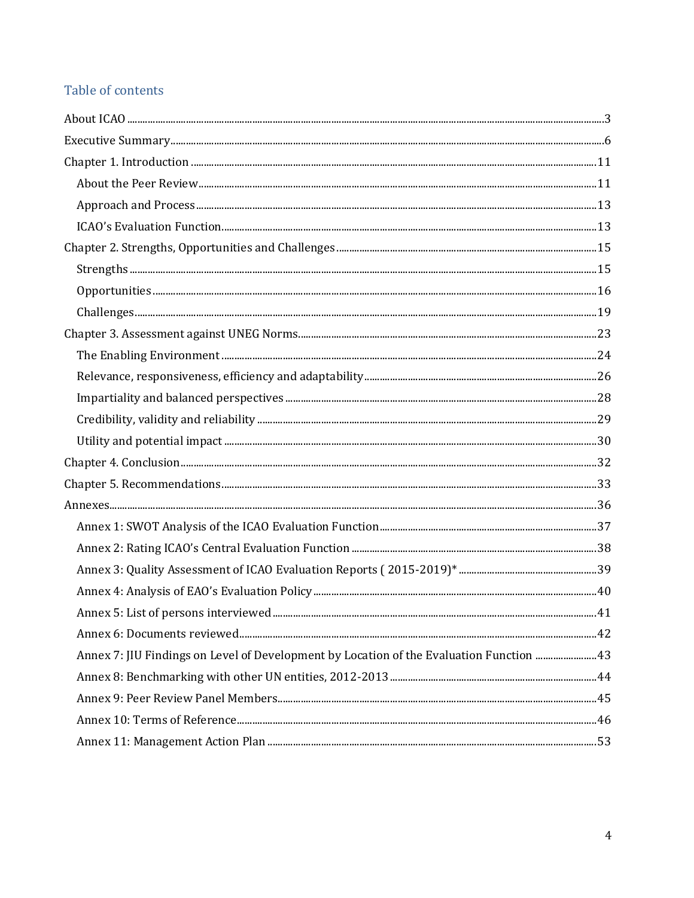## Table of contents

About ICAO .......... 3

Executive Summary .......... 6

Chapter 1. Introduction .......... 11

- About the Peer Review .......... 11
- Approach and Process .......... 13
- ICAO's Evaluation Function .......... 13

Chapter 2. Strengths, Opportunities and Challenges .......... 15

- Strengths .......... 15
- Opportunities .......... 16
- Challenges .......... 19

Chapter 3. Assessment against UNEG Norms .......... 23

- The Enabling Environment .......... 24
- Relevance, responsiveness, efficiency and adaptability .......... 26
- Impartiality and balanced perspectives .......... 28
- Credibility, validity and reliability .......... 29
- Utility and potential impact .......... 30

Chapter 4. Conclusion .......... 32

Chapter 5. Recommendations .......... 33

Annexes .......... 36

- Annex 1: SWOT Analysis of the ICAO Evaluation Function .......... 37
- Annex 2: Rating ICAO's Central Evaluation Function .......... 38
- Annex 3: Quality Assessment of ICAO Evaluation Reports ( 2015-2019)* .......... 39
- Annex 4: Analysis of EAO's Evaluation Policy .......... 40
- Annex 5: List of persons interviewed .......... 41
- Annex 6: Documents reviewed .......... 42
- Annex 7: JIU Findings on Level of Development by Location of the Evaluation Function .......... 43
- Annex 8: Benchmarking with other UN entities, 2012-2013 .......... 44
- Annex 9: Peer Review Panel Members .......... 45
- Annex 10: Terms of Reference .......... 46
- Annex 11: Management Action Plan .......... 53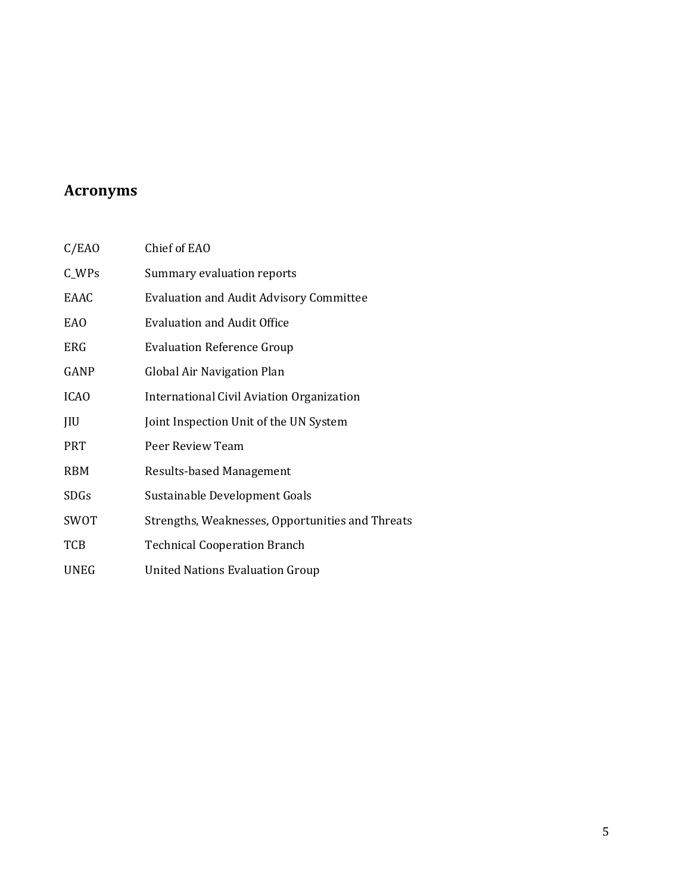## Acronyms

| | |
|---|---|
| C/EAO | Chief of EAO |
| C_WPs | Summary evaluation reports |
| EAAC | Evaluation and Audit Advisory Committee |
| EAO | Evaluation and Audit Office |
| ERG | Evaluation Reference Group |
| GANP | Global Air Navigation Plan |
| ICAO | International Civil Aviation Organization |
| JIU | Joint Inspection Unit of the UN System |
| PRT | Peer Review Team |
| RBM | Results-based Management |
| SDGs | Sustainable Development Goals |
| SWOT | Strengths, Weaknesses, Opportunities and Threats |
| TCB | Technical Cooperation Branch |
| UNEG | United Nations Evaluation Group |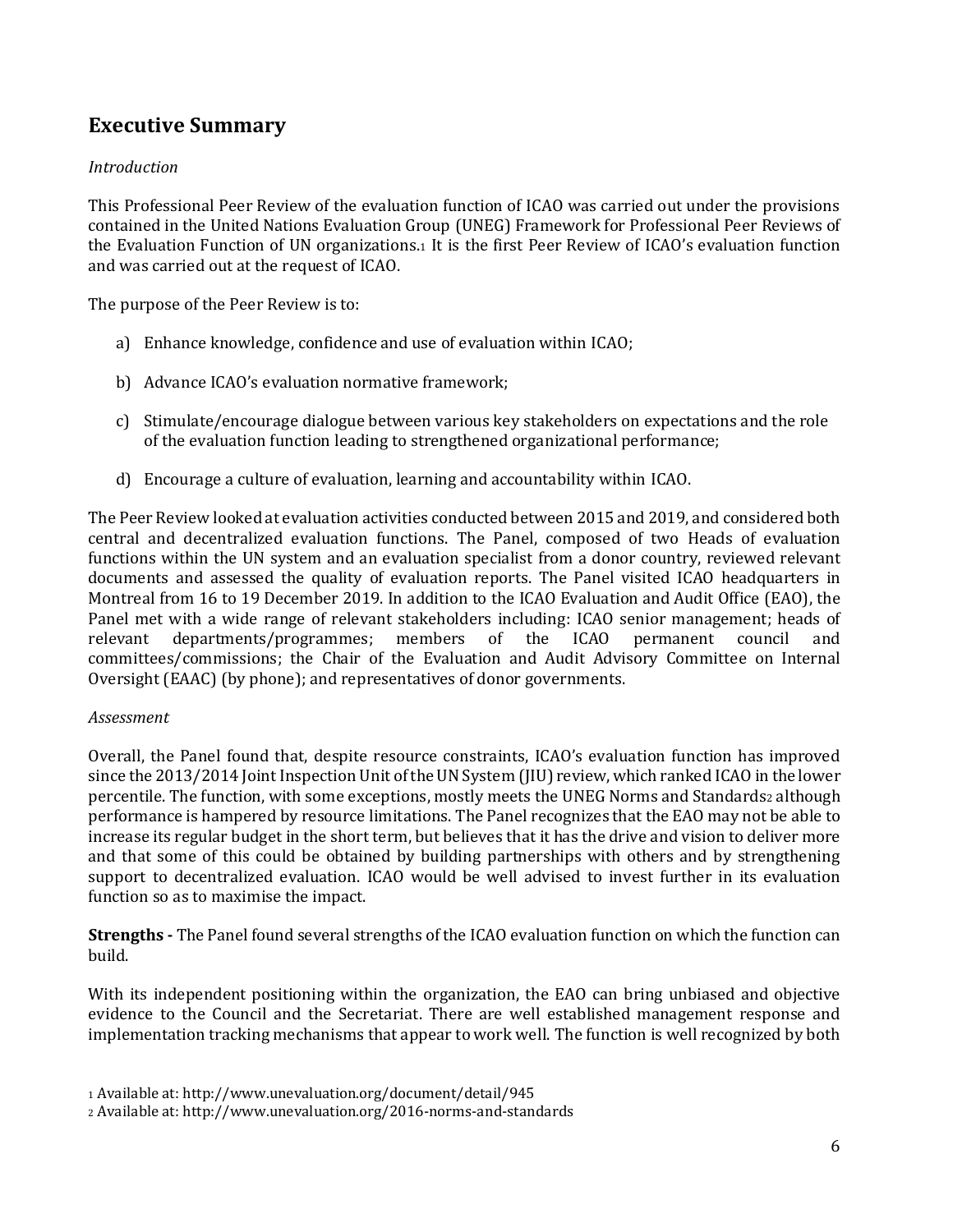## Executive Summary

*Introduction*

This Professional Peer Review of the evaluation function of ICAO was carried out under the provisions contained in the United Nations Evaluation Group (UNEG) Framework for Professional Peer Reviews of the Evaluation Function of UN organizations.[1] It is the first Peer Review of ICAO's evaluation function and was carried out at the request of ICAO.

The purpose of the Peer Review is to:

a) Enhance knowledge, confidence and use of evaluation within ICAO;

b) Advance ICAO's evaluation normative framework;

c) Stimulate/encourage dialogue between various key stakeholders on expectations and the role of the evaluation function leading to strengthened organizational performance;

d) Encourage a culture of evaluation, learning and accountability within ICAO.

The Peer Review looked at evaluation activities conducted between 2015 and 2019, and considered both central and decentralized evaluation functions. The Panel, composed of two Heads of evaluation functions within the UN system and an evaluation specialist from a donor country, reviewed relevant documents and assessed the quality of evaluation reports. The Panel visited ICAO headquarters in Montreal from 16 to 19 December 2019. In addition to the ICAO Evaluation and Audit Office (EAO), the Panel met with a wide range of relevant stakeholders including: ICAO senior management; heads of relevant departments/programmes; members of the ICAO permanent council and committees/commissions; the Chair of the Evaluation and Audit Advisory Committee on Internal Oversight (EAAC) (by phone); and representatives of donor governments.

*Assessment*

Overall, the Panel found that, despite resource constraints, ICAO's evaluation function has improved since the 2013/2014 Joint Inspection Unit of the UN System (JIU) review, which ranked ICAO in the lower percentile. The function, with some exceptions, mostly meets the UNEG Norms and Standards[2] although performance is hampered by resource limitations. The Panel recognizes that the EAO may not be able to increase its regular budget in the short term, but believes that it has the drive and vision to deliver more and that some of this could be obtained by building partnerships with others and by strengthening support to decentralized evaluation. ICAO would be well advised to invest further in its evaluation function so as to maximise the impact.

**Strengths -** The Panel found several strengths of the ICAO evaluation function on which the function can build.

With its independent positioning within the organization, the EAO can bring unbiased and objective evidence to the Council and the Secretariat. There are well established management response and implementation tracking mechanisms that appear to work well. The function is well recognized by both

[1] Available at: http://www.unevaluation.org/document/detail/945

[2] Available at: http://www.unevaluation.org/2016-norms-and-standards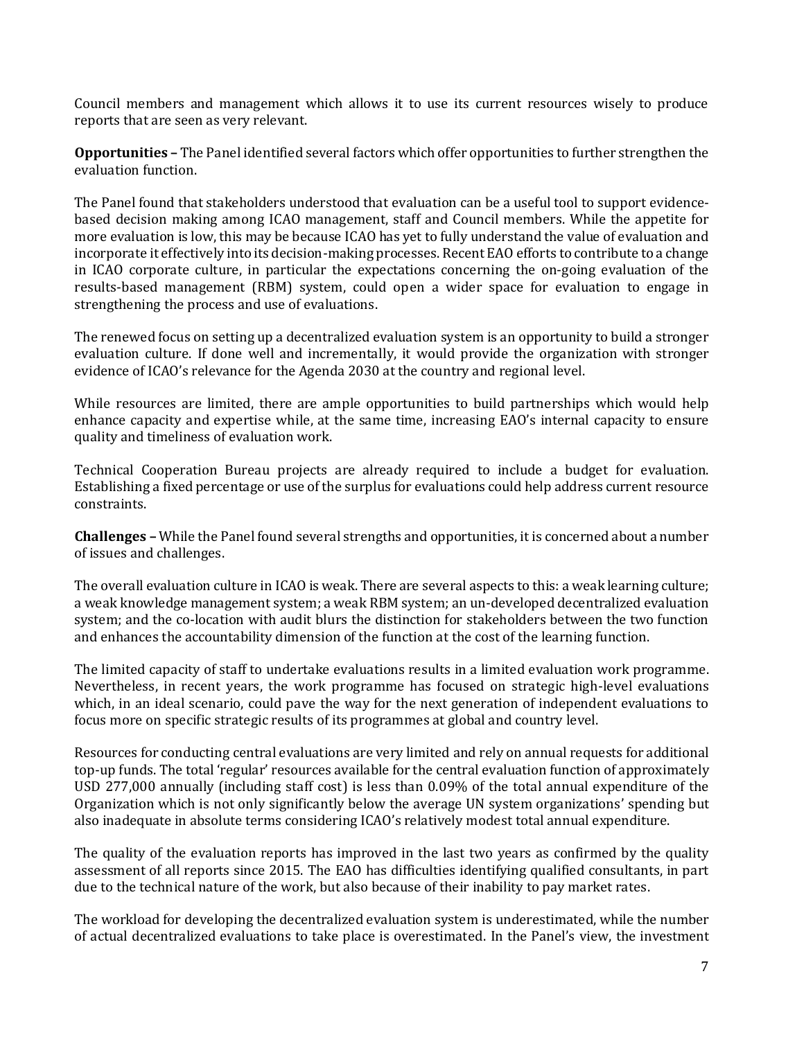Council members and management which allows it to use its current resources wisely to produce reports that are seen as very relevant.

**Opportunities –** The Panel identified several factors which offer opportunities to further strengthen the evaluation function.

The Panel found that stakeholders understood that evaluation can be a useful tool to support evidence-based decision making among ICAO management, staff and Council members. While the appetite for more evaluation is low, this may be because ICAO has yet to fully understand the value of evaluation and incorporate it effectively into its decision-making processes. Recent EAO efforts to contribute to a change in ICAO corporate culture, in particular the expectations concerning the on-going evaluation of the results-based management (RBM) system, could open a wider space for evaluation to engage in strengthening the process and use of evaluations.

The renewed focus on setting up a decentralized evaluation system is an opportunity to build a stronger evaluation culture. If done well and incrementally, it would provide the organization with stronger evidence of ICAO's relevance for the Agenda 2030 at the country and regional level.

While resources are limited, there are ample opportunities to build partnerships which would help enhance capacity and expertise while, at the same time, increasing EAO's internal capacity to ensure quality and timeliness of evaluation work.

Technical Cooperation Bureau projects are already required to include a budget for evaluation. Establishing a fixed percentage or use of the surplus for evaluations could help address current resource constraints.

**Challenges –** While the Panel found several strengths and opportunities, it is concerned about a number of issues and challenges.

The overall evaluation culture in ICAO is weak. There are several aspects to this: a weak learning culture; a weak knowledge management system; a weak RBM system; an un-developed decentralized evaluation system; and the co-location with audit blurs the distinction for stakeholders between the two function and enhances the accountability dimension of the function at the cost of the learning function.

The limited capacity of staff to undertake evaluations results in a limited evaluation work programme. Nevertheless, in recent years, the work programme has focused on strategic high-level evaluations which, in an ideal scenario, could pave the way for the next generation of independent evaluations to focus more on specific strategic results of its programmes at global and country level.

Resources for conducting central evaluations are very limited and rely on annual requests for additional top-up funds. The total 'regular' resources available for the central evaluation function of approximately USD 277,000 annually (including staff cost) is less than 0.09% of the total annual expenditure of the Organization which is not only significantly below the average UN system organizations' spending but also inadequate in absolute terms considering ICAO's relatively modest total annual expenditure.

The quality of the evaluation reports has improved in the last two years as confirmed by the quality assessment of all reports since 2015. The EAO has difficulties identifying qualified consultants, in part due to the technical nature of the work, but also because of their inability to pay market rates.

The workload for developing the decentralized evaluation system is underestimated, while the number of actual decentralized evaluations to take place is overestimated. In the Panel's view, the investment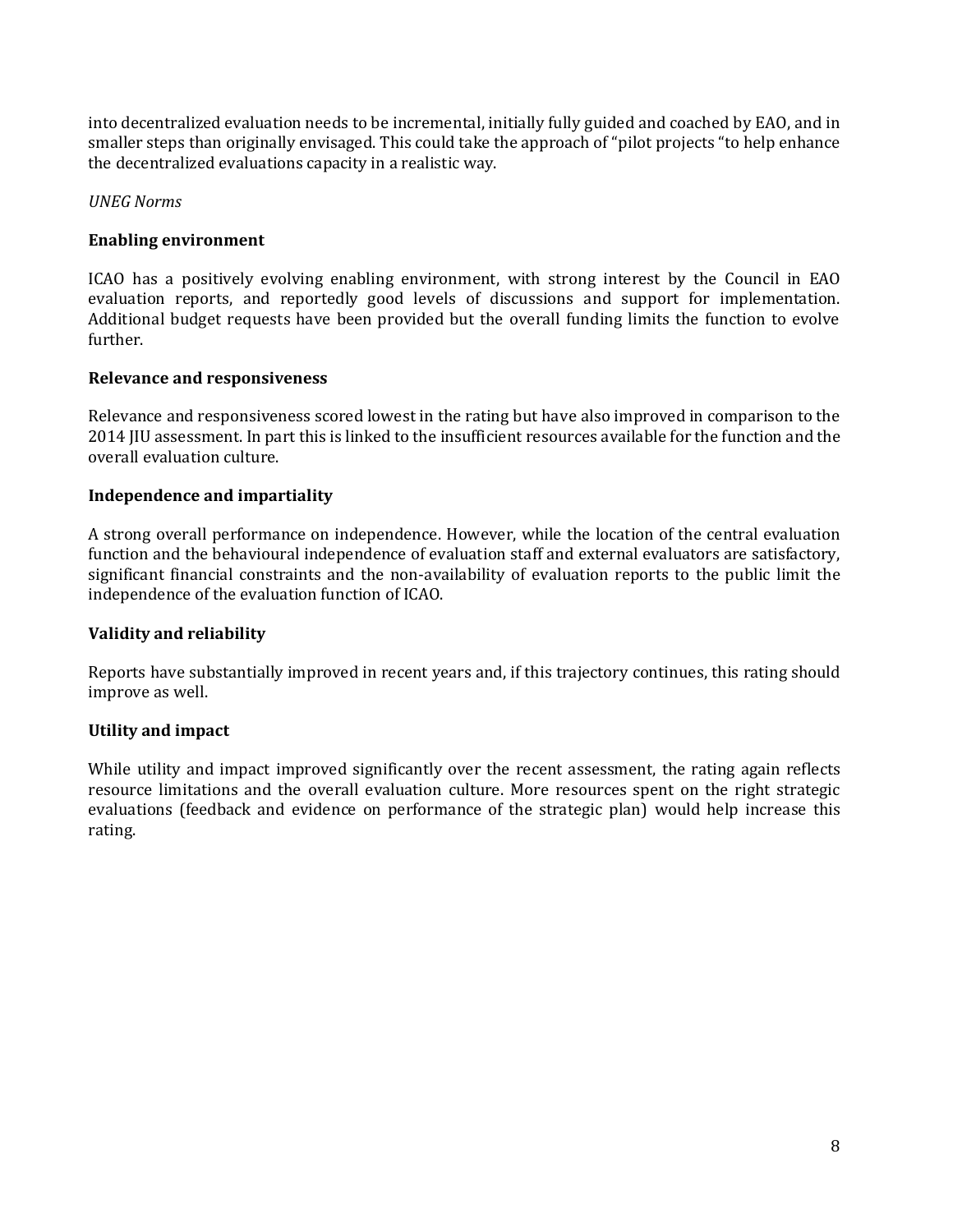into decentralized evaluation needs to be incremental, initially fully guided and coached by EAO, and in smaller steps than originally envisaged. This could take the approach of "pilot projects "to help enhance the decentralized evaluations capacity in a realistic way.

*UNEG Norms*

**Enabling environment**

ICAO has a positively evolving enabling environment, with strong interest by the Council in EAO evaluation reports, and reportedly good levels of discussions and support for implementation. Additional budget requests have been provided but the overall funding limits the function to evolve further.

**Relevance and responsiveness**

Relevance and responsiveness scored lowest in the rating but have also improved in comparison to the 2014 JIU assessment. In part this is linked to the insufficient resources available for the function and the overall evaluation culture.

**Independence and impartiality**

A strong overall performance on independence. However, while the location of the central evaluation function and the behavioural independence of evaluation staff and external evaluators are satisfactory, significant financial constraints and the non-availability of evaluation reports to the public limit the independence of the evaluation function of ICAO.

**Validity and reliability**

Reports have substantially improved in recent years and, if this trajectory continues, this rating should improve as well.

**Utility and impact**

While utility and impact improved significantly over the recent assessment, the rating again reflects resource limitations and the overall evaluation culture. More resources spent on the right strategic evaluations (feedback and evidence on performance of the strategic plan) would help increase this rating.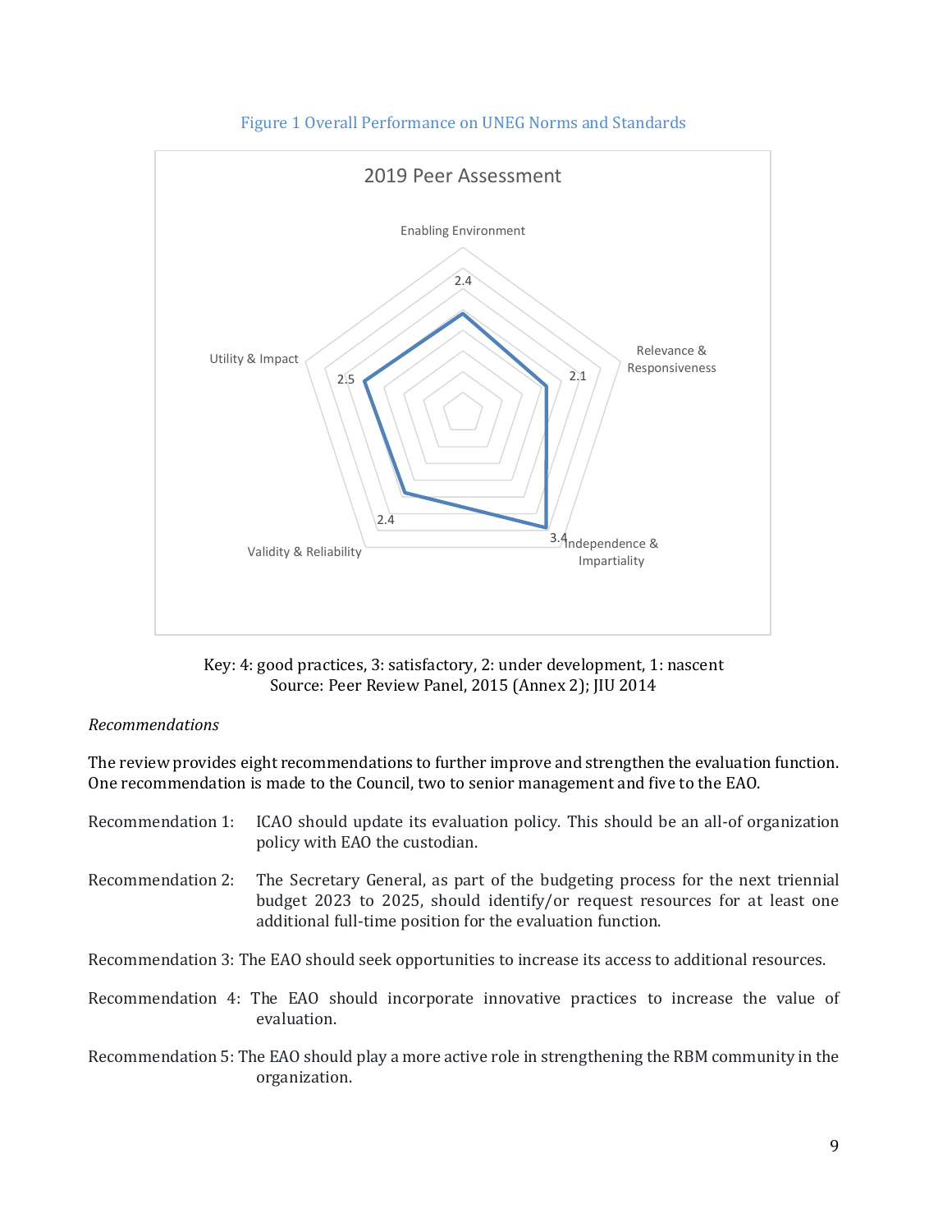Figure 1 Overall Performance on UNEG Norms and Standards

2019 Peer Assessment

| Dimension | Score |
| --- | --- |
| Enabling Environment | 2.4 |
| Relevance & Responsiveness | 2.1 |
| Independence & Impartiality | 3.4 |
| Validity & Reliability | 2.4 |
| Utility & Impact | 2.5 |

Key: 4: good practices, 3: satisfactory, 2: under development, 1: nascent
Source: Peer Review Panel, 2015 (Annex 2); JIU 2014

*Recommendations*

The review provides eight recommendations to further improve and strengthen the evaluation function. One recommendation is made to the Council, two to senior management and five to the EAO.

Recommendation 1: ICAO should update its evaluation policy. This should be an all-of organization policy with EAO the custodian.

Recommendation 2: The Secretary General, as part of the budgeting process for the next triennial budget 2023 to 2025, should identify/or request resources for at least one additional full-time position for the evaluation function.

Recommendation 3: The EAO should seek opportunities to increase its access to additional resources.

Recommendation 4: The EAO should incorporate innovative practices to increase the value of evaluation.

Recommendation 5: The EAO should play a more active role in strengthening the RBM community in the organization.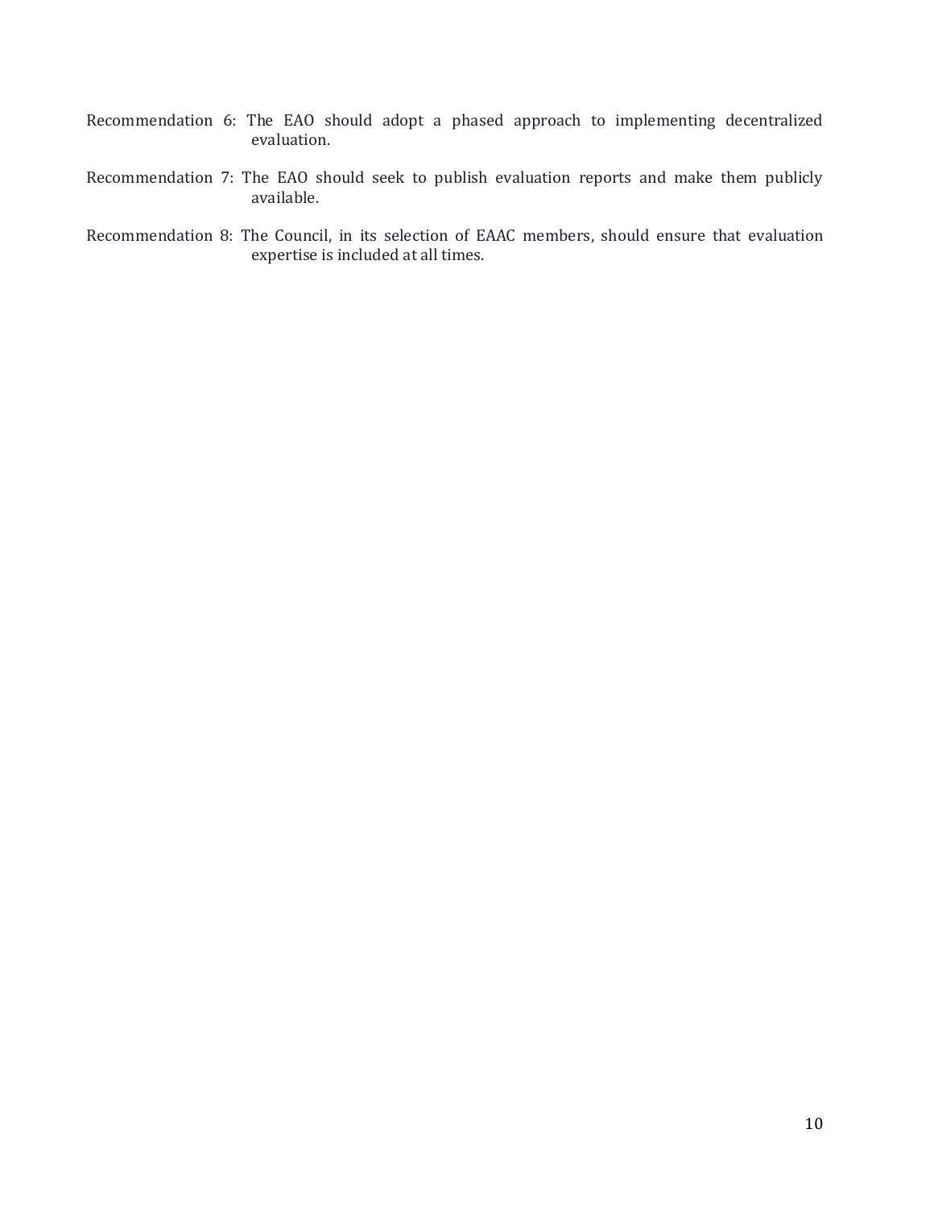Recommendation 6: The EAO should adopt a phased approach to implementing decentralized evaluation.

Recommendation 7: The EAO should seek to publish evaluation reports and make them publicly available.

Recommendation 8: The Council, in its selection of EAAC members, should ensure that evaluation expertise is included at all times.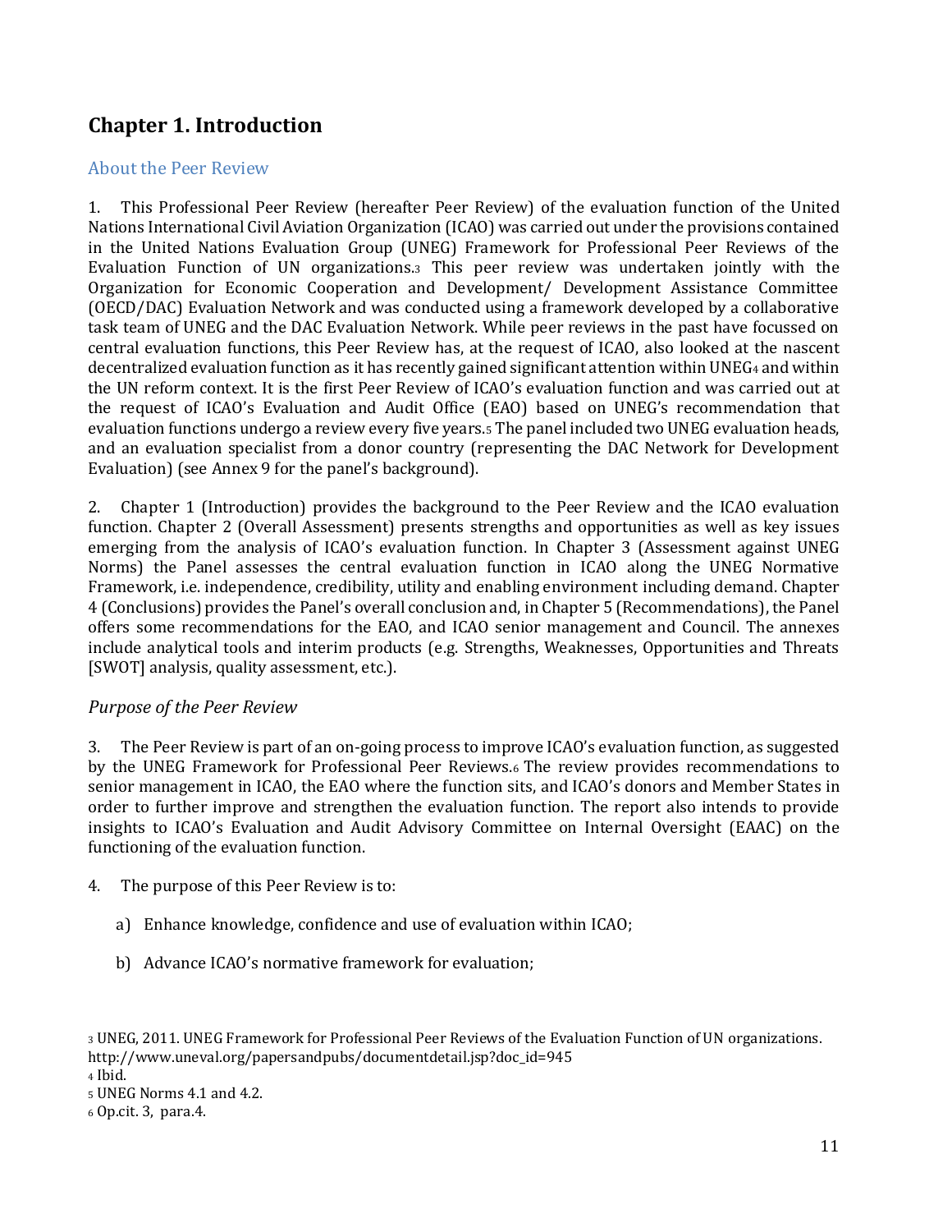# Chapter 1. Introduction

## About the Peer Review

1. This Professional Peer Review (hereafter Peer Review) of the evaluation function of the United Nations International Civil Aviation Organization (ICAO) was carried out under the provisions contained in the United Nations Evaluation Group (UNEG) Framework for Professional Peer Reviews of the Evaluation Function of UN organizations.[3] This peer review was undertaken jointly with the Organization for Economic Cooperation and Development/ Development Assistance Committee (OECD/DAC) Evaluation Network and was conducted using a framework developed by a collaborative task team of UNEG and the DAC Evaluation Network. While peer reviews in the past have focussed on central evaluation functions, this Peer Review has, at the request of ICAO, also looked at the nascent decentralized evaluation function as it has recently gained significant attention within UNEG[4] and within the UN reform context. It is the first Peer Review of ICAO's evaluation function and was carried out at the request of ICAO's Evaluation and Audit Office (EAO) based on UNEG's recommendation that evaluation functions undergo a review every five years.[5] The panel included two UNEG evaluation heads, and an evaluation specialist from a donor country (representing the DAC Network for Development Evaluation) (see Annex 9 for the panel's background).

2. Chapter 1 (Introduction) provides the background to the Peer Review and the ICAO evaluation function. Chapter 2 (Overall Assessment) presents strengths and opportunities as well as key issues emerging from the analysis of ICAO's evaluation function. In Chapter 3 (Assessment against UNEG Norms) the Panel assesses the central evaluation function in ICAO along the UNEG Normative Framework, i.e. independence, credibility, utility and enabling environment including demand. Chapter 4 (Conclusions) provides the Panel's overall conclusion and, in Chapter 5 (Recommendations), the Panel offers some recommendations for the EAO, and ICAO senior management and Council. The annexes include analytical tools and interim products (e.g. Strengths, Weaknesses, Opportunities and Threats [SWOT] analysis, quality assessment, etc.).

### *Purpose of the Peer Review*

3. The Peer Review is part of an on-going process to improve ICAO's evaluation function, as suggested by the UNEG Framework for Professional Peer Reviews.[6] The review provides recommendations to senior management in ICAO, the EAO where the function sits, and ICAO's donors and Member States in order to further improve and strengthen the evaluation function. The report also intends to provide insights to ICAO's Evaluation and Audit Advisory Committee on Internal Oversight (EAAC) on the functioning of the evaluation function.

4. The purpose of this Peer Review is to:

   a) Enhance knowledge, confidence and use of evaluation within ICAO;

   b) Advance ICAO's normative framework for evaluation;

[3] UNEG, 2011. UNEG Framework for Professional Peer Reviews of the Evaluation Function of UN organizations. http://www.uneval.org/papersandpubs/documentdetail.jsp?doc_id=945

[4] Ibid.

[5] UNEG Norms 4.1 and 4.2.

[6] Op.cit. 3, para.4.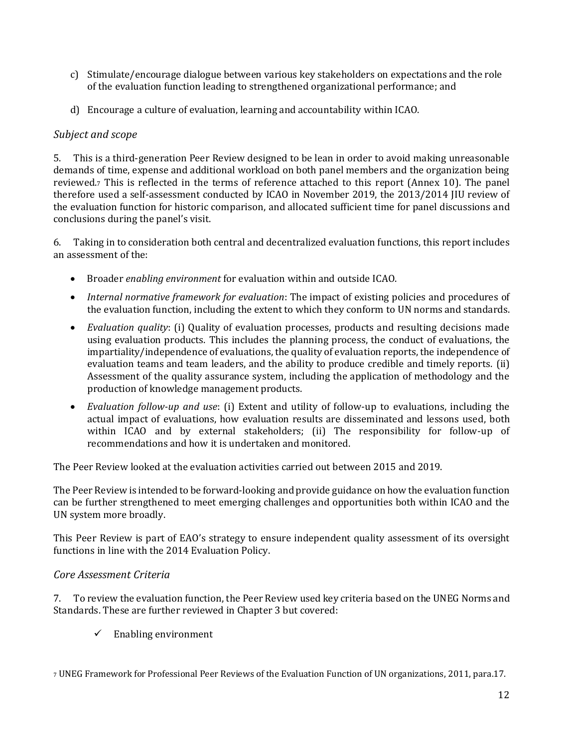c) Stimulate/encourage dialogue between various key stakeholders on expectations and the role of the evaluation function leading to strengthened organizational performance; and

d) Encourage a culture of evaluation, learning and accountability within ICAO.

### *Subject and scope*

5. This is a third-generation Peer Review designed to be lean in order to avoid making unreasonable demands of time, expense and additional workload on both panel members and the organization being reviewed.[7] This is reflected in the terms of reference attached to this report (Annex 10). The panel therefore used a self-assessment conducted by ICAO in November 2019, the 2013/2014 JIU review of the evaluation function for historic comparison, and allocated sufficient time for panel discussions and conclusions during the panel's visit.

6. Taking in to consideration both central and decentralized evaluation functions, this report includes an assessment of the:

- Broader *enabling environment* for evaluation within and outside ICAO.
- *Internal normative framework for evaluation*: The impact of existing policies and procedures of the evaluation function, including the extent to which they conform to UN norms and standards.
- *Evaluation quality*: (i) Quality of evaluation processes, products and resulting decisions made using evaluation products. This includes the planning process, the conduct of evaluations, the impartiality/independence of evaluations, the quality of evaluation reports, the independence of evaluation teams and team leaders, and the ability to produce credible and timely reports. (ii) Assessment of the quality assurance system, including the application of methodology and the production of knowledge management products.
- *Evaluation follow-up and use*: (i) Extent and utility of follow-up to evaluations, including the actual impact of evaluations, how evaluation results are disseminated and lessons used, both within ICAO and by external stakeholders; (ii) The responsibility for follow-up of recommendations and how it is undertaken and monitored.

The Peer Review looked at the evaluation activities carried out between 2015 and 2019.

The Peer Review is intended to be forward-looking and provide guidance on how the evaluation function can be further strengthened to meet emerging challenges and opportunities both within ICAO and the UN system more broadly.

This Peer Review is part of EAO's strategy to ensure independent quality assessment of its oversight functions in line with the 2014 Evaluation Policy.

### *Core Assessment Criteria*

7. To review the evaluation function, the Peer Review used key criteria based on the UNEG Norms and Standards. These are further reviewed in Chapter 3 but covered:

- ✓ Enabling environment

[7] UNEG Framework for Professional Peer Reviews of the Evaluation Function of UN organizations, 2011, para.17.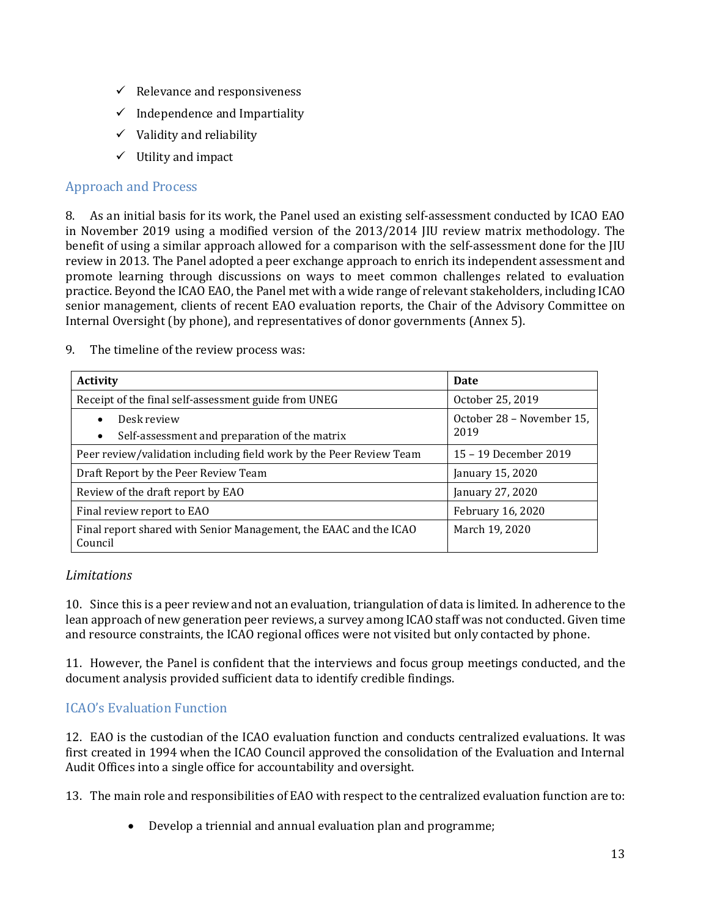- ✓ Relevance and responsiveness
- ✓ Independence and Impartiality
- ✓ Validity and reliability
- ✓ Utility and impact

## Approach and Process

8. As an initial basis for its work, the Panel used an existing self-assessment conducted by ICAO EAO in November 2019 using a modified version of the 2013/2014 JIU review matrix methodology. The benefit of using a similar approach allowed for a comparison with the self-assessment done for the JIU review in 2013. The Panel adopted a peer exchange approach to enrich its independent assessment and promote learning through discussions on ways to meet common challenges related to evaluation practice. Beyond the ICAO EAO, the Panel met with a wide range of relevant stakeholders, including ICAO senior management, clients of recent EAO evaluation reports, the Chair of the Advisory Committee on Internal Oversight (by phone), and representatives of donor governments (Annex 5).

9. The timeline of the review process was:

| Activity | Date |
|---|---|
| Receipt of the final self-assessment guide from UNEG | October 25, 2019 |
| • Desk review<br>• Self-assessment and preparation of the matrix | October 28 – November 15, 2019 |
| Peer review/validation including field work by the Peer Review Team | 15 – 19 December 2019 |
| Draft Report by the Peer Review Team | January 15, 2020 |
| Review of the draft report by EAO | January 27, 2020 |
| Final review report to EAO | February 16, 2020 |
| Final report shared with Senior Management, the EAAC and the ICAO Council | March 19, 2020 |

*Limitations*

10. Since this is a peer review and not an evaluation, triangulation of data is limited. In adherence to the lean approach of new generation peer reviews, a survey among ICAO staff was not conducted. Given time and resource constraints, the ICAO regional offices were not visited but only contacted by phone.

11. However, the Panel is confident that the interviews and focus group meetings conducted, and the document analysis provided sufficient data to identify credible findings.

## ICAO's Evaluation Function

12. EAO is the custodian of the ICAO evaluation function and conducts centralized evaluations. It was first created in 1994 when the ICAO Council approved the consolidation of the Evaluation and Internal Audit Offices into a single office for accountability and oversight.

13. The main role and responsibilities of EAO with respect to the centralized evaluation function are to:

- Develop a triennial and annual evaluation plan and programme;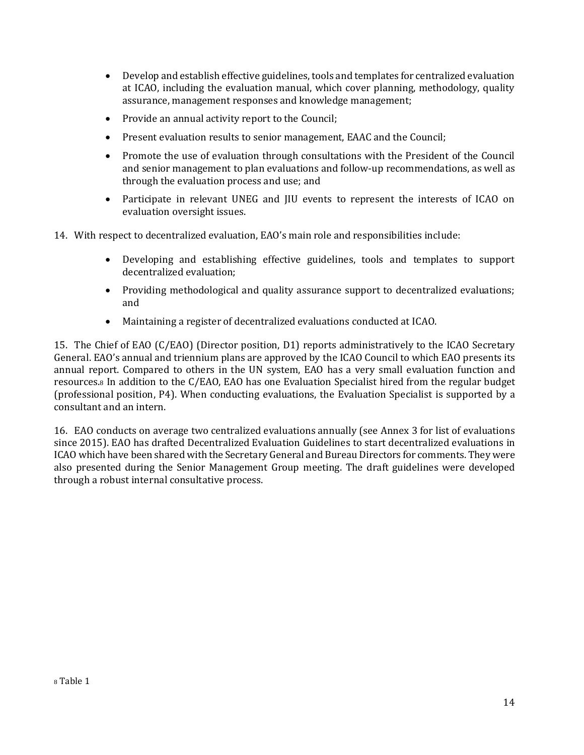- Develop and establish effective guidelines, tools and templates for centralized evaluation at ICAO, including the evaluation manual, which cover planning, methodology, quality assurance, management responses and knowledge management;
- Provide an annual activity report to the Council;
- Present evaluation results to senior management, EAAC and the Council;
- Promote the use of evaluation through consultations with the President of the Council and senior management to plan evaluations and follow-up recommendations, as well as through the evaluation process and use; and
- Participate in relevant UNEG and JIU events to represent the interests of ICAO on evaluation oversight issues.

14. With respect to decentralized evaluation, EAO's main role and responsibilities include:

- Developing and establishing effective guidelines, tools and templates to support decentralized evaluation;
- Providing methodological and quality assurance support to decentralized evaluations; and
- Maintaining a register of decentralized evaluations conducted at ICAO.

15. The Chief of EAO (C/EAO) (Director position, D1) reports administratively to the ICAO Secretary General. EAO's annual and triennium plans are approved by the ICAO Council to which EAO presents its annual report. Compared to others in the UN system, EAO has a very small evaluation function and resources.[8] In addition to the C/EAO, EAO has one Evaluation Specialist hired from the regular budget (professional position, P4). When conducting evaluations, the Evaluation Specialist is supported by a consultant and an intern.

16. EAO conducts on average two centralized evaluations annually (see Annex 3 for list of evaluations since 2015). EAO has drafted Decentralized Evaluation Guidelines to start decentralized evaluations in ICAO which have been shared with the Secretary General and Bureau Directors for comments. They were also presented during the Senior Management Group meeting. The draft guidelines were developed through a robust internal consultative process.

[8] Table 1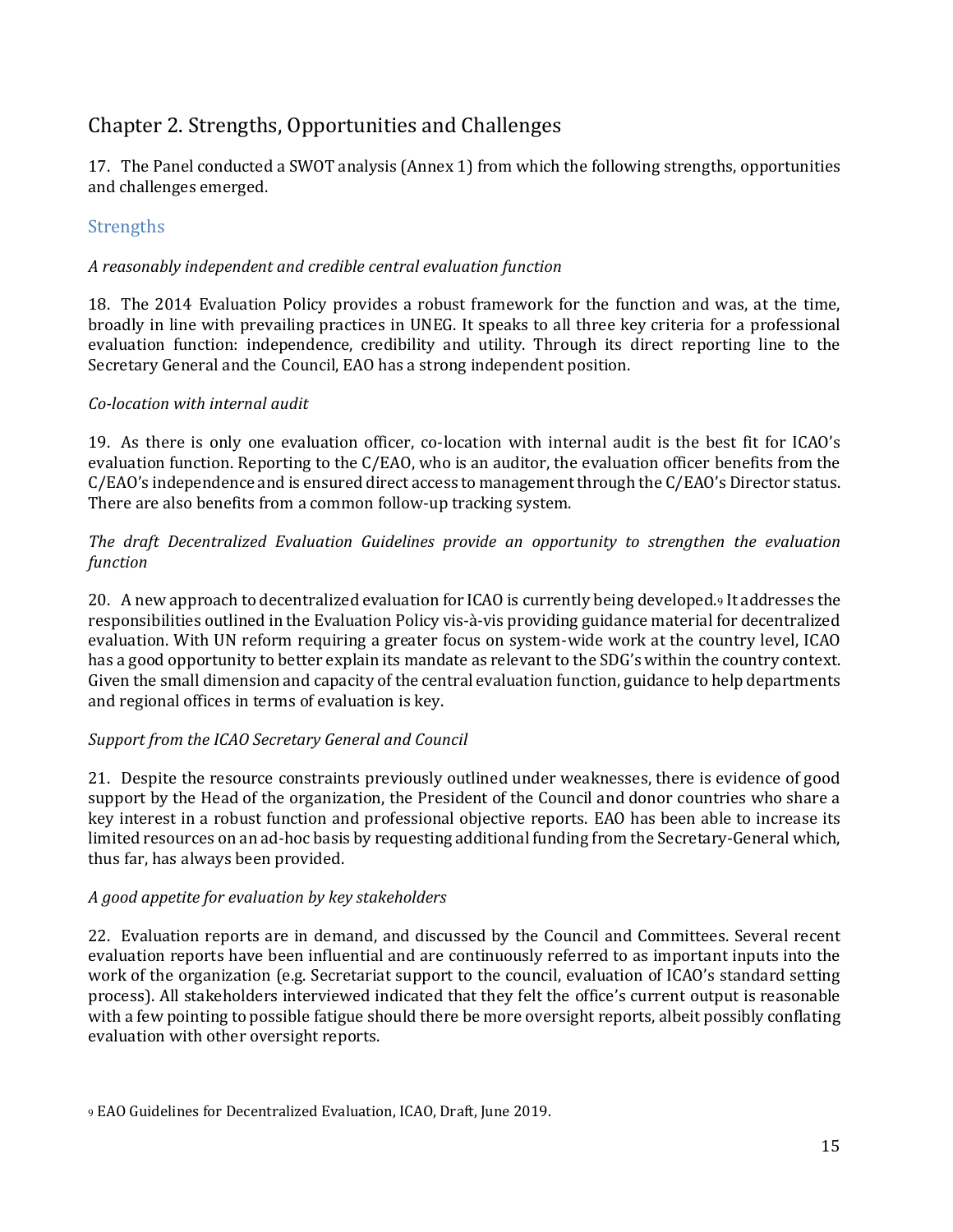## Chapter 2. Strengths, Opportunities and Challenges

17. The Panel conducted a SWOT analysis (Annex 1) from which the following strengths, opportunities and challenges emerged.

### Strengths

*A reasonably independent and credible central evaluation function*

18. The 2014 Evaluation Policy provides a robust framework for the function and was, at the time, broadly in line with prevailing practices in UNEG. It speaks to all three key criteria for a professional evaluation function: independence, credibility and utility. Through its direct reporting line to the Secretary General and the Council, EAO has a strong independent position.

*Co-location with internal audit*

19. As there is only one evaluation officer, co-location with internal audit is the best fit for ICAO's evaluation function. Reporting to the C/EAO, who is an auditor, the evaluation officer benefits from the C/EAO's independence and is ensured direct access to management through the C/EAO's Director status. There are also benefits from a common follow-up tracking system.

*The draft Decentralized Evaluation Guidelines provide an opportunity to strengthen the evaluation function*

20. A new approach to decentralized evaluation for ICAO is currently being developed.[9] It addresses the responsibilities outlined in the Evaluation Policy vis-à-vis providing guidance material for decentralized evaluation. With UN reform requiring a greater focus on system-wide work at the country level, ICAO has a good opportunity to better explain its mandate as relevant to the SDG's within the country context. Given the small dimension and capacity of the central evaluation function, guidance to help departments and regional offices in terms of evaluation is key.

*Support from the ICAO Secretary General and Council*

21. Despite the resource constraints previously outlined under weaknesses, there is evidence of good support by the Head of the organization, the President of the Council and donor countries who share a key interest in a robust function and professional objective reports. EAO has been able to increase its limited resources on an ad-hoc basis by requesting additional funding from the Secretary-General which, thus far, has always been provided.

*A good appetite for evaluation by key stakeholders*

22. Evaluation reports are in demand, and discussed by the Council and Committees. Several recent evaluation reports have been influential and are continuously referred to as important inputs into the work of the organization (e.g. Secretariat support to the council, evaluation of ICAO's standard setting process). All stakeholders interviewed indicated that they felt the office's current output is reasonable with a few pointing to possible fatigue should there be more oversight reports, albeit possibly conflating evaluation with other oversight reports.

[9] EAO Guidelines for Decentralized Evaluation, ICAO, Draft, June 2019.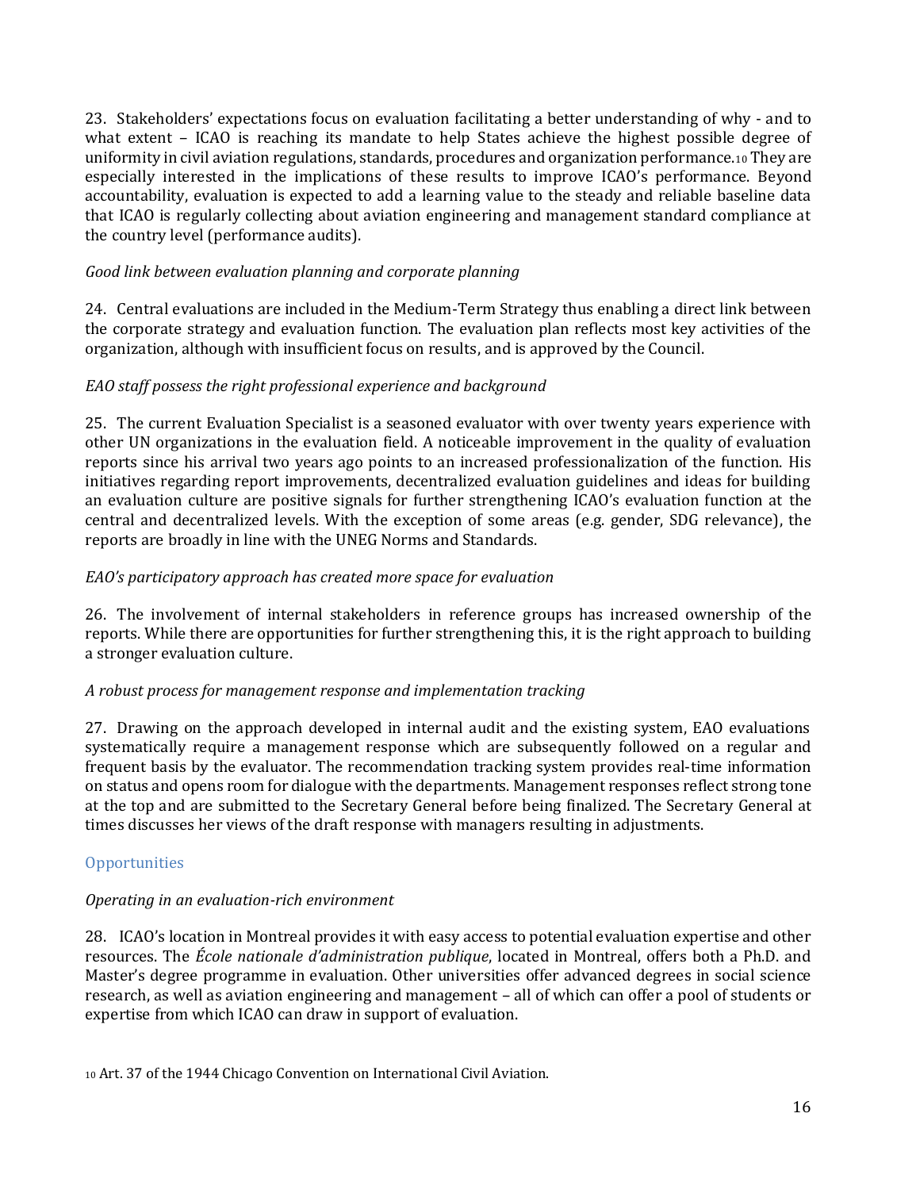23. Stakeholders' expectations focus on evaluation facilitating a better understanding of why - and to what extent – ICAO is reaching its mandate to help States achieve the highest possible degree of uniformity in civil aviation regulations, standards, procedures and organization performance.[10] They are especially interested in the implications of these results to improve ICAO's performance. Beyond accountability, evaluation is expected to add a learning value to the steady and reliable baseline data that ICAO is regularly collecting about aviation engineering and management standard compliance at the country level (performance audits).

*Good link between evaluation planning and corporate planning*

24. Central evaluations are included in the Medium-Term Strategy thus enabling a direct link between the corporate strategy and evaluation function. The evaluation plan reflects most key activities of the organization, although with insufficient focus on results, and is approved by the Council.

*EAO staff possess the right professional experience and background*

25. The current Evaluation Specialist is a seasoned evaluator with over twenty years experience with other UN organizations in the evaluation field. A noticeable improvement in the quality of evaluation reports since his arrival two years ago points to an increased professionalization of the function. His initiatives regarding report improvements, decentralized evaluation guidelines and ideas for building an evaluation culture are positive signals for further strengthening ICAO's evaluation function at the central and decentralized levels. With the exception of some areas (e.g. gender, SDG relevance), the reports are broadly in line with the UNEG Norms and Standards.

*EAO's participatory approach has created more space for evaluation*

26. The involvement of internal stakeholders in reference groups has increased ownership of the reports. While there are opportunities for further strengthening this, it is the right approach to building a stronger evaluation culture.

*A robust process for management response and implementation tracking*

27. Drawing on the approach developed in internal audit and the existing system, EAO evaluations systematically require a management response which are subsequently followed on a regular and frequent basis by the evaluator. The recommendation tracking system provides real-time information on status and opens room for dialogue with the departments. Management responses reflect strong tone at the top and are submitted to the Secretary General before being finalized. The Secretary General at times discusses her views of the draft response with managers resulting in adjustments.

### Opportunities

*Operating in an evaluation-rich environment*

28. ICAO's location in Montreal provides it with easy access to potential evaluation expertise and other resources. The *École nationale d'administration publique*, located in Montreal, offers both a Ph.D. and Master's degree programme in evaluation. Other universities offer advanced degrees in social science research, as well as aviation engineering and management – all of which can offer a pool of students or expertise from which ICAO can draw in support of evaluation.

[10] Art. 37 of the 1944 Chicago Convention on International Civil Aviation.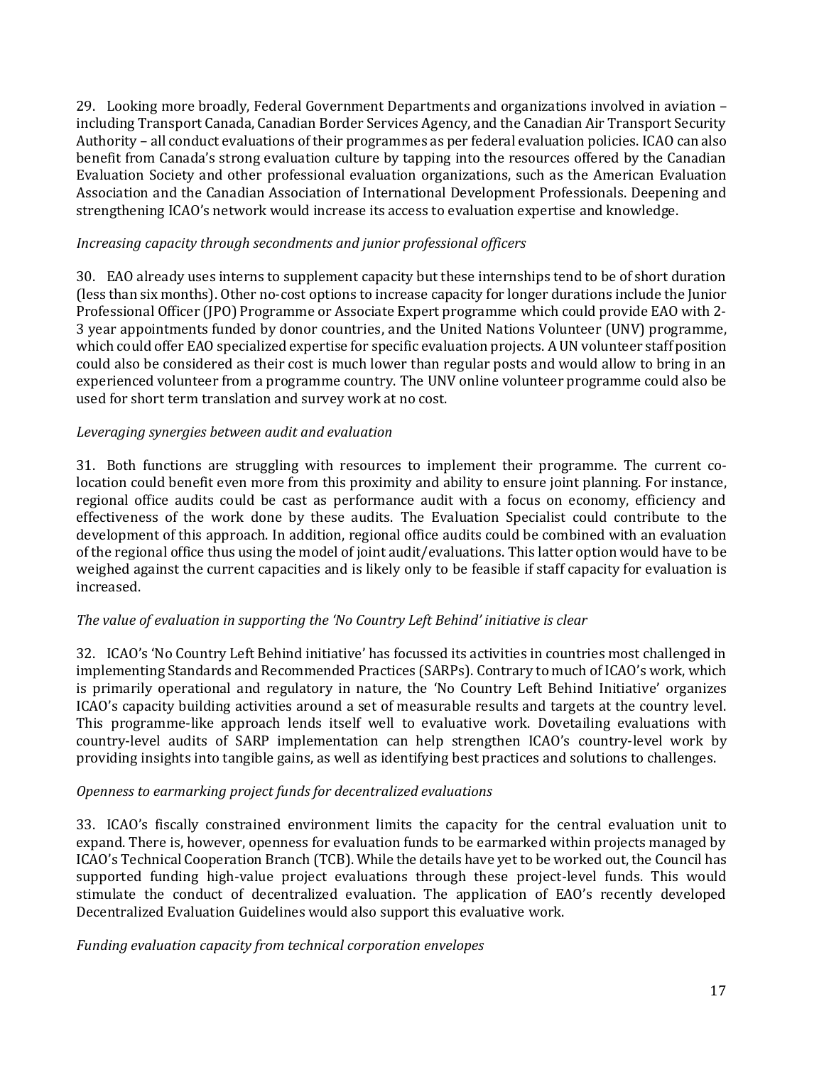29. Looking more broadly, Federal Government Departments and organizations involved in aviation – including Transport Canada, Canadian Border Services Agency, and the Canadian Air Transport Security Authority – all conduct evaluations of their programmes as per federal evaluation policies. ICAO can also benefit from Canada's strong evaluation culture by tapping into the resources offered by the Canadian Evaluation Society and other professional evaluation organizations, such as the American Evaluation Association and the Canadian Association of International Development Professionals. Deepening and strengthening ICAO's network would increase its access to evaluation expertise and knowledge.

*Increasing capacity through secondments and junior professional officers*

30. EAO already uses interns to supplement capacity but these internships tend to be of short duration (less than six months). Other no-cost options to increase capacity for longer durations include the Junior Professional Officer (JPO) Programme or Associate Expert programme which could provide EAO with 2-3 year appointments funded by donor countries, and the United Nations Volunteer (UNV) programme, which could offer EAO specialized expertise for specific evaluation projects. A UN volunteer staff position could also be considered as their cost is much lower than regular posts and would allow to bring in an experienced volunteer from a programme country. The UNV online volunteer programme could also be used for short term translation and survey work at no cost.

*Leveraging synergies between audit and evaluation*

31. Both functions are struggling with resources to implement their programme. The current co-location could benefit even more from this proximity and ability to ensure joint planning. For instance, regional office audits could be cast as performance audit with a focus on economy, efficiency and effectiveness of the work done by these audits. The Evaluation Specialist could contribute to the development of this approach. In addition, regional office audits could be combined with an evaluation of the regional office thus using the model of joint audit/evaluations. This latter option would have to be weighed against the current capacities and is likely only to be feasible if staff capacity for evaluation is increased.

*The value of evaluation in supporting the 'No Country Left Behind' initiative is clear*

32. ICAO's 'No Country Left Behind initiative' has focussed its activities in countries most challenged in implementing Standards and Recommended Practices (SARPs). Contrary to much of ICAO's work, which is primarily operational and regulatory in nature, the 'No Country Left Behind Initiative' organizes ICAO's capacity building activities around a set of measurable results and targets at the country level. This programme-like approach lends itself well to evaluative work. Dovetailing evaluations with country-level audits of SARP implementation can help strengthen ICAO's country-level work by providing insights into tangible gains, as well as identifying best practices and solutions to challenges.

*Openness to earmarking project funds for decentralized evaluations*

33. ICAO's fiscally constrained environment limits the capacity for the central evaluation unit to expand. There is, however, openness for evaluation funds to be earmarked within projects managed by ICAO's Technical Cooperation Branch (TCB). While the details have yet to be worked out, the Council has supported funding high-value project evaluations through these project-level funds. This would stimulate the conduct of decentralized evaluation. The application of EAO's recently developed Decentralized Evaluation Guidelines would also support this evaluative work.

*Funding evaluation capacity from technical corporation envelopes*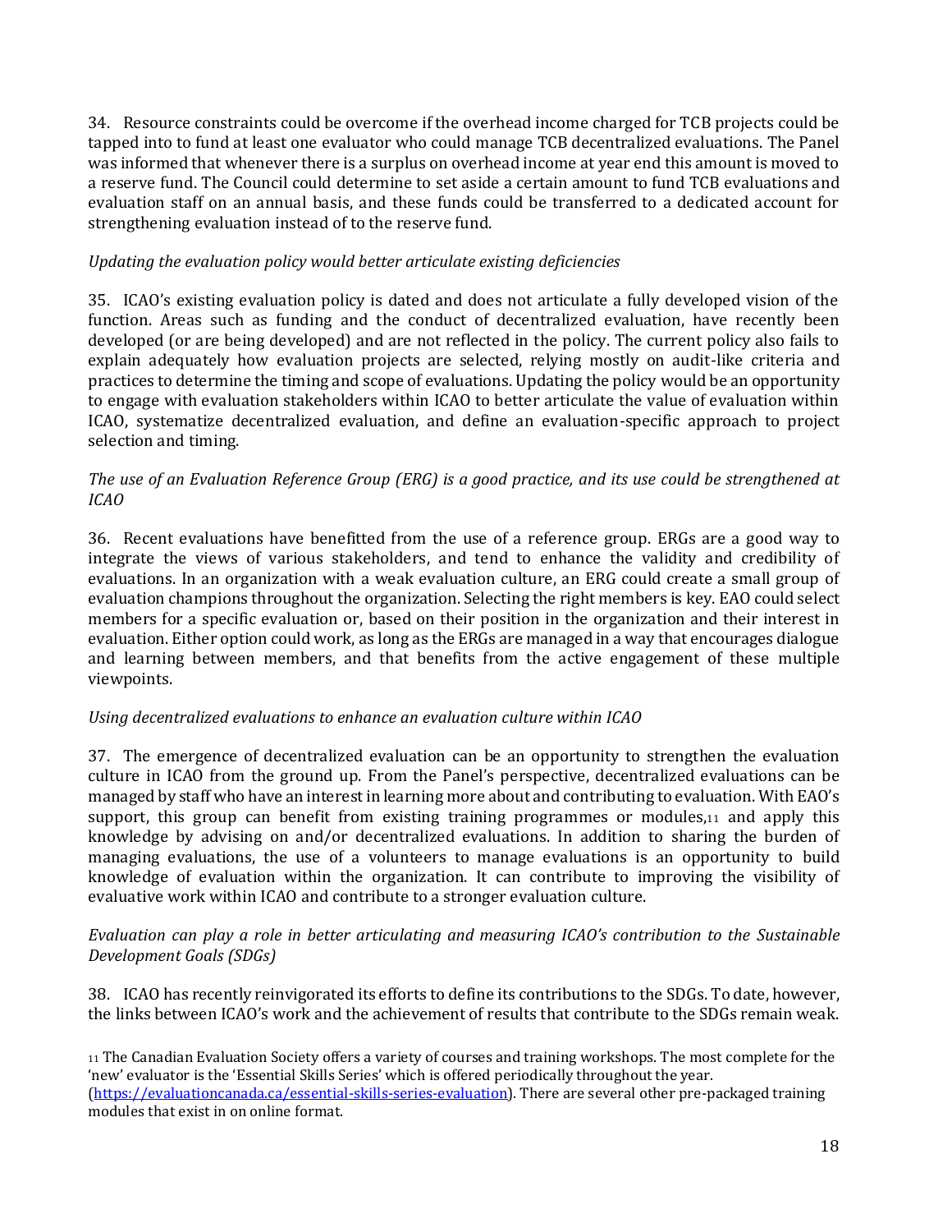34. Resource constraints could be overcome if the overhead income charged for TCB projects could be tapped into to fund at least one evaluator who could manage TCB decentralized evaluations. The Panel was informed that whenever there is a surplus on overhead income at year end this amount is moved to a reserve fund. The Council could determine to set aside a certain amount to fund TCB evaluations and evaluation staff on an annual basis, and these funds could be transferred to a dedicated account for strengthening evaluation instead of to the reserve fund.

*Updating the evaluation policy would better articulate existing deficiencies*

35. ICAO's existing evaluation policy is dated and does not articulate a fully developed vision of the function. Areas such as funding and the conduct of decentralized evaluation, have recently been developed (or are being developed) and are not reflected in the policy. The current policy also fails to explain adequately how evaluation projects are selected, relying mostly on audit-like criteria and practices to determine the timing and scope of evaluations. Updating the policy would be an opportunity to engage with evaluation stakeholders within ICAO to better articulate the value of evaluation within ICAO, systematize decentralized evaluation, and define an evaluation-specific approach to project selection and timing.

*The use of an Evaluation Reference Group (ERG) is a good practice, and its use could be strengthened at ICAO*

36. Recent evaluations have benefitted from the use of a reference group. ERGs are a good way to integrate the views of various stakeholders, and tend to enhance the validity and credibility of evaluations. In an organization with a weak evaluation culture, an ERG could create a small group of evaluation champions throughout the organization. Selecting the right members is key. EAO could select members for a specific evaluation or, based on their position in the organization and their interest in evaluation. Either option could work, as long as the ERGs are managed in a way that encourages dialogue and learning between members, and that benefits from the active engagement of these multiple viewpoints.

*Using decentralized evaluations to enhance an evaluation culture within ICAO*

37. The emergence of decentralized evaluation can be an opportunity to strengthen the evaluation culture in ICAO from the ground up. From the Panel's perspective, decentralized evaluations can be managed by staff who have an interest in learning more about and contributing to evaluation. With EAO's support, this group can benefit from existing training programmes or modules,[11] and apply this knowledge by advising on and/or decentralized evaluations. In addition to sharing the burden of managing evaluations, the use of a volunteers to manage evaluations is an opportunity to build knowledge of evaluation within the organization. It can contribute to improving the visibility of evaluative work within ICAO and contribute to a stronger evaluation culture.

*Evaluation can play a role in better articulating and measuring ICAO's contribution to the Sustainable Development Goals (SDGs)*

38. ICAO has recently reinvigorated its efforts to define its contributions to the SDGs. To date, however, the links between ICAO's work and the achievement of results that contribute to the SDGs remain weak.

[11] The Canadian Evaluation Society offers a variety of courses and training workshops. The most complete for the 'new' evaluator is the 'Essential Skills Series' which is offered periodically throughout the year. (https://evaluationcanada.ca/essential-skills-series-evaluation). There are several other pre-packaged training modules that exist in on online format.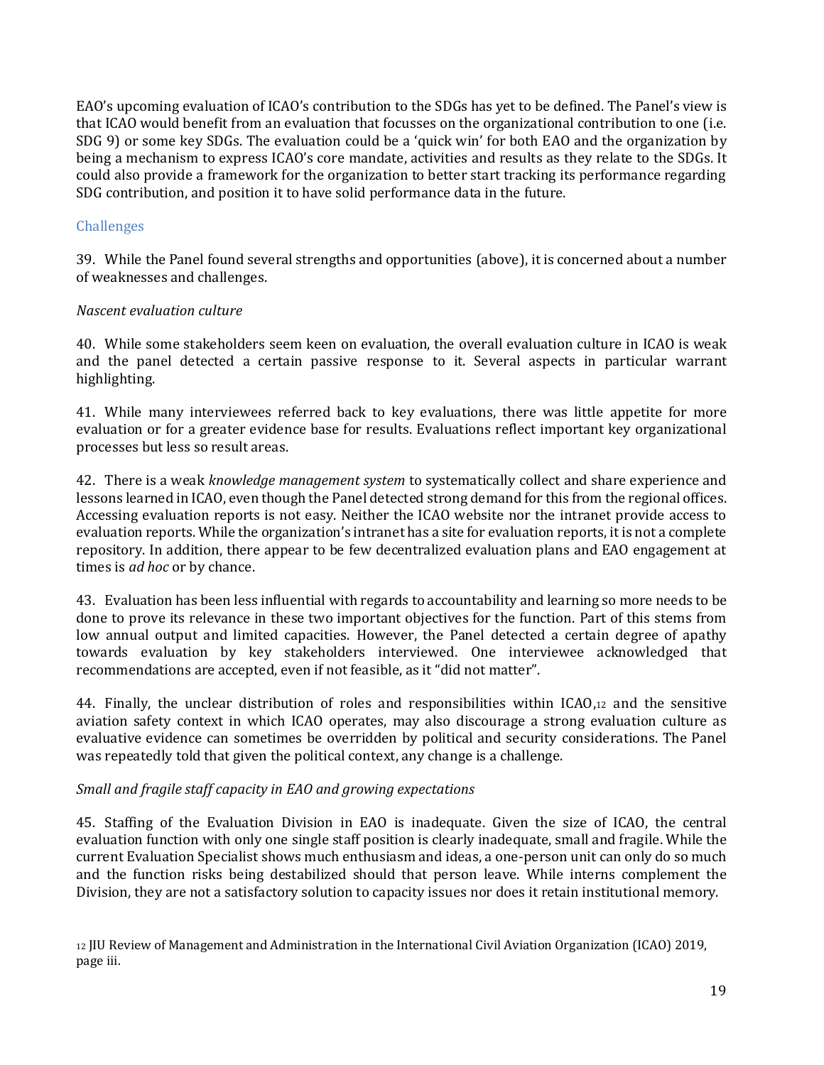EAO's upcoming evaluation of ICAO's contribution to the SDGs has yet to be defined. The Panel's view is that ICAO would benefit from an evaluation that focusses on the organizational contribution to one (i.e. SDG 9) or some key SDGs. The evaluation could be a 'quick win' for both EAO and the organization by being a mechanism to express ICAO's core mandate, activities and results as they relate to the SDGs. It could also provide a framework for the organization to better start tracking its performance regarding SDG contribution, and position it to have solid performance data in the future.

### Challenges

39. While the Panel found several strengths and opportunities (above), it is concerned about a number of weaknesses and challenges.

*Nascent evaluation culture*

40. While some stakeholders seem keen on evaluation, the overall evaluation culture in ICAO is weak and the panel detected a certain passive response to it. Several aspects in particular warrant highlighting.

41. While many interviewees referred back to key evaluations, there was little appetite for more evaluation or for a greater evidence base for results. Evaluations reflect important key organizational processes but less so result areas.

42. There is a weak *knowledge management system* to systematically collect and share experience and lessons learned in ICAO, even though the Panel detected strong demand for this from the regional offices. Accessing evaluation reports is not easy. Neither the ICAO website nor the intranet provide access to evaluation reports. While the organization's intranet has a site for evaluation reports, it is not a complete repository. In addition, there appear to be few decentralized evaluation plans and EAO engagement at times is *ad hoc* or by chance.

43. Evaluation has been less influential with regards to accountability and learning so more needs to be done to prove its relevance in these two important objectives for the function. Part of this stems from low annual output and limited capacities. However, the Panel detected a certain degree of apathy towards evaluation by key stakeholders interviewed. One interviewee acknowledged that recommendations are accepted, even if not feasible, as it "did not matter".

44. Finally, the unclear distribution of roles and responsibilities within ICAO,[12] and the sensitive aviation safety context in which ICAO operates, may also discourage a strong evaluation culture as evaluative evidence can sometimes be overridden by political and security considerations. The Panel was repeatedly told that given the political context, any change is a challenge.

*Small and fragile staff capacity in EAO and growing expectations*

45. Staffing of the Evaluation Division in EAO is inadequate. Given the size of ICAO, the central evaluation function with only one single staff position is clearly inadequate, small and fragile. While the current Evaluation Specialist shows much enthusiasm and ideas, a one-person unit can only do so much and the function risks being destabilized should that person leave. While interns complement the Division, they are not a satisfactory solution to capacity issues nor does it retain institutional memory.

[12] JIU Review of Management and Administration in the International Civil Aviation Organization (ICAO) 2019, page iii.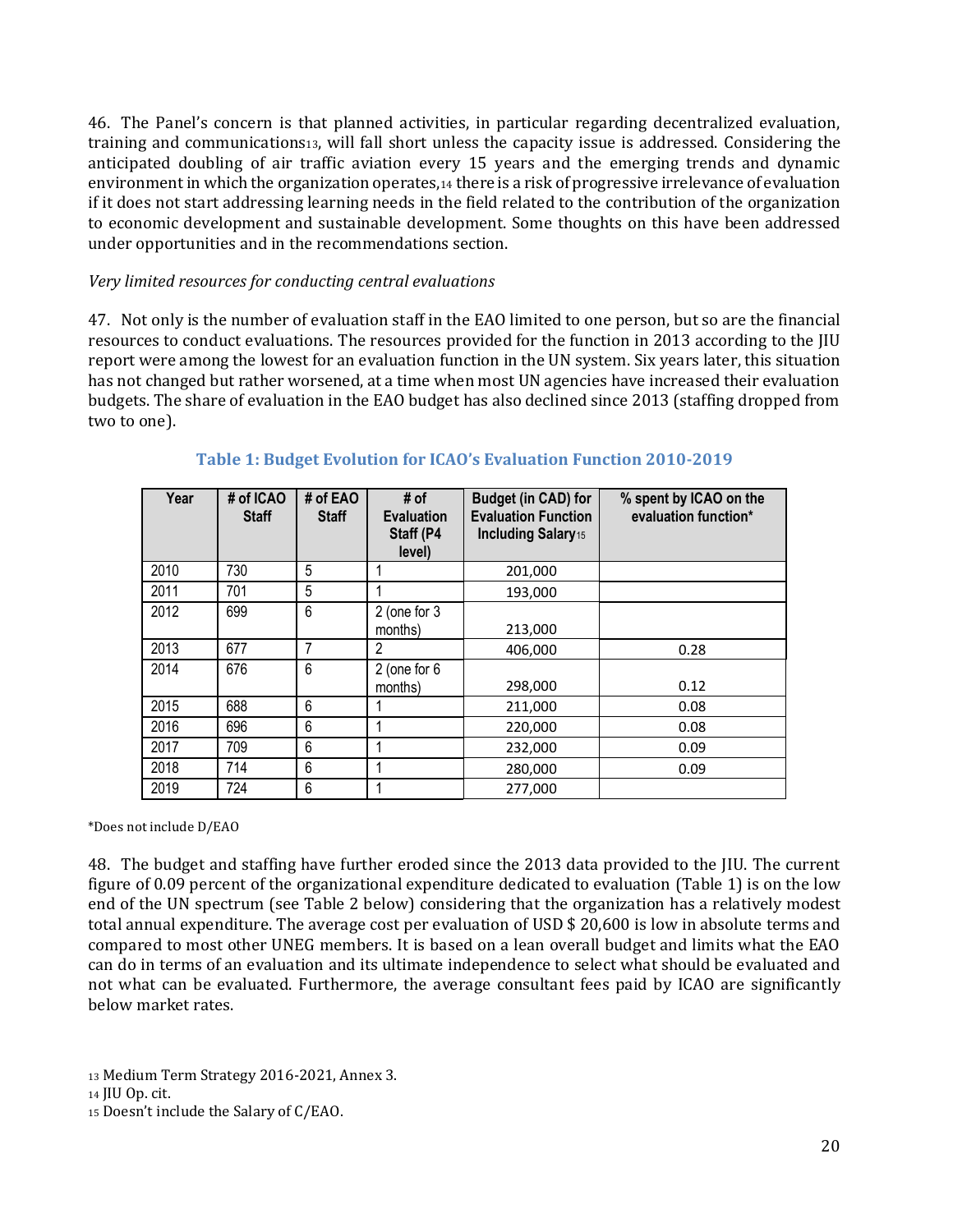46. The Panel's concern is that planned activities, in particular regarding decentralized evaluation, training and communications[13], will fall short unless the capacity issue is addressed. Considering the anticipated doubling of air traffic aviation every 15 years and the emerging trends and dynamic environment in which the organization operates,[14] there is a risk of progressive irrelevance of evaluation if it does not start addressing learning needs in the field related to the contribution of the organization to economic development and sustainable development. Some thoughts on this have been addressed under opportunities and in the recommendations section.

*Very limited resources for conducting central evaluations*

47. Not only is the number of evaluation staff in the EAO limited to one person, but so are the financial resources to conduct evaluations. The resources provided for the function in 2013 according to the JIU report were among the lowest for an evaluation function in the UN system. Six years later, this situation has not changed but rather worsened, at a time when most UN agencies have increased their evaluation budgets. The share of evaluation in the EAO budget has also declined since 2013 (staffing dropped from two to one).

**Table 1: Budget Evolution for ICAO's Evaluation Function 2010-2019**

| Year | # of ICAO Staff | # of EAO Staff | # of Evaluation Staff (P4 level) | Budget (in CAD) for Evaluation Function Including Salary[15] | % spent by ICAO on the evaluation function* |
|---|---|---|---|---|---|
| 2010 | 730 | 5 | 1 | 201,000 | |
| 2011 | 701 | 5 | 1 | 193,000 | |
| 2012 | 699 | 6 | 2 (one for 3 months) | 213,000 | |
| 2013 | 677 | 7 | 2 | 406,000 | 0.28 |
| 2014 | 676 | 6 | 2 (one for 6 months) | 298,000 | 0.12 |
| 2015 | 688 | 6 | 1 | 211,000 | 0.08 |
| 2016 | 696 | 6 | 1 | 220,000 | 0.08 |
| 2017 | 709 | 6 | 1 | 232,000 | 0.09 |
| 2018 | 714 | 6 | 1 | 280,000 | 0.09 |
| 2019 | 724 | 6 | 1 | 277,000 | |

*Does not include D/EAO

48. The budget and staffing have further eroded since the 2013 data provided to the JIU. The current figure of 0.09 percent of the organizational expenditure dedicated to evaluation (Table 1) is on the low end of the UN spectrum (see Table 2 below) considering that the organization has a relatively modest total annual expenditure. The average cost per evaluation of USD $ 20,600 is low in absolute terms and compared to most other UNEG members. It is based on a lean overall budget and limits what the EAO can do in terms of an evaluation and its ultimate independence to select what should be evaluated and not what can be evaluated. Furthermore, the average consultant fees paid by ICAO are significantly below market rates.

[13] Medium Term Strategy 2016-2021, Annex 3.

[14] JIU Op. cit.

[15] Doesn't include the Salary of C/EAO.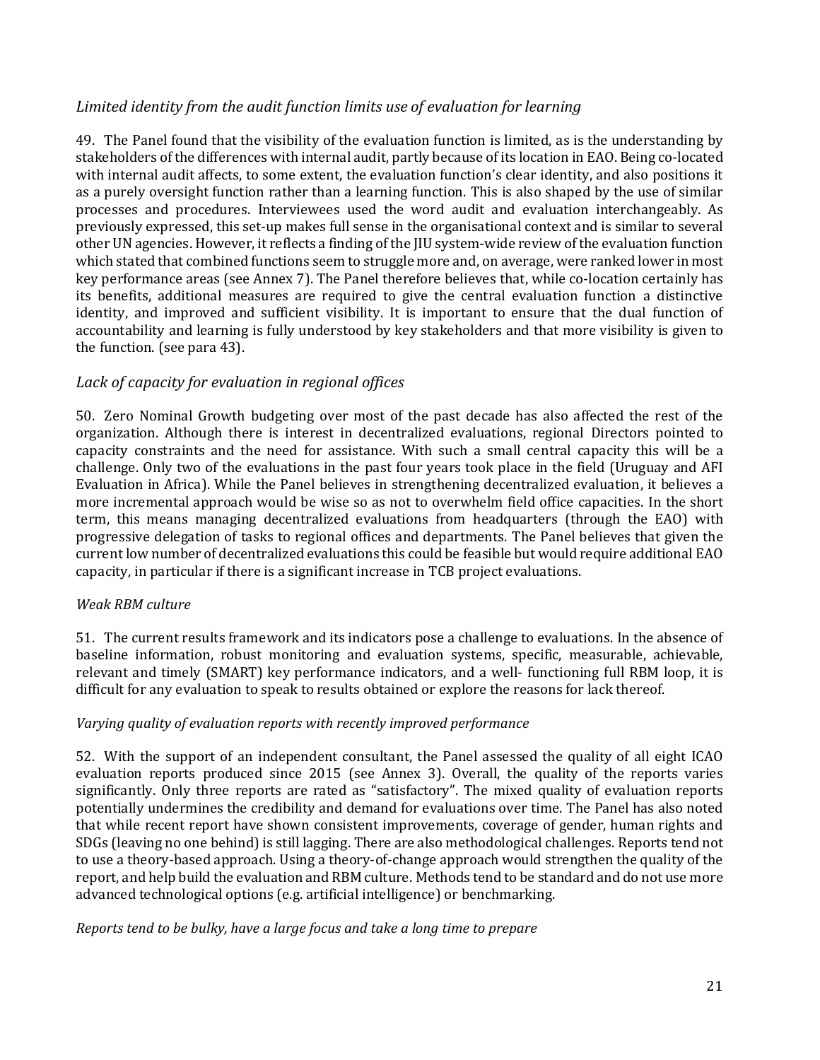*Limited identity from the audit function limits use of evaluation for learning*

49. The Panel found that the visibility of the evaluation function is limited, as is the understanding by stakeholders of the differences with internal audit, partly because of its location in EAO. Being co-located with internal audit affects, to some extent, the evaluation function's clear identity, and also positions it as a purely oversight function rather than a learning function. This is also shaped by the use of similar processes and procedures. Interviewees used the word audit and evaluation interchangeably. As previously expressed, this set-up makes full sense in the organisational context and is similar to several other UN agencies. However, it reflects a finding of the JIU system-wide review of the evaluation function which stated that combined functions seem to struggle more and, on average, were ranked lower in most key performance areas (see Annex 7). The Panel therefore believes that, while co-location certainly has its benefits, additional measures are required to give the central evaluation function a distinctive identity, and improved and sufficient visibility. It is important to ensure that the dual function of accountability and learning is fully understood by key stakeholders and that more visibility is given to the function. (see para 43).

*Lack of capacity for evaluation in regional offices*

50. Zero Nominal Growth budgeting over most of the past decade has also affected the rest of the organization. Although there is interest in decentralized evaluations, regional Directors pointed to capacity constraints and the need for assistance. With such a small central capacity this will be a challenge. Only two of the evaluations in the past four years took place in the field (Uruguay and AFI Evaluation in Africa). While the Panel believes in strengthening decentralized evaluation, it believes a more incremental approach would be wise so as not to overwhelm field office capacities. In the short term, this means managing decentralized evaluations from headquarters (through the EAO) with progressive delegation of tasks to regional offices and departments. The Panel believes that given the current low number of decentralized evaluations this could be feasible but would require additional EAO capacity, in particular if there is a significant increase in TCB project evaluations.

*Weak RBM culture*

51. The current results framework and its indicators pose a challenge to evaluations. In the absence of baseline information, robust monitoring and evaluation systems, specific, measurable, achievable, relevant and timely (SMART) key performance indicators, and a well- functioning full RBM loop, it is difficult for any evaluation to speak to results obtained or explore the reasons for lack thereof.

*Varying quality of evaluation reports with recently improved performance*

52. With the support of an independent consultant, the Panel assessed the quality of all eight ICAO evaluation reports produced since 2015 (see Annex 3). Overall, the quality of the reports varies significantly. Only three reports are rated as "satisfactory". The mixed quality of evaluation reports potentially undermines the credibility and demand for evaluations over time. The Panel has also noted that while recent report have shown consistent improvements, coverage of gender, human rights and SDGs (leaving no one behind) is still lagging. There are also methodological challenges. Reports tend not to use a theory-based approach. Using a theory-of-change approach would strengthen the quality of the report, and help build the evaluation and RBM culture. Methods tend to be standard and do not use more advanced technological options (e.g. artificial intelligence) or benchmarking.

*Reports tend to be bulky, have a large focus and take a long time to prepare*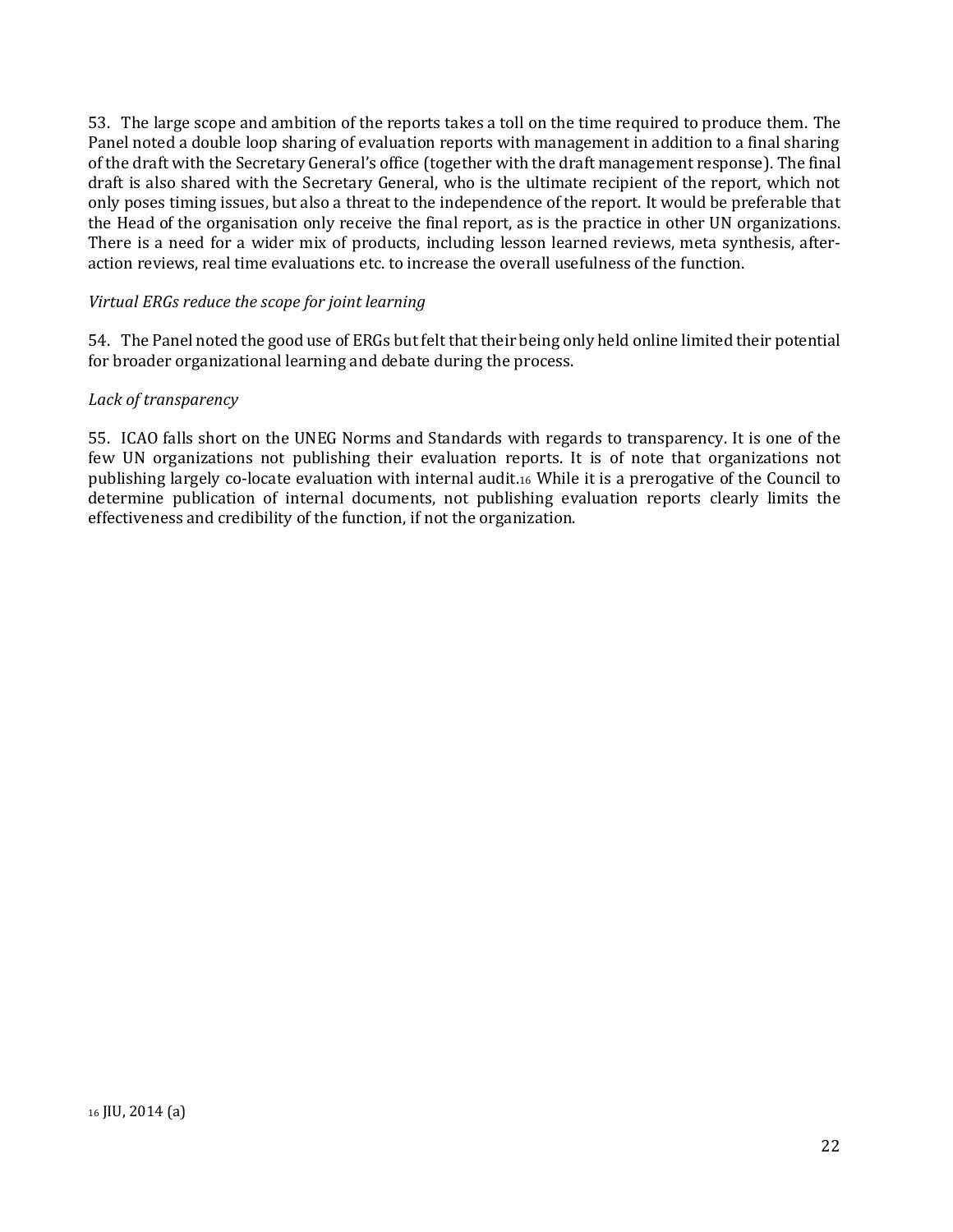53. The large scope and ambition of the reports takes a toll on the time required to produce them. The Panel noted a double loop sharing of evaluation reports with management in addition to a final sharing of the draft with the Secretary General's office (together with the draft management response). The final draft is also shared with the Secretary General, who is the ultimate recipient of the report, which not only poses timing issues, but also a threat to the independence of the report. It would be preferable that the Head of the organisation only receive the final report, as is the practice in other UN organizations. There is a need for a wider mix of products, including lesson learned reviews, meta synthesis, after-action reviews, real time evaluations etc. to increase the overall usefulness of the function.

*Virtual ERGs reduce the scope for joint learning*

54. The Panel noted the good use of ERGs but felt that their being only held online limited their potential for broader organizational learning and debate during the process.

*Lack of transparency*

55. ICAO falls short on the UNEG Norms and Standards with regards to transparency. It is one of the few UN organizations not publishing their evaluation reports. It is of note that organizations not publishing largely co-locate evaluation with internal audit.[16] While it is a prerogative of the Council to determine publication of internal documents, not publishing evaluation reports clearly limits the effectiveness and credibility of the function, if not the organization.

[16] JIU, 2014 (a)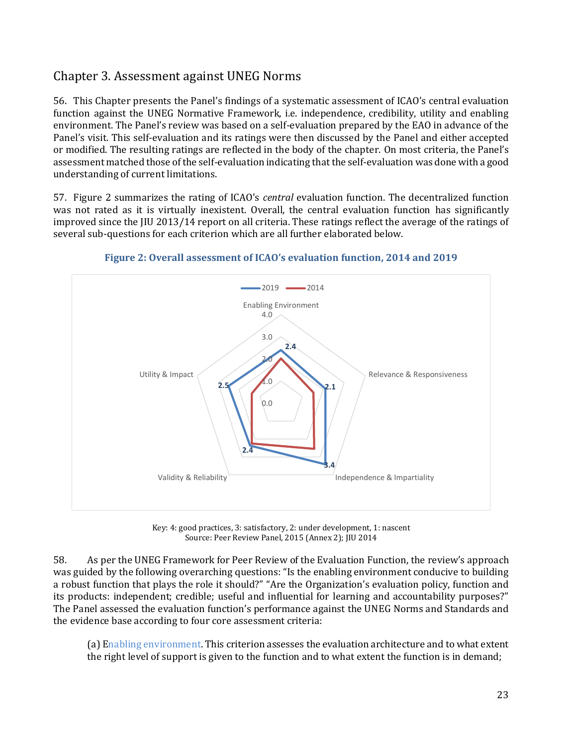## Chapter 3. Assessment against UNEG Norms

56. This Chapter presents the Panel's findings of a systematic assessment of ICAO's central evaluation function against the UNEG Normative Framework, i.e. independence, credibility, utility and enabling environment. The Panel's review was based on a self-evaluation prepared by the EAO in advance of the Panel's visit. This self-evaluation and its ratings were then discussed by the Panel and either accepted or modified. The resulting ratings are reflected in the body of the chapter. On most criteria, the Panel's assessment matched those of the self-evaluation indicating that the self-evaluation was done with a good understanding of current limitations.

57. Figure 2 summarizes the rating of ICAO's *central* evaluation function. The decentralized function was not rated as it is virtually inexistent. Overall, the central evaluation function has significantly improved since the JIU 2013/14 report on all criteria. These ratings reflect the average of the ratings of several sub-questions for each criterion which are all further elaborated below.

**Figure 2: Overall assessment of ICAO's evaluation function, 2014 and 2019**

| Criterion | 2019 |
| --- | --- |
| Enabling Environment | 2.4 |
| Relevance & Responsiveness | 2.1 |
| Independence & Impartiality | 3.4 |
| Validity & Reliability | 2.4 |
| Utility & Impact | 2.5 |

Key: 4: good practices, 3: satisfactory, 2: under development, 1: nascent
Source: Peer Review Panel, 2015 (Annex 2); JIU 2014

58. As per the UNEG Framework for Peer Review of the Evaluation Function, the review's approach was guided by the following overarching questions: "Is the enabling environment conducive to building a robust function that plays the role it should?" "Are the Organization's evaluation policy, function and its products: independent; credible; useful and influential for learning and accountability purposes?" The Panel assessed the evaluation function's performance against the UNEG Norms and Standards and the evidence base according to four core assessment criteria:

(a) Enabling environment. This criterion assesses the evaluation architecture and to what extent the right level of support is given to the function and to what extent the function is in demand;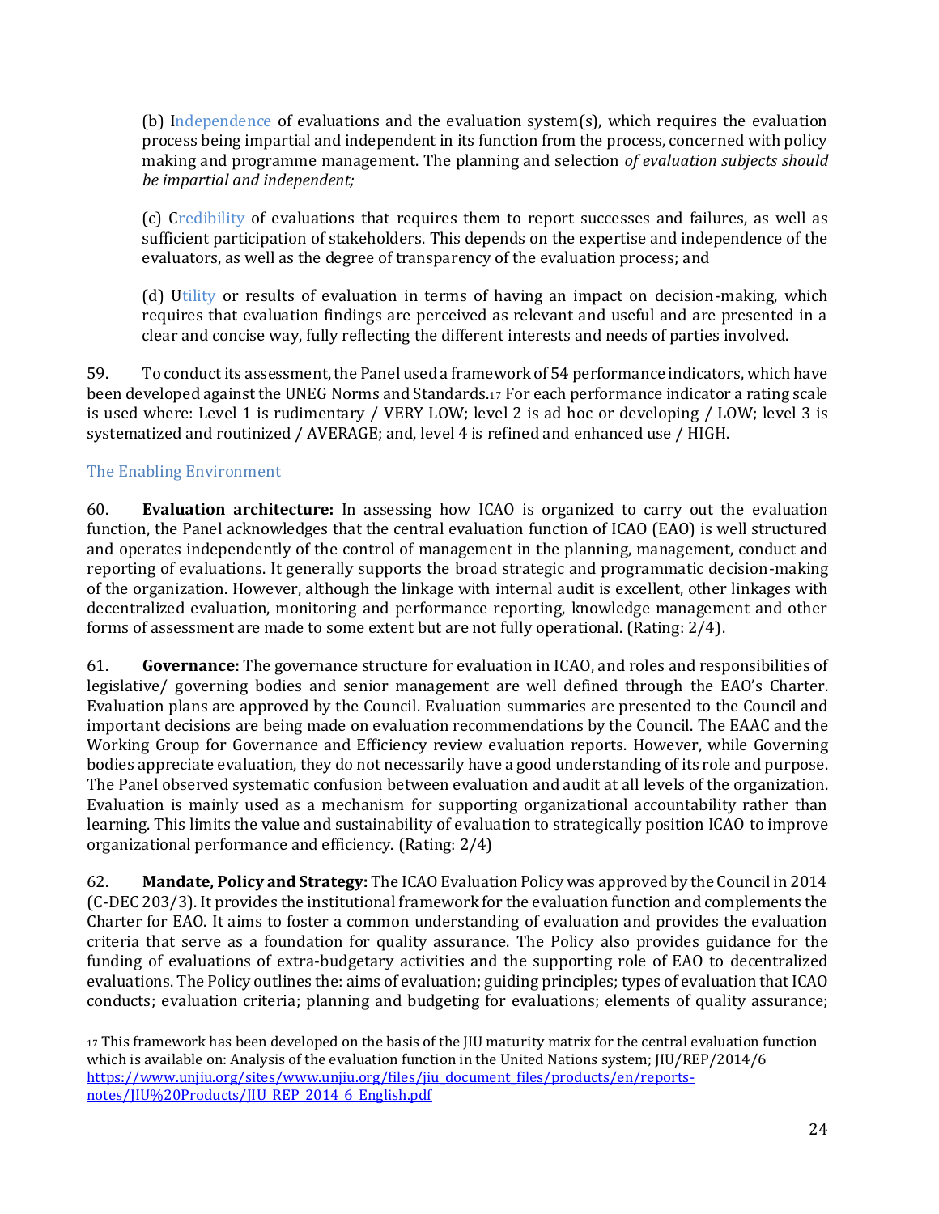(b) Independence of evaluations and the evaluation system(s), which requires the evaluation process being impartial and independent in its function from the process, concerned with policy making and programme management. The planning and selection *of evaluation subjects should be impartial and independent;*

(c) Credibility of evaluations that requires them to report successes and failures, as well as sufficient participation of stakeholders. This depends on the expertise and independence of the evaluators, as well as the degree of transparency of the evaluation process; and

(d) Utility or results of evaluation in terms of having an impact on decision-making, which requires that evaluation findings are perceived as relevant and useful and are presented in a clear and concise way, fully reflecting the different interests and needs of parties involved.

59. To conduct its assessment, the Panel used a framework of 54 performance indicators, which have been developed against the UNEG Norms and Standards.[17] For each performance indicator a rating scale is used where: Level 1 is rudimentary / VERY LOW; level 2 is ad hoc or developing / LOW; level 3 is systematized and routinized / AVERAGE; and, level 4 is refined and enhanced use / HIGH.

### The Enabling Environment

60. **Evaluation architecture:** In assessing how ICAO is organized to carry out the evaluation function, the Panel acknowledges that the central evaluation function of ICAO (EAO) is well structured and operates independently of the control of management in the planning, management, conduct and reporting of evaluations. It generally supports the broad strategic and programmatic decision-making of the organization. However, although the linkage with internal audit is excellent, other linkages with decentralized evaluation, monitoring and performance reporting, knowledge management and other forms of assessment are made to some extent but are not fully operational. (Rating: 2/4).

61. **Governance:** The governance structure for evaluation in ICAO, and roles and responsibilities of legislative/ governing bodies and senior management are well defined through the EAO's Charter. Evaluation plans are approved by the Council. Evaluation summaries are presented to the Council and important decisions are being made on evaluation recommendations by the Council. The EAAC and the Working Group for Governance and Efficiency review evaluation reports. However, while Governing bodies appreciate evaluation, they do not necessarily have a good understanding of its role and purpose. The Panel observed systematic confusion between evaluation and audit at all levels of the organization. Evaluation is mainly used as a mechanism for supporting organizational accountability rather than learning. This limits the value and sustainability of evaluation to strategically position ICAO to improve organizational performance and efficiency. (Rating: 2/4)

62. **Mandate, Policy and Strategy:** The ICAO Evaluation Policy was approved by the Council in 2014 (C-DEC 203/3). It provides the institutional framework for the evaluation function and complements the Charter for EAO. It aims to foster a common understanding of evaluation and provides the evaluation criteria that serve as a foundation for quality assurance. The Policy also provides guidance for the funding of evaluations of extra-budgetary activities and the supporting role of EAO to decentralized evaluations. The Policy outlines the: aims of evaluation; guiding principles; types of evaluation that ICAO conducts; evaluation criteria; planning and budgeting for evaluations; elements of quality assurance;

[17] This framework has been developed on the basis of the JIU maturity matrix for the central evaluation function which is available on: Analysis of the evaluation function in the United Nations system; JIU/REP/2014/6 https://www.unjiu.org/sites/www.unjiu.org/files/jiu_document_files/products/en/reports-notes/JIU%20Products/JIU_REP_2014_6_English.pdf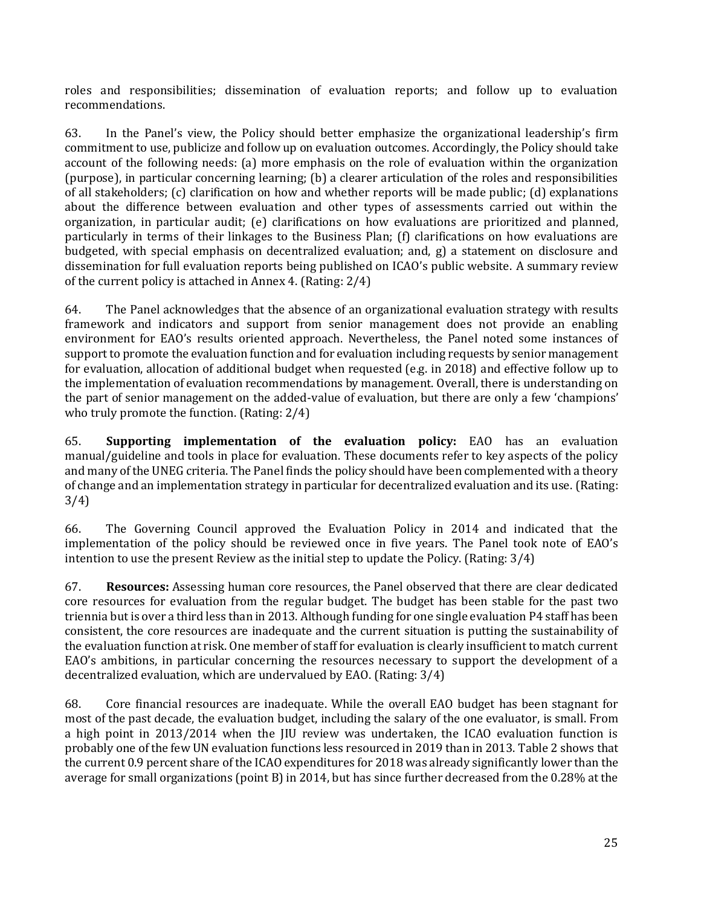roles and responsibilities; dissemination of evaluation reports; and follow up to evaluation recommendations.

63. In the Panel's view, the Policy should better emphasize the organizational leadership's firm commitment to use, publicize and follow up on evaluation outcomes. Accordingly, the Policy should take account of the following needs: (a) more emphasis on the role of evaluation within the organization (purpose), in particular concerning learning; (b) a clearer articulation of the roles and responsibilities of all stakeholders; (c) clarification on how and whether reports will be made public; (d) explanations about the difference between evaluation and other types of assessments carried out within the organization, in particular audit; (e) clarifications on how evaluations are prioritized and planned, particularly in terms of their linkages to the Business Plan; (f) clarifications on how evaluations are budgeted, with special emphasis on decentralized evaluation; and, g) a statement on disclosure and dissemination for full evaluation reports being published on ICAO's public website. A summary review of the current policy is attached in Annex 4. (Rating: 2/4)

64. The Panel acknowledges that the absence of an organizational evaluation strategy with results framework and indicators and support from senior management does not provide an enabling environment for EAO's results oriented approach. Nevertheless, the Panel noted some instances of support to promote the evaluation function and for evaluation including requests by senior management for evaluation, allocation of additional budget when requested (e.g. in 2018) and effective follow up to the implementation of evaluation recommendations by management. Overall, there is understanding on the part of senior management on the added-value of evaluation, but there are only a few 'champions' who truly promote the function. (Rating: 2/4)

65. **Supporting implementation of the evaluation policy:** EAO has an evaluation manual/guideline and tools in place for evaluation. These documents refer to key aspects of the policy and many of the UNEG criteria. The Panel finds the policy should have been complemented with a theory of change and an implementation strategy in particular for decentralized evaluation and its use. (Rating: 3/4)

66. The Governing Council approved the Evaluation Policy in 2014 and indicated that the implementation of the policy should be reviewed once in five years. The Panel took note of EAO's intention to use the present Review as the initial step to update the Policy. (Rating: 3/4)

67. **Resources:** Assessing human core resources, the Panel observed that there are clear dedicated core resources for evaluation from the regular budget. The budget has been stable for the past two triennia but is over a third less than in 2013. Although funding for one single evaluation P4 staff has been consistent, the core resources are inadequate and the current situation is putting the sustainability of the evaluation function at risk. One member of staff for evaluation is clearly insufficient to match current EAO's ambitions, in particular concerning the resources necessary to support the development of a decentralized evaluation, which are undervalued by EAO. (Rating: 3/4)

68. Core financial resources are inadequate. While the overall EAO budget has been stagnant for most of the past decade, the evaluation budget, including the salary of the one evaluator, is small. From a high point in 2013/2014 when the JIU review was undertaken, the ICAO evaluation function is probably one of the few UN evaluation functions less resourced in 2019 than in 2013. Table 2 shows that the current 0.9 percent share of the ICAO expenditures for 2018 was already significantly lower than the average for small organizations (point B) in 2014, but has since further decreased from the 0.28% at the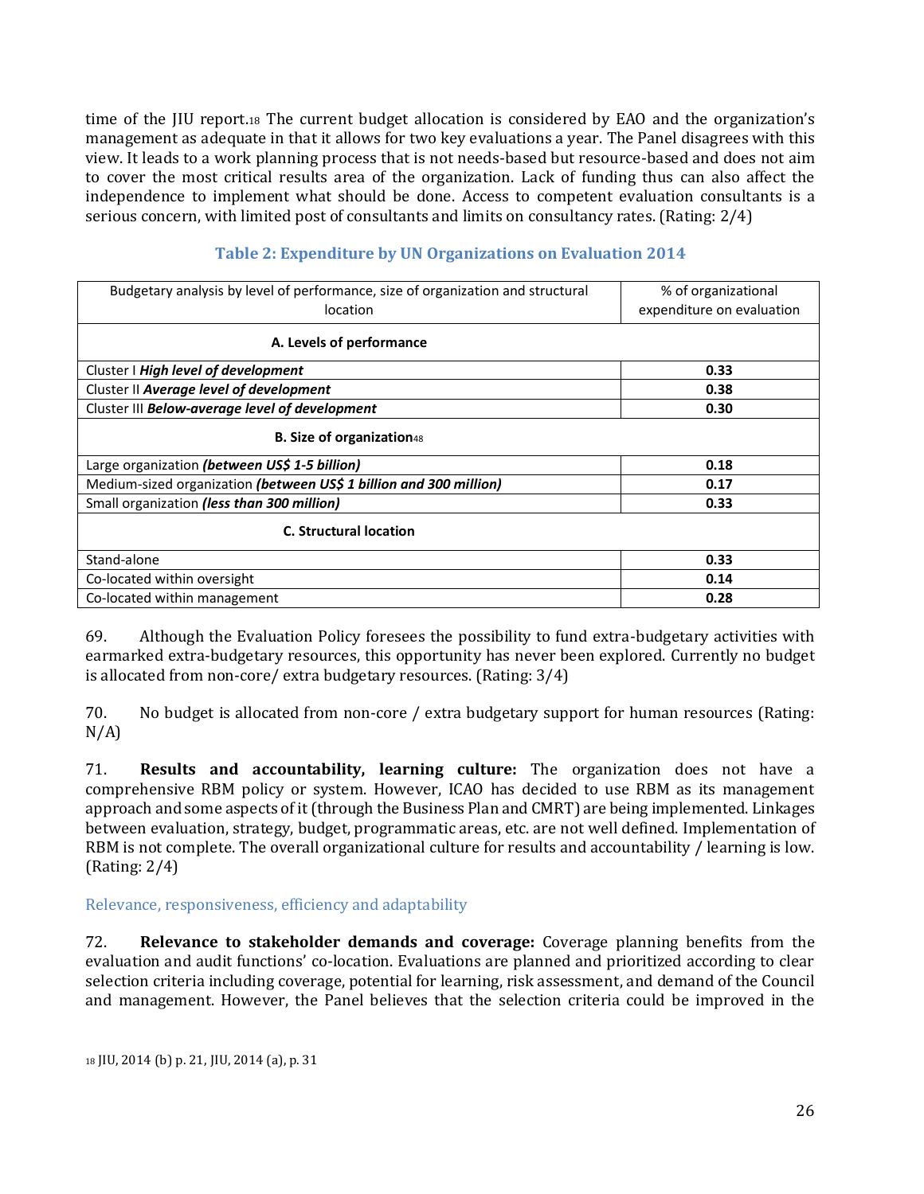time of the JIU report.[18] The current budget allocation is considered by EAO and the organization's management as adequate in that it allows for two key evaluations a year. The Panel disagrees with this view. It leads to a work planning process that is not needs-based but resource-based and does not aim to cover the most critical results area of the organization. Lack of funding thus can also affect the independence to implement what should be done. Access to competent evaluation consultants is a serious concern, with limited post of consultants and limits on consultancy rates. (Rating: 2/4)

### Table 2: Expenditure by UN Organizations on Evaluation 2014

| Budgetary analysis by level of performance, size of organization and structural location | % of organizational expenditure on evaluation |
|---|---|
| **A. Levels of performance** | |
| Cluster I ***High level of development*** | **0.33** |
| Cluster II ***Average level of development*** | **0.38** |
| Cluster III ***Below-average level of development*** | **0.30** |
| **B. Size of organization**[48] | |
| Large organization ***(between US$ 1-5 billion)*** | **0.18** |
| Medium-sized organization ***(between US$ 1 billion and 300 million)*** | **0.17** |
| Small organization ***(less than 300 million)*** | **0.33** |
| **C. Structural location** | |
| Stand-alone | **0.33** |
| Co-located within oversight | **0.14** |
| Co-located within management | **0.28** |

69. Although the Evaluation Policy foresees the possibility to fund extra-budgetary activities with earmarked extra-budgetary resources, this opportunity has never been explored. Currently no budget is allocated from non-core/ extra budgetary resources. (Rating: 3/4)

70. No budget is allocated from non-core / extra budgetary support for human resources (Rating: N/A)

71. **Results and accountability, learning culture:** The organization does not have a comprehensive RBM policy or system. However, ICAO has decided to use RBM as its management approach and some aspects of it (through the Business Plan and CMRT) are being implemented. Linkages between evaluation, strategy, budget, programmatic areas, etc. are not well defined. Implementation of RBM is not complete. The overall organizational culture for results and accountability / learning is low. (Rating: 2/4)

#### Relevance, responsiveness, efficiency and adaptability

72. **Relevance to stakeholder demands and coverage:** Coverage planning benefits from the evaluation and audit functions' co-location. Evaluations are planned and prioritized according to clear selection criteria including coverage, potential for learning, risk assessment, and demand of the Council and management. However, the Panel believes that the selection criteria could be improved in the

[18] JIU, 2014 (b) p. 21, JIU, 2014 (a), p. 31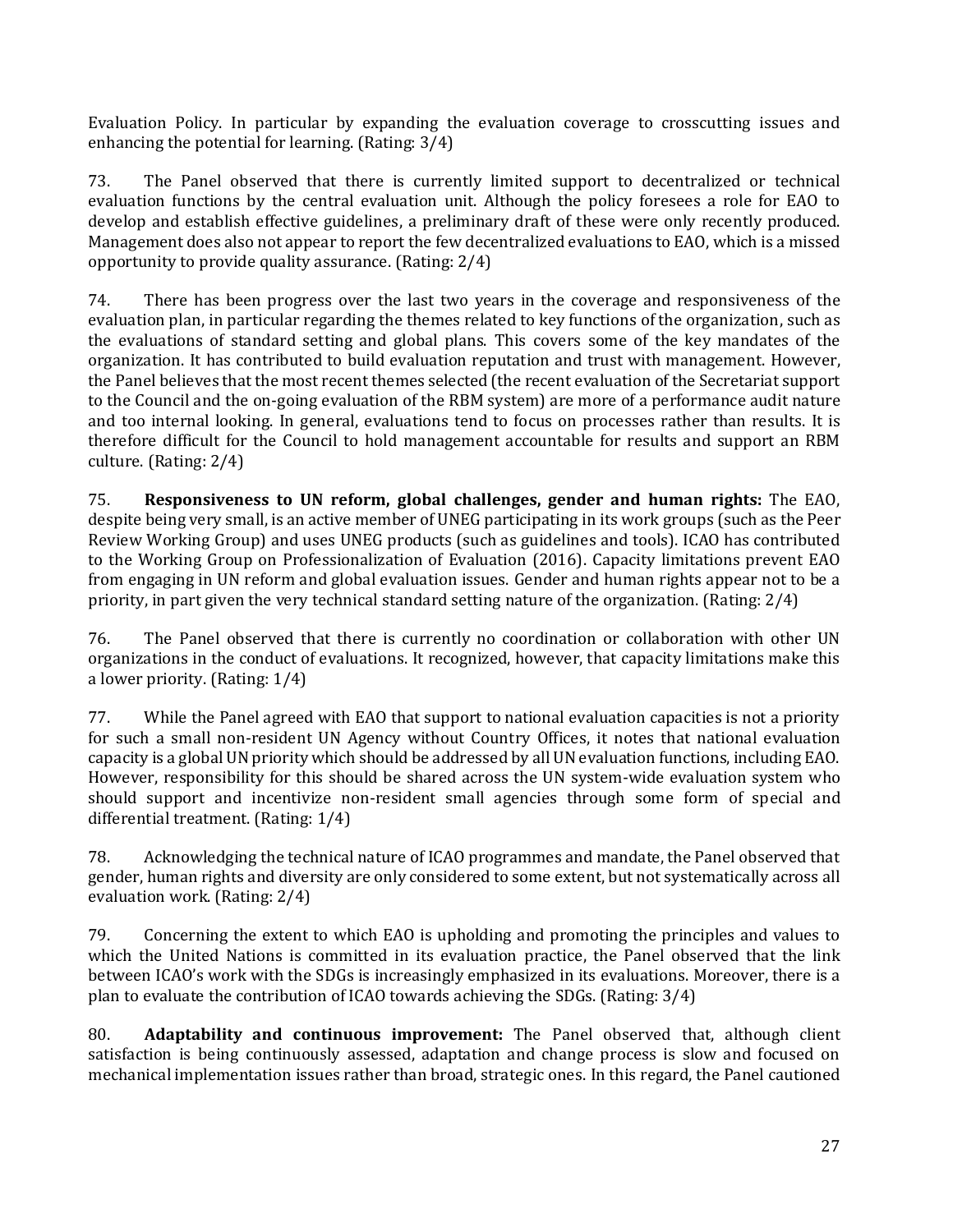Evaluation Policy. In particular by expanding the evaluation coverage to crosscutting issues and enhancing the potential for learning. (Rating: 3/4)

73. The Panel observed that there is currently limited support to decentralized or technical evaluation functions by the central evaluation unit. Although the policy foresees a role for EAO to develop and establish effective guidelines, a preliminary draft of these were only recently produced. Management does also not appear to report the few decentralized evaluations to EAO, which is a missed opportunity to provide quality assurance. (Rating: 2/4)

74. There has been progress over the last two years in the coverage and responsiveness of the evaluation plan, in particular regarding the themes related to key functions of the organization, such as the evaluations of standard setting and global plans. This covers some of the key mandates of the organization. It has contributed to build evaluation reputation and trust with management. However, the Panel believes that the most recent themes selected (the recent evaluation of the Secretariat support to the Council and the on-going evaluation of the RBM system) are more of a performance audit nature and too internal looking. In general, evaluations tend to focus on processes rather than results. It is therefore difficult for the Council to hold management accountable for results and support an RBM culture. (Rating: 2/4)

75. **Responsiveness to UN reform, global challenges, gender and human rights:** The EAO, despite being very small, is an active member of UNEG participating in its work groups (such as the Peer Review Working Group) and uses UNEG products (such as guidelines and tools). ICAO has contributed to the Working Group on Professionalization of Evaluation (2016). Capacity limitations prevent EAO from engaging in UN reform and global evaluation issues. Gender and human rights appear not to be a priority, in part given the very technical standard setting nature of the organization. (Rating: 2/4)

76. The Panel observed that there is currently no coordination or collaboration with other UN organizations in the conduct of evaluations. It recognized, however, that capacity limitations make this a lower priority. (Rating: 1/4)

77. While the Panel agreed with EAO that support to national evaluation capacities is not a priority for such a small non-resident UN Agency without Country Offices, it notes that national evaluation capacity is a global UN priority which should be addressed by all UN evaluation functions, including EAO. However, responsibility for this should be shared across the UN system-wide evaluation system who should support and incentivize non-resident small agencies through some form of special and differential treatment. (Rating: 1/4)

78. Acknowledging the technical nature of ICAO programmes and mandate, the Panel observed that gender, human rights and diversity are only considered to some extent, but not systematically across all evaluation work. (Rating: 2/4)

79. Concerning the extent to which EAO is upholding and promoting the principles and values to which the United Nations is committed in its evaluation practice, the Panel observed that the link between ICAO's work with the SDGs is increasingly emphasized in its evaluations. Moreover, there is a plan to evaluate the contribution of ICAO towards achieving the SDGs. (Rating: 3/4)

80. **Adaptability and continuous improvement:** The Panel observed that, although client satisfaction is being continuously assessed, adaptation and change process is slow and focused on mechanical implementation issues rather than broad, strategic ones. In this regard, the Panel cautioned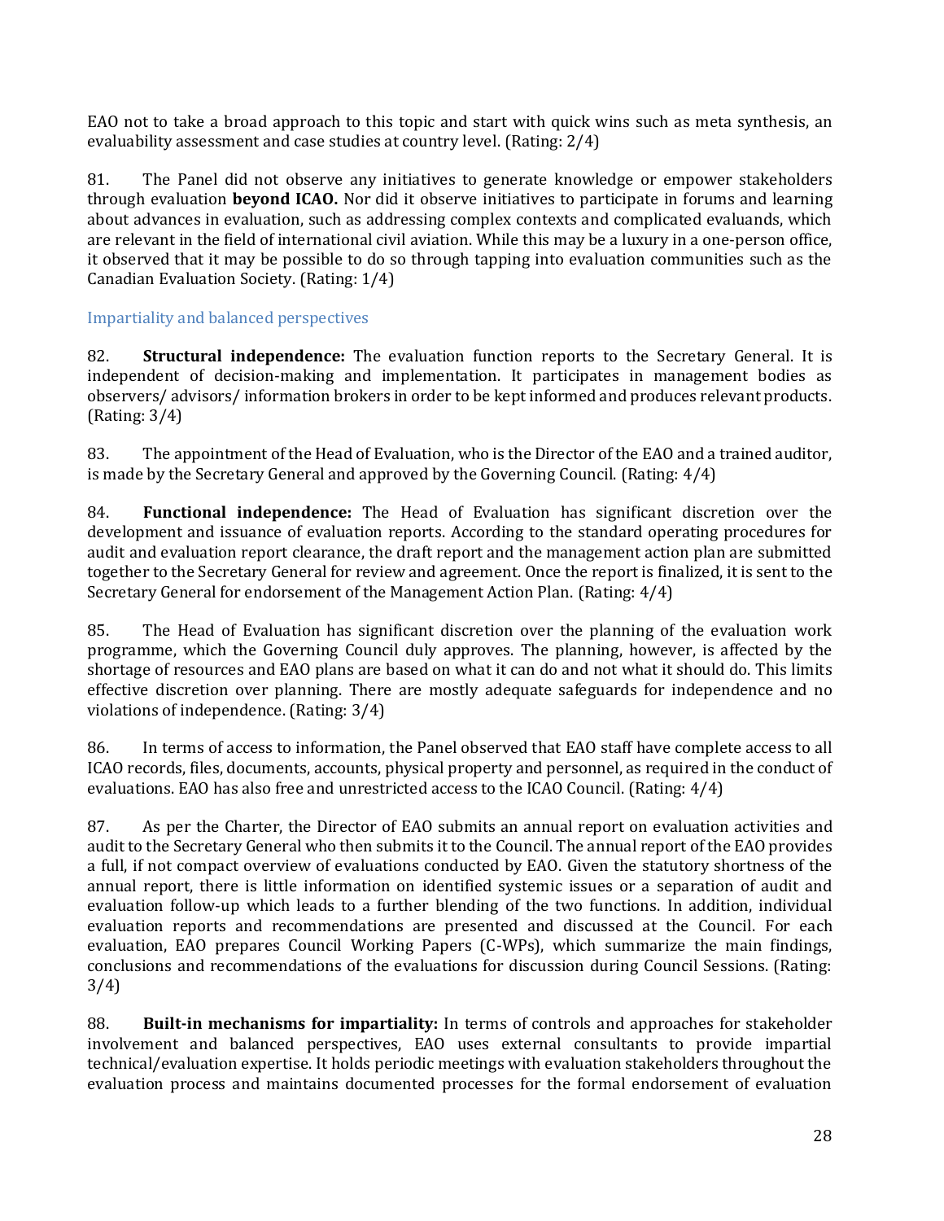EAO not to take a broad approach to this topic and start with quick wins such as meta synthesis, an evaluability assessment and case studies at country level. (Rating: 2/4)

81. The Panel did not observe any initiatives to generate knowledge or empower stakeholders through evaluation **beyond ICAO.** Nor did it observe initiatives to participate in forums and learning about advances in evaluation, such as addressing complex contexts and complicated evaluands, which are relevant in the field of international civil aviation. While this may be a luxury in a one-person office, it observed that it may be possible to do so through tapping into evaluation communities such as the Canadian Evaluation Society. (Rating: 1/4)

### Impartiality and balanced perspectives

82. **Structural independence:** The evaluation function reports to the Secretary General. It is independent of decision-making and implementation. It participates in management bodies as observers/ advisors/ information brokers in order to be kept informed and produces relevant products. (Rating: 3/4)

83. The appointment of the Head of Evaluation, who is the Director of the EAO and a trained auditor, is made by the Secretary General and approved by the Governing Council. (Rating: 4/4)

84. **Functional independence:** The Head of Evaluation has significant discretion over the development and issuance of evaluation reports. According to the standard operating procedures for audit and evaluation report clearance, the draft report and the management action plan are submitted together to the Secretary General for review and agreement. Once the report is finalized, it is sent to the Secretary General for endorsement of the Management Action Plan. (Rating: 4/4)

85. The Head of Evaluation has significant discretion over the planning of the evaluation work programme, which the Governing Council duly approves. The planning, however, is affected by the shortage of resources and EAO plans are based on what it can do and not what it should do. This limits effective discretion over planning. There are mostly adequate safeguards for independence and no violations of independence. (Rating: 3/4)

86. In terms of access to information, the Panel observed that EAO staff have complete access to all ICAO records, files, documents, accounts, physical property and personnel, as required in the conduct of evaluations. EAO has also free and unrestricted access to the ICAO Council. (Rating: 4/4)

87. As per the Charter, the Director of EAO submits an annual report on evaluation activities and audit to the Secretary General who then submits it to the Council. The annual report of the EAO provides a full, if not compact overview of evaluations conducted by EAO. Given the statutory shortness of the annual report, there is little information on identified systemic issues or a separation of audit and evaluation follow-up which leads to a further blending of the two functions. In addition, individual evaluation reports and recommendations are presented and discussed at the Council. For each evaluation, EAO prepares Council Working Papers (C-WPs), which summarize the main findings, conclusions and recommendations of the evaluations for discussion during Council Sessions. (Rating: 3/4)

88. **Built-in mechanisms for impartiality:** In terms of controls and approaches for stakeholder involvement and balanced perspectives, EAO uses external consultants to provide impartial technical/evaluation expertise. It holds periodic meetings with evaluation stakeholders throughout the evaluation process and maintains documented processes for the formal endorsement of evaluation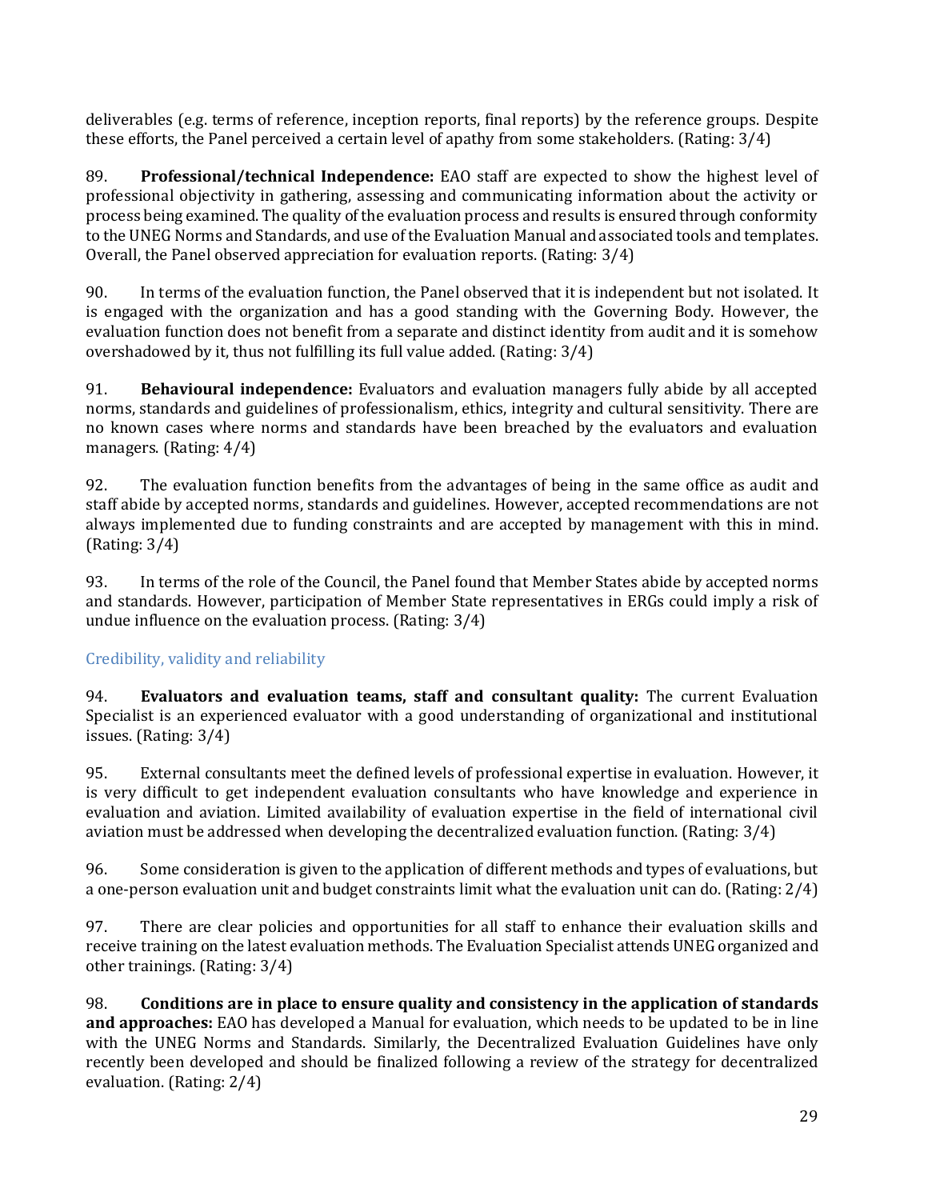deliverables (e.g. terms of reference, inception reports, final reports) by the reference groups. Despite these efforts, the Panel perceived a certain level of apathy from some stakeholders. (Rating: 3/4)

89. **Professional/technical Independence:** EAO staff are expected to show the highest level of professional objectivity in gathering, assessing and communicating information about the activity or process being examined. The quality of the evaluation process and results is ensured through conformity to the UNEG Norms and Standards, and use of the Evaluation Manual and associated tools and templates. Overall, the Panel observed appreciation for evaluation reports. (Rating: 3/4)

90. In terms of the evaluation function, the Panel observed that it is independent but not isolated. It is engaged with the organization and has a good standing with the Governing Body. However, the evaluation function does not benefit from a separate and distinct identity from audit and it is somehow overshadowed by it, thus not fulfilling its full value added. (Rating: 3/4)

91. **Behavioural independence:** Evaluators and evaluation managers fully abide by all accepted norms, standards and guidelines of professionalism, ethics, integrity and cultural sensitivity. There are no known cases where norms and standards have been breached by the evaluators and evaluation managers. (Rating: 4/4)

92. The evaluation function benefits from the advantages of being in the same office as audit and staff abide by accepted norms, standards and guidelines. However, accepted recommendations are not always implemented due to funding constraints and are accepted by management with this in mind. (Rating: 3/4)

93. In terms of the role of the Council, the Panel found that Member States abide by accepted norms and standards. However, participation of Member State representatives in ERGs could imply a risk of undue influence on the evaluation process. (Rating: 3/4)

### Credibility, validity and reliability

94. **Evaluators and evaluation teams, staff and consultant quality:** The current Evaluation Specialist is an experienced evaluator with a good understanding of organizational and institutional issues. (Rating: 3/4)

95. External consultants meet the defined levels of professional expertise in evaluation. However, it is very difficult to get independent evaluation consultants who have knowledge and experience in evaluation and aviation. Limited availability of evaluation expertise in the field of international civil aviation must be addressed when developing the decentralized evaluation function. (Rating: 3/4)

96. Some consideration is given to the application of different methods and types of evaluations, but a one-person evaluation unit and budget constraints limit what the evaluation unit can do. (Rating: 2/4)

97. There are clear policies and opportunities for all staff to enhance their evaluation skills and receive training on the latest evaluation methods. The Evaluation Specialist attends UNEG organized and other trainings. (Rating: 3/4)

98. **Conditions are in place to ensure quality and consistency in the application of standards and approaches:** EAO has developed a Manual for evaluation, which needs to be updated to be in line with the UNEG Norms and Standards. Similarly, the Decentralized Evaluation Guidelines have only recently been developed and should be finalized following a review of the strategy for decentralized evaluation. (Rating: 2/4)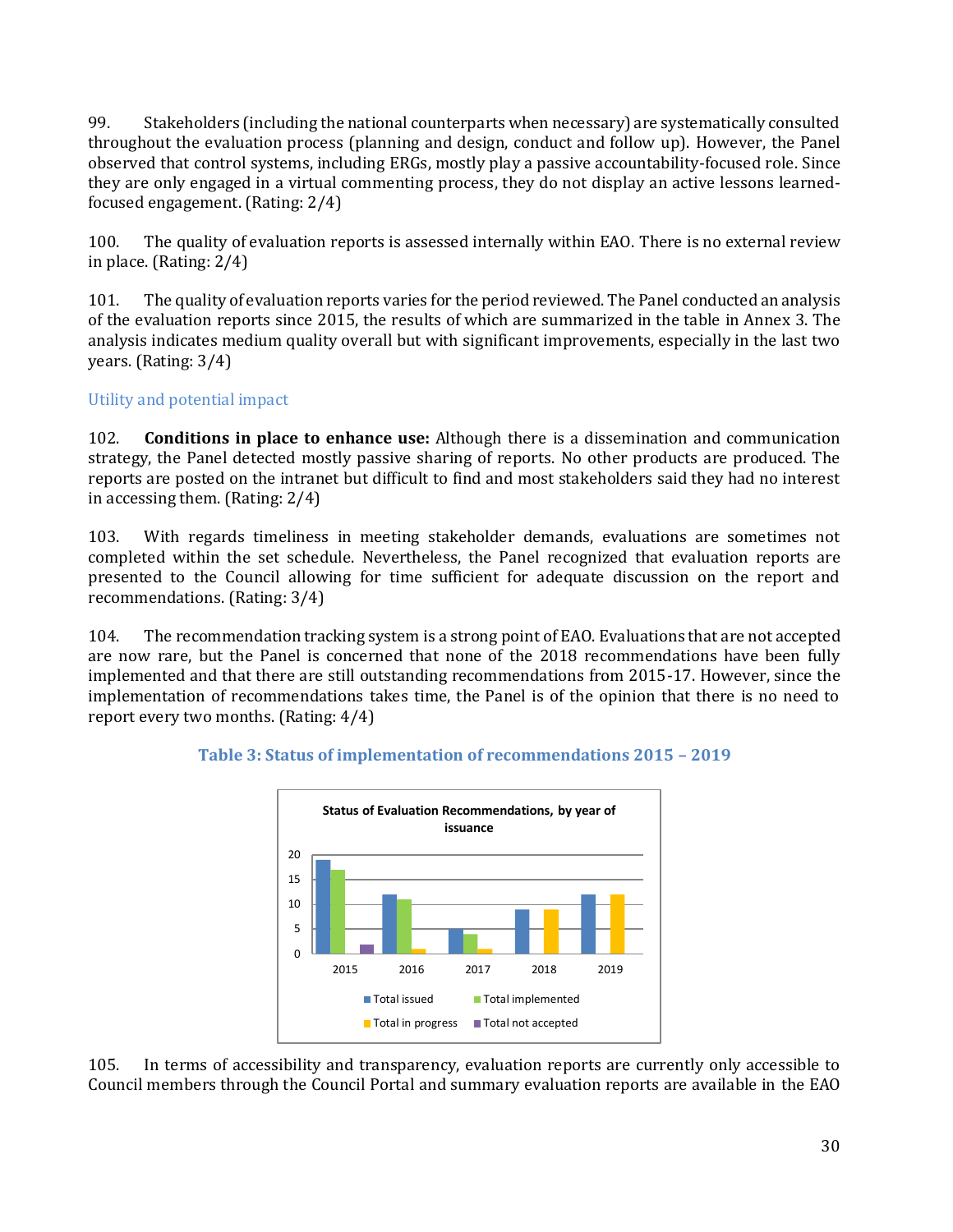99. Stakeholders (including the national counterparts when necessary) are systematically consulted throughout the evaluation process (planning and design, conduct and follow up). However, the Panel observed that control systems, including ERGs, mostly play a passive accountability-focused role. Since they are only engaged in a virtual commenting process, they do not display an active lessons learned-focused engagement. (Rating: 2/4)

100. The quality of evaluation reports is assessed internally within EAO. There is no external review in place. (Rating: 2/4)

101. The quality of evaluation reports varies for the period reviewed. The Panel conducted an analysis of the evaluation reports since 2015, the results of which are summarized in the table in Annex 3. The analysis indicates medium quality overall but with significant improvements, especially in the last two years. (Rating: 3/4)

### Utility and potential impact

102. **Conditions in place to enhance use:** Although there is a dissemination and communication strategy, the Panel detected mostly passive sharing of reports. No other products are produced. The reports are posted on the intranet but difficult to find and most stakeholders said they had no interest in accessing them. (Rating: 2/4)

103. With regards timeliness in meeting stakeholder demands, evaluations are sometimes not completed within the set schedule. Nevertheless, the Panel recognized that evaluation reports are presented to the Council allowing for time sufficient for adequate discussion on the report and recommendations. (Rating: 3/4)

104. The recommendation tracking system is a strong point of EAO. Evaluations that are not accepted are now rare, but the Panel is concerned that none of the 2018 recommendations have been fully implemented and that there are still outstanding recommendations from 2015-17. However, since the implementation of recommendations takes time, the Panel is of the opinion that there is no need to report every two months. (Rating: 4/4)

**Table 3: Status of implementation of recommendations 2015 – 2019**

Status of Evaluation Recommendations, by year of issuance

105. In terms of accessibility and transparency, evaluation reports are currently only accessible to Council members through the Council Portal and summary evaluation reports are available in the EAO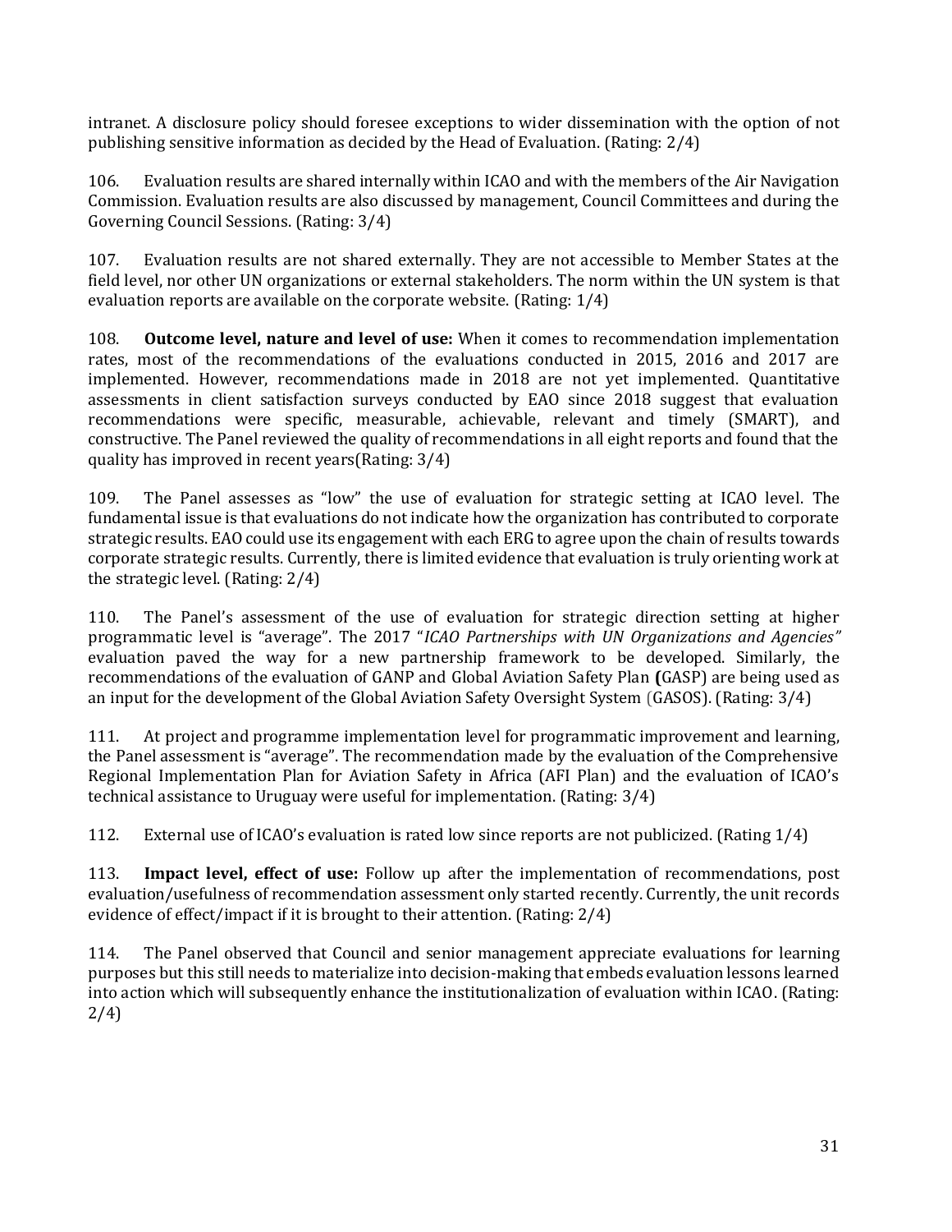intranet. A disclosure policy should foresee exceptions to wider dissemination with the option of not publishing sensitive information as decided by the Head of Evaluation. (Rating: 2/4)

106. Evaluation results are shared internally within ICAO and with the members of the Air Navigation Commission. Evaluation results are also discussed by management, Council Committees and during the Governing Council Sessions. (Rating: 3/4)

107. Evaluation results are not shared externally. They are not accessible to Member States at the field level, nor other UN organizations or external stakeholders. The norm within the UN system is that evaluation reports are available on the corporate website. (Rating: 1/4)

108. **Outcome level, nature and level of use:** When it comes to recommendation implementation rates, most of the recommendations of the evaluations conducted in 2015, 2016 and 2017 are implemented. However, recommendations made in 2018 are not yet implemented. Quantitative assessments in client satisfaction surveys conducted by EAO since 2018 suggest that evaluation recommendations were specific, measurable, achievable, relevant and timely (SMART), and constructive. The Panel reviewed the quality of recommendations in all eight reports and found that the quality has improved in recent years(Rating: 3/4)

109. The Panel assesses as "low" the use of evaluation for strategic setting at ICAO level. The fundamental issue is that evaluations do not indicate how the organization has contributed to corporate strategic results. EAO could use its engagement with each ERG to agree upon the chain of results towards corporate strategic results. Currently, there is limited evidence that evaluation is truly orienting work at the strategic level. (Rating: 2/4)

110. The Panel's assessment of the use of evaluation for strategic direction setting at higher programmatic level is "average". The 2017 "*ICAO Partnerships with UN Organizations and Agencies"* evaluation paved the way for a new partnership framework to be developed. Similarly, the recommendations of the evaluation of GANP and Global Aviation Safety Plan **(**GASP) are being used as an input for the development of the Global Aviation Safety Oversight System (GASOS). (Rating: 3/4)

111. At project and programme implementation level for programmatic improvement and learning, the Panel assessment is "average". The recommendation made by the evaluation of the Comprehensive Regional Implementation Plan for Aviation Safety in Africa (AFI Plan) and the evaluation of ICAO's technical assistance to Uruguay were useful for implementation. (Rating: 3/4)

112. External use of ICAO's evaluation is rated low since reports are not publicized. (Rating 1/4)

113. **Impact level, effect of use:** Follow up after the implementation of recommendations, post evaluation/usefulness of recommendation assessment only started recently. Currently, the unit records evidence of effect/impact if it is brought to their attention. (Rating: 2/4)

114. The Panel observed that Council and senior management appreciate evaluations for learning purposes but this still needs to materialize into decision-making that embeds evaluation lessons learned into action which will subsequently enhance the institutionalization of evaluation within ICAO. (Rating: 2/4)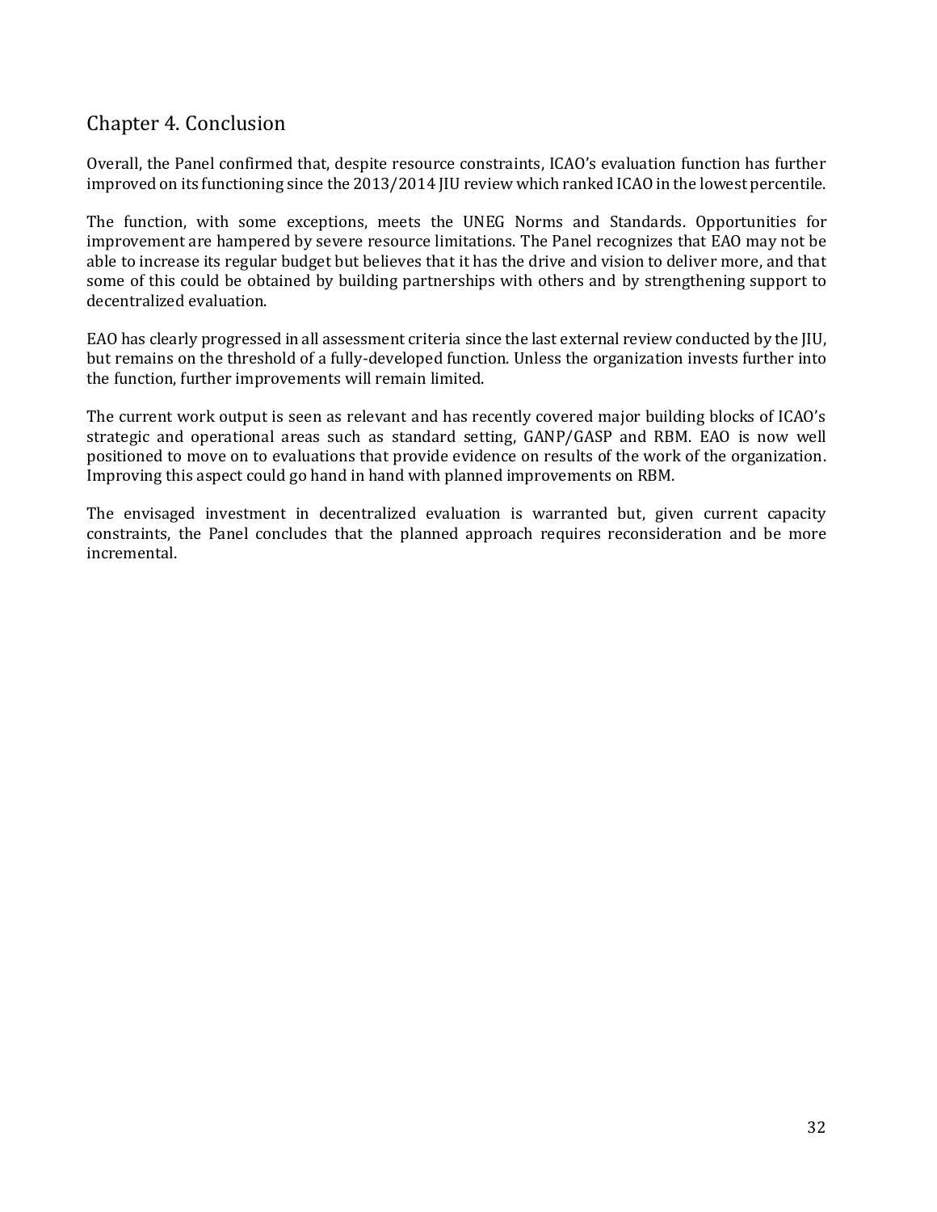## Chapter 4. Conclusion

Overall, the Panel confirmed that, despite resource constraints, ICAO's evaluation function has further improved on its functioning since the 2013/2014 JIU review which ranked ICAO in the lowest percentile.

The function, with some exceptions, meets the UNEG Norms and Standards. Opportunities for improvement are hampered by severe resource limitations. The Panel recognizes that EAO may not be able to increase its regular budget but believes that it has the drive and vision to deliver more, and that some of this could be obtained by building partnerships with others and by strengthening support to decentralized evaluation.

EAO has clearly progressed in all assessment criteria since the last external review conducted by the JIU, but remains on the threshold of a fully-developed function. Unless the organization invests further into the function, further improvements will remain limited.

The current work output is seen as relevant and has recently covered major building blocks of ICAO's strategic and operational areas such as standard setting, GANP/GASP and RBM. EAO is now well positioned to move on to evaluations that provide evidence on results of the work of the organization. Improving this aspect could go hand in hand with planned improvements on RBM.

The envisaged investment in decentralized evaluation is warranted but, given current capacity constraints, the Panel concludes that the planned approach requires reconsideration and be more incremental.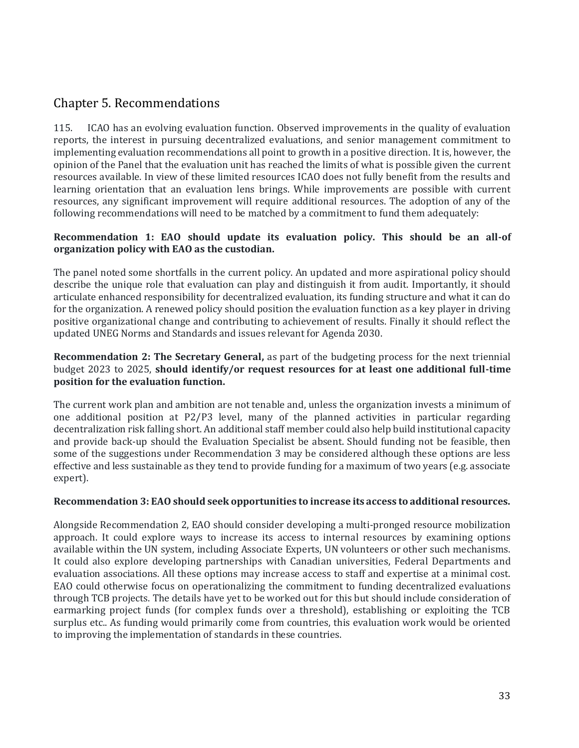## Chapter 5. Recommendations

115. ICAO has an evolving evaluation function. Observed improvements in the quality of evaluation reports, the interest in pursuing decentralized evaluations, and senior management commitment to implementing evaluation recommendations all point to growth in a positive direction. It is, however, the opinion of the Panel that the evaluation unit has reached the limits of what is possible given the current resources available. In view of these limited resources ICAO does not fully benefit from the results and learning orientation that an evaluation lens brings. While improvements are possible with current resources, any significant improvement will require additional resources. The adoption of any of the following recommendations will need to be matched by a commitment to fund them adequately:

**Recommendation 1: EAO should update its evaluation policy. This should be an all-of organization policy with EAO as the custodian.**

The panel noted some shortfalls in the current policy. An updated and more aspirational policy should describe the unique role that evaluation can play and distinguish it from audit. Importantly, it should articulate enhanced responsibility for decentralized evaluation, its funding structure and what it can do for the organization. A renewed policy should position the evaluation function as a key player in driving positive organizational change and contributing to achievement of results. Finally it should reflect the updated UNEG Norms and Standards and issues relevant for Agenda 2030.

**Recommendation 2: The Secretary General,** as part of the budgeting process for the next triennial budget 2023 to 2025, **should identify/or request resources for at least one additional full-time position for the evaluation function.**

The current work plan and ambition are not tenable and, unless the organization invests a minimum of one additional position at P2/P3 level, many of the planned activities in particular regarding decentralization risk falling short. An additional staff member could also help build institutional capacity and provide back-up should the Evaluation Specialist be absent. Should funding not be feasible, then some of the suggestions under Recommendation 3 may be considered although these options are less effective and less sustainable as they tend to provide funding for a maximum of two years (e.g. associate expert).

**Recommendation 3: EAO should seek opportunities to increase its access to additional resources.**

Alongside Recommendation 2, EAO should consider developing a multi-pronged resource mobilization approach. It could explore ways to increase its access to internal resources by examining options available within the UN system, including Associate Experts, UN volunteers or other such mechanisms. It could also explore developing partnerships with Canadian universities, Federal Departments and evaluation associations. All these options may increase access to staff and expertise at a minimal cost. EAO could otherwise focus on operationalizing the commitment to funding decentralized evaluations through TCB projects. The details have yet to be worked out for this but should include consideration of earmarking project funds (for complex funds over a threshold), establishing or exploiting the TCB surplus etc.. As funding would primarily come from countries, this evaluation work would be oriented to improving the implementation of standards in these countries.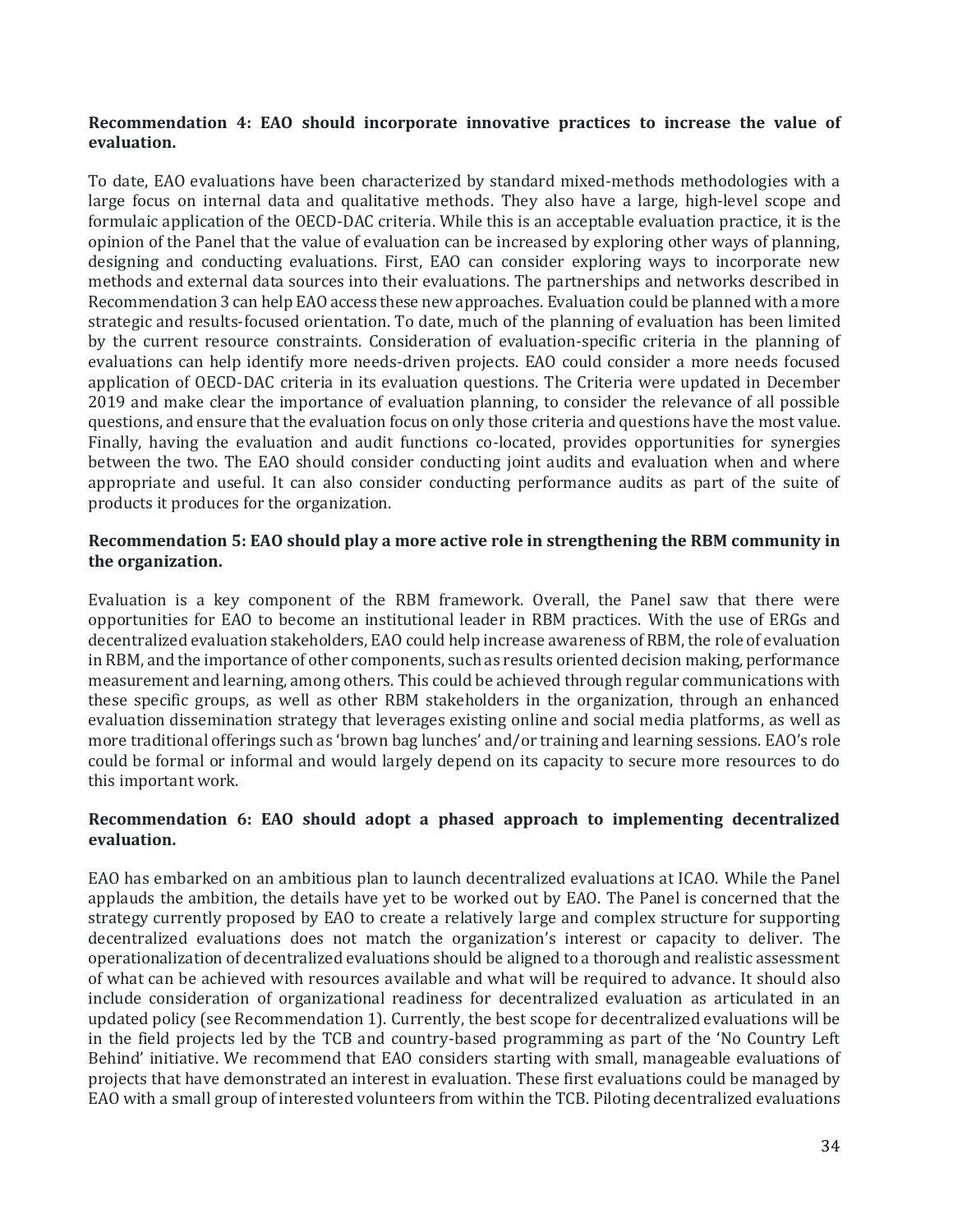**Recommendation 4: EAO should incorporate innovative practices to increase the value of evaluation.**

To date, EAO evaluations have been characterized by standard mixed-methods methodologies with a large focus on internal data and qualitative methods. They also have a large, high-level scope and formulaic application of the OECD-DAC criteria. While this is an acceptable evaluation practice, it is the opinion of the Panel that the value of evaluation can be increased by exploring other ways of planning, designing and conducting evaluations. First, EAO can consider exploring ways to incorporate new methods and external data sources into their evaluations. The partnerships and networks described in Recommendation 3 can help EAO access these new approaches. Evaluation could be planned with a more strategic and results-focused orientation. To date, much of the planning of evaluation has been limited by the current resource constraints. Consideration of evaluation-specific criteria in the planning of evaluations can help identify more needs-driven projects. EAO could consider a more needs focused application of OECD-DAC criteria in its evaluation questions. The Criteria were updated in December 2019 and make clear the importance of evaluation planning, to consider the relevance of all possible questions, and ensure that the evaluation focus on only those criteria and questions have the most value. Finally, having the evaluation and audit functions co-located, provides opportunities for synergies between the two. The EAO should consider conducting joint audits and evaluation when and where appropriate and useful. It can also consider conducting performance audits as part of the suite of products it produces for the organization.

**Recommendation 5: EAO should play a more active role in strengthening the RBM community in the organization.**

Evaluation is a key component of the RBM framework. Overall, the Panel saw that there were opportunities for EAO to become an institutional leader in RBM practices. With the use of ERGs and decentralized evaluation stakeholders, EAO could help increase awareness of RBM, the role of evaluation in RBM, and the importance of other components, such as results oriented decision making, performance measurement and learning, among others. This could be achieved through regular communications with these specific groups, as well as other RBM stakeholders in the organization, through an enhanced evaluation dissemination strategy that leverages existing online and social media platforms, as well as more traditional offerings such as 'brown bag lunches' and/or training and learning sessions. EAO's role could be formal or informal and would largely depend on its capacity to secure more resources to do this important work.

**Recommendation 6: EAO should adopt a phased approach to implementing decentralized evaluation.**

EAO has embarked on an ambitious plan to launch decentralized evaluations at ICAO. While the Panel applauds the ambition, the details have yet to be worked out by EAO. The Panel is concerned that the strategy currently proposed by EAO to create a relatively large and complex structure for supporting decentralized evaluations does not match the organization's interest or capacity to deliver. The operationalization of decentralized evaluations should be aligned to a thorough and realistic assessment of what can be achieved with resources available and what will be required to advance. It should also include consideration of organizational readiness for decentralized evaluation as articulated in an updated policy (see Recommendation 1). Currently, the best scope for decentralized evaluations will be in the field projects led by the TCB and country-based programming as part of the 'No Country Left Behind' initiative. We recommend that EAO considers starting with small, manageable evaluations of projects that have demonstrated an interest in evaluation. These first evaluations could be managed by EAO with a small group of interested volunteers from within the TCB. Piloting decentralized evaluations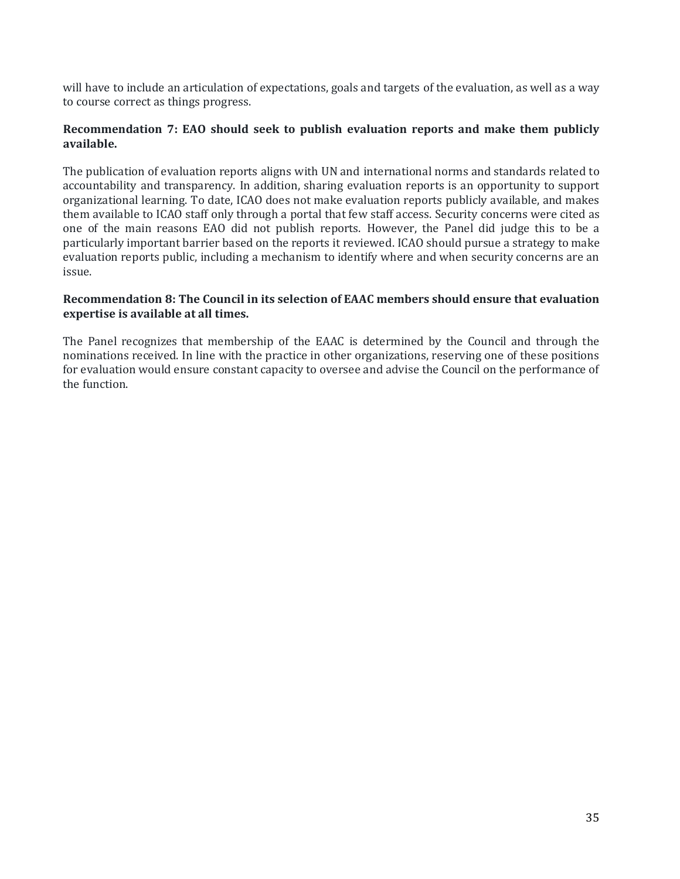will have to include an articulation of expectations, goals and targets of the evaluation, as well as a way to course correct as things progress.

**Recommendation 7: EAO should seek to publish evaluation reports and make them publicly available.**

The publication of evaluation reports aligns with UN and international norms and standards related to accountability and transparency. In addition, sharing evaluation reports is an opportunity to support organizational learning. To date, ICAO does not make evaluation reports publicly available, and makes them available to ICAO staff only through a portal that few staff access. Security concerns were cited as one of the main reasons EAO did not publish reports. However, the Panel did judge this to be a particularly important barrier based on the reports it reviewed. ICAO should pursue a strategy to make evaluation reports public, including a mechanism to identify where and when security concerns are an issue.

**Recommendation 8: The Council in its selection of EAAC members should ensure that evaluation expertise is available at all times.**

The Panel recognizes that membership of the EAAC is determined by the Council and through the nominations received. In line with the practice in other organizations, reserving one of these positions for evaluation would ensure constant capacity to oversee and advise the Council on the performance of the function.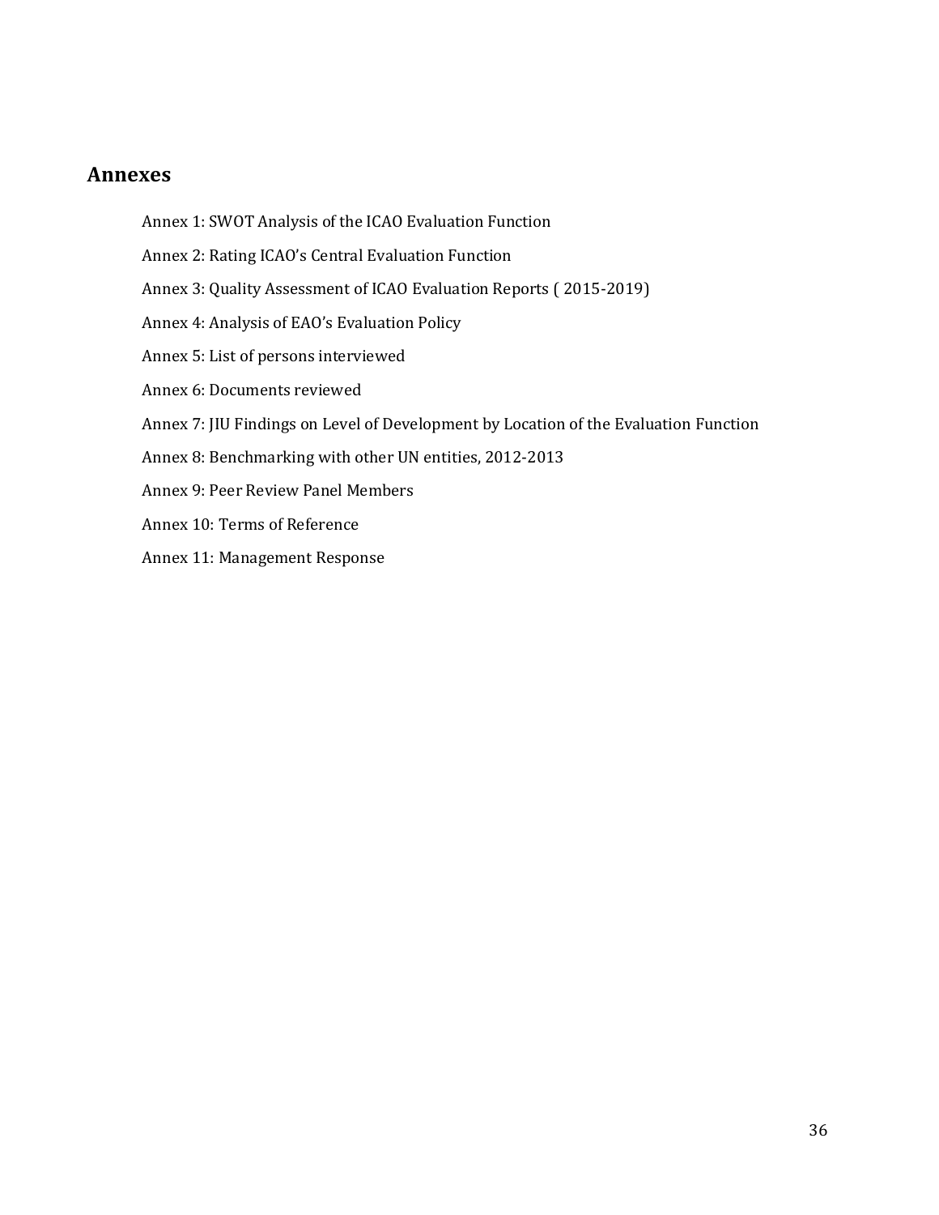## Annexes

Annex 1: SWOT Analysis of the ICAO Evaluation Function

Annex 2: Rating ICAO's Central Evaluation Function

Annex 3: Quality Assessment of ICAO Evaluation Reports ( 2015-2019)

Annex 4: Analysis of EAO's Evaluation Policy

Annex 5: List of persons interviewed

Annex 6: Documents reviewed

Annex 7: JIU Findings on Level of Development by Location of the Evaluation Function

Annex 8: Benchmarking with other UN entities, 2012-2013

Annex 9: Peer Review Panel Members

Annex 10: Terms of Reference

Annex 11: Management Response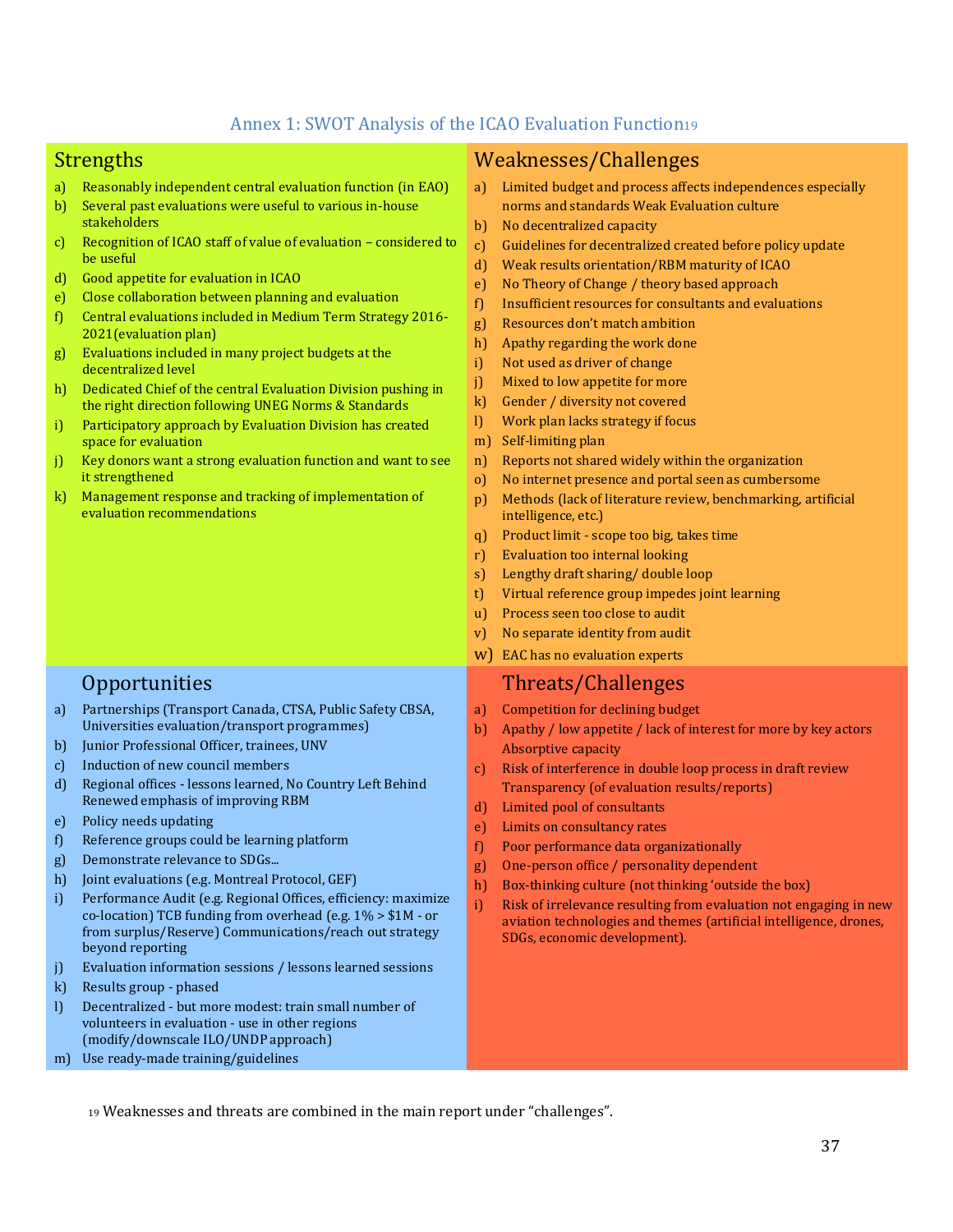## Annex 1: SWOT Analysis of the ICAO Evaluation Function[19]

### Strengths

a) Reasonably independent central evaluation function (in EAO)
b) Several past evaluations were useful to various in-house stakeholders
c) Recognition of ICAO staff of value of evaluation – considered to be useful
d) Good appetite for evaluation in ICAO
e) Close collaboration between planning and evaluation
f) Central evaluations included in Medium Term Strategy 2016-2021(evaluation plan)
g) Evaluations included in many project budgets at the decentralized level
h) Dedicated Chief of the central Evaluation Division pushing in the right direction following UNEG Norms & Standards
i) Participatory approach by Evaluation Division has created space for evaluation
j) Key donors want a strong evaluation function and want to see it strengthened
k) Management response and tracking of implementation of evaluation recommendations

### Weaknesses/Challenges

a) Limited budget and process affects independences especially norms and standards Weak Evaluation culture
b) No decentralized capacity
c) Guidelines for decentralized created before policy update
d) Weak results orientation/RBM maturity of ICAO
e) No Theory of Change / theory based approach
f) Insufficient resources for consultants and evaluations
g) Resources don't match ambition
h) Apathy regarding the work done
i) Not used as driver of change
j) Mixed to low appetite for more
k) Gender / diversity not covered
l) Work plan lacks strategy if focus
m) Self-limiting plan
n) Reports not shared widely within the organization
o) No internet presence and portal seen as cumbersome
p) Methods (lack of literature review, benchmarking, artificial intelligence, etc.)
q) Product limit - scope too big, takes time
r) Evaluation too internal looking
s) Lengthy draft sharing/ double loop
t) Virtual reference group impedes joint learning
u) Process seen too close to audit
v) No separate identity from audit
w) EAC has no evaluation experts

### Opportunities

a) Partnerships (Transport Canada, CTSA, Public Safety CBSA, Universities evaluation/transport programmes)
b) Junior Professional Officer, trainees, UNV
c) Induction of new council members
d) Regional offices - lessons learned, No Country Left Behind Renewed emphasis of improving RBM
e) Policy needs updating
f) Reference groups could be learning platform
g) Demonstrate relevance to SDGs...
h) Joint evaluations (e.g. Montreal Protocol, GEF)
i) Performance Audit (e.g. Regional Offices, efficiency: maximize co-location) TCB funding from overhead (e.g. 1% > $1M - or from surplus/Reserve) Communications/reach out strategy beyond reporting
j) Evaluation information sessions / lessons learned sessions
k) Results group - phased
l) Decentralized - but more modest: train small number of volunteers in evaluation - use in other regions (modify/downscale ILO/UNDP approach)
m) Use ready-made training/guidelines

### Threats/Challenges

a) Competition for declining budget
b) Apathy / low appetite / lack of interest for more by key actors Absorptive capacity
c) Risk of interference in double loop process in draft review Transparency (of evaluation results/reports)
d) Limited pool of consultants
e) Limits on consultancy rates
f) Poor performance data organizationally
g) One-person office / personality dependent
h) Box-thinking culture (not thinking 'outside the box)
i) Risk of irrelevance resulting from evaluation not engaging in new aviation technologies and themes (artificial intelligence, drones, SDGs, economic development).

[19] Weaknesses and threats are combined in the main report under "challenges".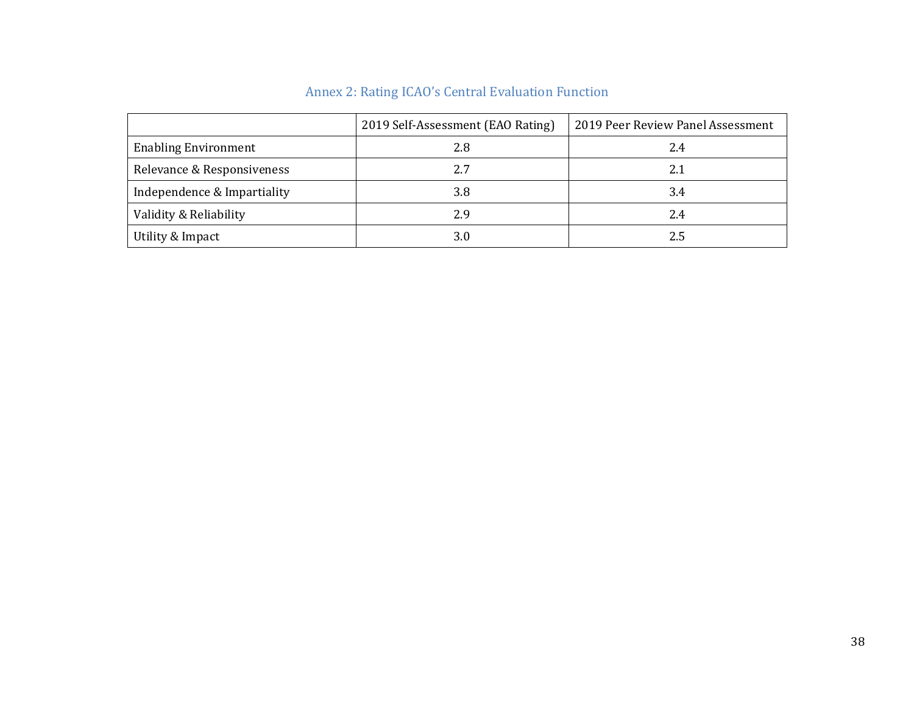## Annex 2: Rating ICAO's Central Evaluation Function

| | 2019 Self-Assessment (EAO Rating) | 2019 Peer Review Panel Assessment |
|---|---|---|
| Enabling Environment | 2.8 | 2.4 |
| Relevance & Responsiveness | 2.7 | 2.1 |
| Independence & Impartiality | 3.8 | 3.4 |
| Validity & Reliability | 2.9 | 2.4 |
| Utility & Impact | 3.0 | 2.5 |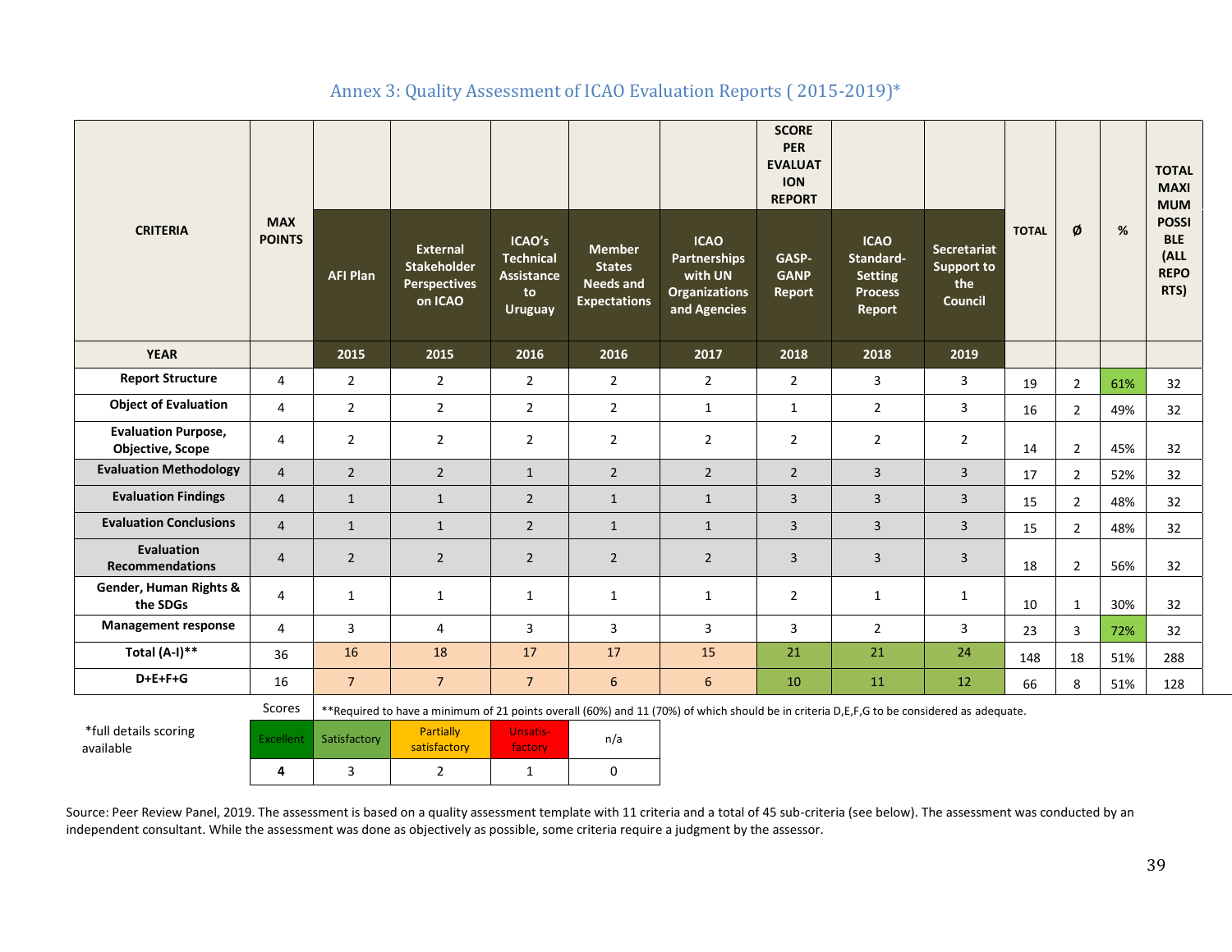## Annex 3: Quality Assessment of ICAO Evaluation Reports ( 2015-2019)*

| CRITERIA | MAX POINTS | AFI Plan | External Stakeholder Perspectives on ICAO | ICAO's Technical Assistance to Uruguay | Member States Needs and Expectations | ICAO Partnerships with UN Organizations and Agencies | SCORE PER EVALUATION REPORT<br>GASP-GANP Report | ICAO Standard-Setting Process Report | Secretariat Support to the Council | TOTAL | Ø | % | TOTAL MAXIMUM POSSIBLE (ALL REPORTS) |
|---|---|---|---|---|---|---|---|---|---|---|---|---|---|
| YEAR | | 2015 | 2015 | 2016 | 2016 | 2017 | 2018 | 2018 | 2019 | | | | |
| Report Structure | 4 | 2 | 2 | 2 | 2 | 2 | 2 | 3 | 3 | 19 | 2 | 61% | 32 |
| Object of Evaluation | 4 | 2 | 2 | 2 | 2 | 1 | 1 | 2 | 3 | 16 | 2 | 49% | 32 |
| Evaluation Purpose, Objective, Scope | 4 | 2 | 2 | 2 | 2 | 2 | 2 | 2 | 2 | 14 | 2 | 45% | 32 |
| Evaluation Methodology | 4 | 2 | 2 | 1 | 2 | 2 | 2 | 3 | 3 | 17 | 2 | 52% | 32 |
| Evaluation Findings | 4 | 1 | 1 | 2 | 1 | 1 | 3 | 3 | 3 | 15 | 2 | 48% | 32 |
| Evaluation Conclusions | 4 | 1 | 1 | 2 | 1 | 1 | 3 | 3 | 3 | 15 | 2 | 48% | 32 |
| Evaluation Recommendations | 4 | 2 | 2 | 2 | 2 | 2 | 3 | 3 | 3 | 18 | 2 | 56% | 32 |
| Gender, Human Rights & the SDGs | 4 | 1 | 1 | 1 | 1 | 1 | 2 | 1 | 1 | 10 | 1 | 30% | 32 |
| Management response | 4 | 3 | 4 | 3 | 3 | 3 | 3 | 2 | 3 | 23 | 3 | 72% | 32 |
| Total (A-I)** | 36 | 16 | 18 | 17 | 17 | 15 | 21 | 21 | 24 | 148 | 18 | 51% | 288 |
| D+E+F+G | 16 | 7 | 7 | 7 | 6 | 6 | 10 | 11 | 12 | 66 | 8 | 51% | 128 |

**Required to have a minimum of 21 points overall (60%) and 11 (70%) of which should be in criteria D,E,F,G to be considered as adequate.

*full details scoring available

| Scores | | | | |
|---|---|---|---|---|
| Excellent | Satisfactory | Partially satisfactory | Unsatis-factory | n/a |
| 4 | 3 | 2 | 1 | 0 |

Source: Peer Review Panel, 2019. The assessment is based on a quality assessment template with 11 criteria and a total of 45 sub-criteria (see below). The assessment was conducted by an independent consultant. While the assessment was done as objectively as possible, some criteria require a judgment by the assessor.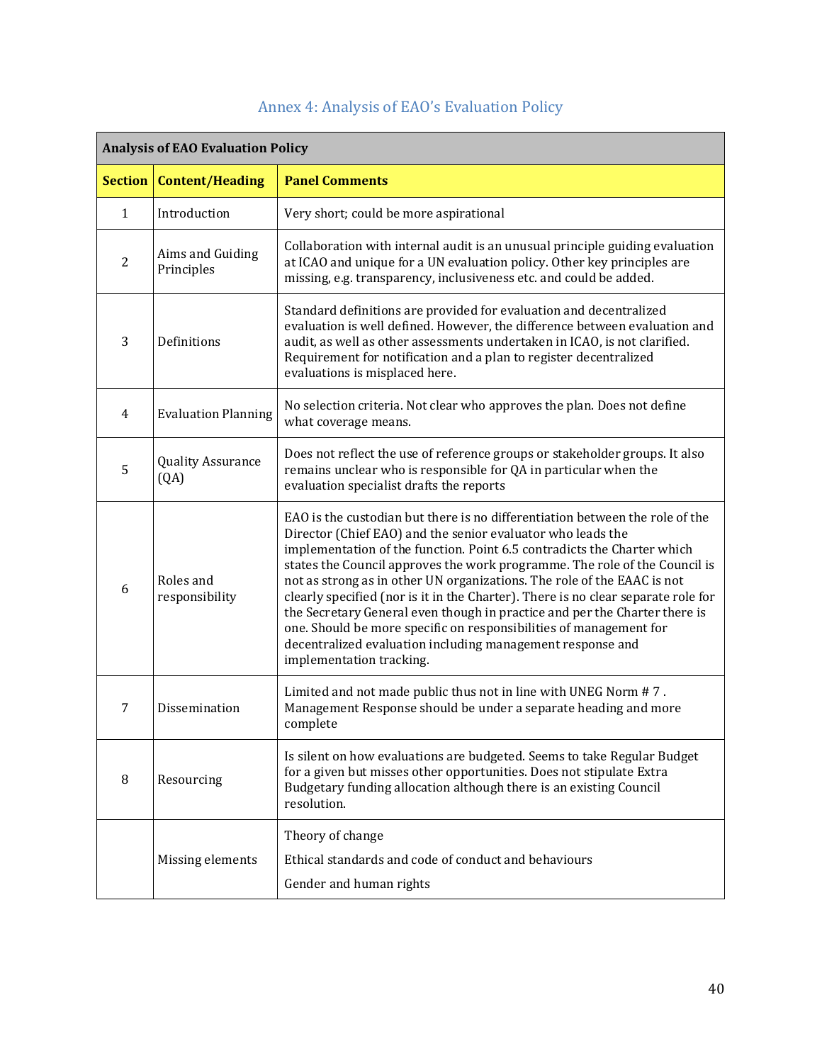## Annex 4: Analysis of EAO's Evaluation Policy

| **Analysis of EAO Evaluation Policy** | | |
|---|---|---|
| **Section** | **Content/Heading** | **Panel Comments** |
| 1 | Introduction | Very short; could be more aspirational |
| 2 | Aims and Guiding Principles | Collaboration with internal audit is an unusual principle guiding evaluation at ICAO and unique for a UN evaluation policy. Other key principles are missing, e.g. transparency, inclusiveness etc. and could be added. |
| 3 | Definitions | Standard definitions are provided for evaluation and decentralized evaluation is well defined. However, the difference between evaluation and audit, as well as other assessments undertaken in ICAO, is not clarified. Requirement for notification and a plan to register decentralized evaluations is misplaced here. |
| 4 | Evaluation Planning | No selection criteria. Not clear who approves the plan. Does not define what coverage means. |
| 5 | Quality Assurance (QA) | Does not reflect the use of reference groups or stakeholder groups. It also remains unclear who is responsible for QA in particular when the evaluation specialist drafts the reports |
| 6 | Roles and responsibility | EAO is the custodian but there is no differentiation between the role of the Director (Chief EAO) and the senior evaluator who leads the implementation of the function. Point 6.5 contradicts the Charter which states the Council approves the work programme. The role of the Council is not as strong as in other UN organizations. The role of the EAAC is not clearly specified (nor is it in the Charter). There is no clear separate role for the Secretary General even though in practice and per the Charter there is one. Should be more specific on responsibilities of management for decentralized evaluation including management response and implementation tracking. |
| 7 | Dissemination | Limited and not made public thus not in line with UNEG Norm # 7 . Management Response should be under a separate heading and more complete |
| 8 | Resourcing | Is silent on how evaluations are budgeted. Seems to take Regular Budget for a given but misses other opportunities. Does not stipulate Extra Budgetary funding allocation although there is an existing Council resolution. |
| | Missing elements | Theory of change<br>Ethical standards and code of conduct and behaviours<br>Gender and human rights |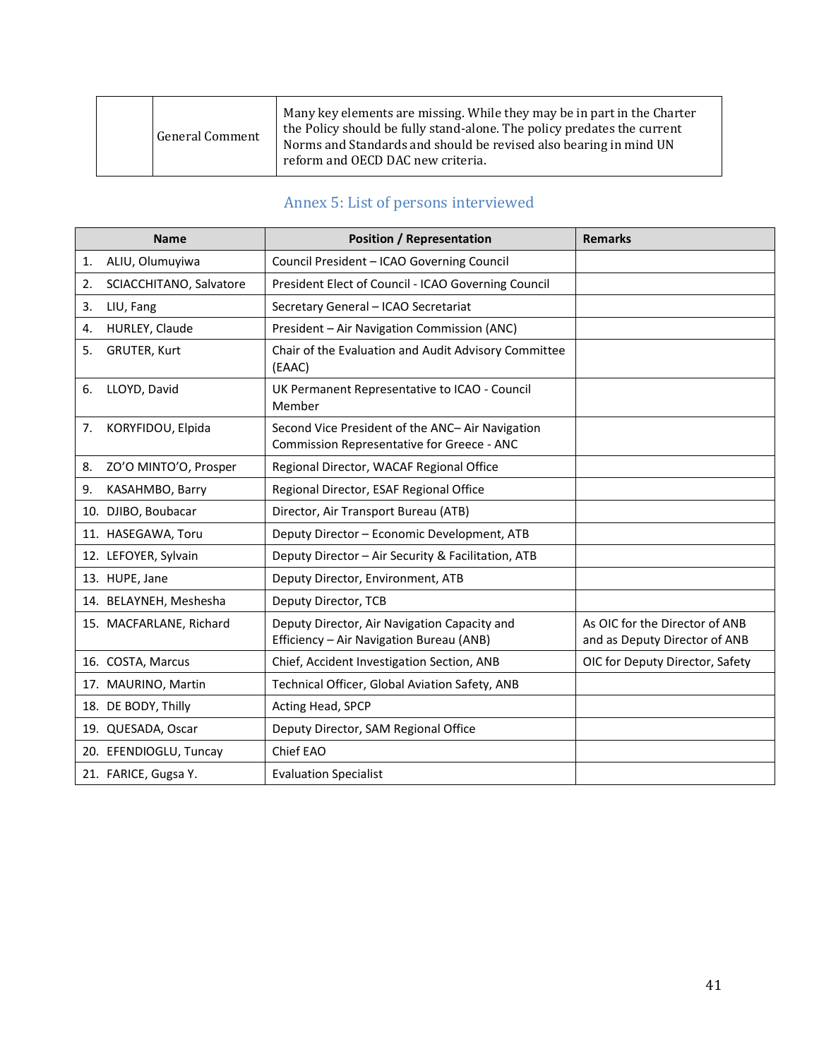| | General Comment | Many key elements are missing. While they may be in part in the Charter the Policy should be fully stand-alone. The policy predates the current Norms and Standards and should be revised also bearing in mind UN reform and OECD DAC new criteria. |
|---|---|---|

## Annex 5: List of persons interviewed

| Name | Position / Representation | Remarks |
|---|---|---|
| 1. ALIU, Olumuyiwa | Council President – ICAO Governing Council | |
| 2. SCIACCHITANO, Salvatore | President Elect of Council - ICAO Governing Council | |
| 3. LIU, Fang | Secretary General – ICAO Secretariat | |
| 4. HURLEY, Claude | President – Air Navigation Commission (ANC) | |
| 5. GRUTER, Kurt | Chair of the Evaluation and Audit Advisory Committee (EAAC) | |
| 6. LLOYD, David | UK Permanent Representative to ICAO - Council Member | |
| 7. KORYFIDOU, Elpida | Second Vice President of the ANC– Air Navigation Commission Representative for Greece - ANC | |
| 8. ZO'O MINTO'O, Prosper | Regional Director, WACAF Regional Office | |
| 9. KASAHMBO, Barry | Regional Director, ESAF Regional Office | |
| 10. DJIBO, Boubacar | Director, Air Transport Bureau (ATB) | |
| 11. HASEGAWA, Toru | Deputy Director – Economic Development, ATB | |
| 12. LEFOYER, Sylvain | Deputy Director – Air Security & Facilitation, ATB | |
| 13. HUPE, Jane | Deputy Director, Environment, ATB | |
| 14. BELAYNEH, Meshesha | Deputy Director, TCB | |
| 15. MACFARLANE, Richard | Deputy Director, Air Navigation Capacity and Efficiency – Air Navigation Bureau (ANB) | As OIC for the Director of ANB and as Deputy Director of ANB |
| 16. COSTA, Marcus | Chief, Accident Investigation Section, ANB | OIC for Deputy Director, Safety |
| 17. MAURINO, Martin | Technical Officer, Global Aviation Safety, ANB | |
| 18. DE BODY, Thilly | Acting Head, SPCP | |
| 19. QUESADA, Oscar | Deputy Director, SAM Regional Office | |
| 20. EFENDIOGLU, Tuncay | Chief EAO | |
| 21. FARICE, Gugsa Y. | Evaluation Specialist | |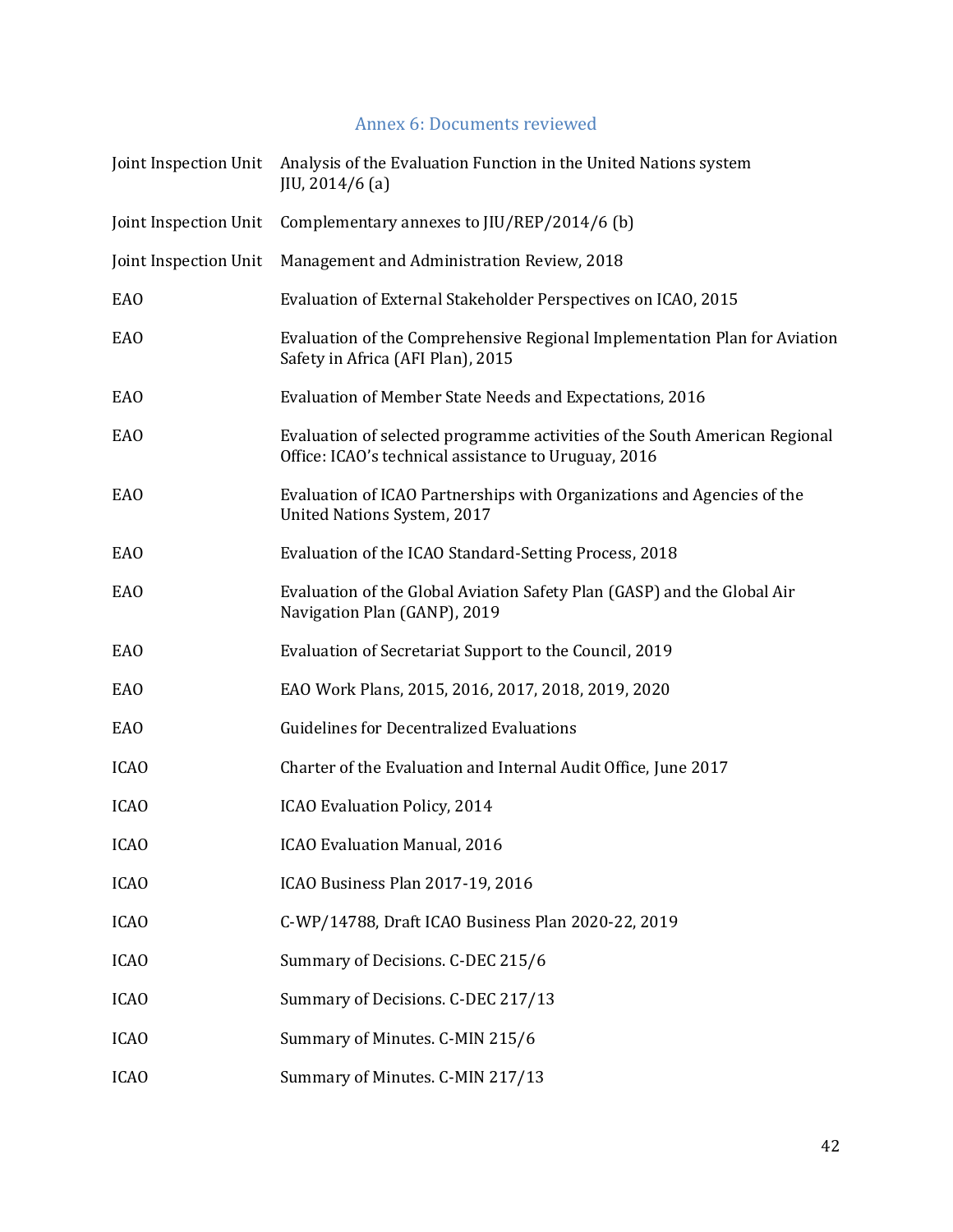## Annex 6: Documents reviewed

| | |
|---|---|
| Joint Inspection Unit | Analysis of the Evaluation Function in the United Nations system JIU, 2014/6 (a) |
| Joint Inspection Unit | Complementary annexes to JIU/REP/2014/6 (b) |
| Joint Inspection Unit | Management and Administration Review, 2018 |
| EAO | Evaluation of External Stakeholder Perspectives on ICAO, 2015 |
| EAO | Evaluation of the Comprehensive Regional Implementation Plan for Aviation Safety in Africa (AFI Plan), 2015 |
| EAO | Evaluation of Member State Needs and Expectations, 2016 |
| EAO | Evaluation of selected programme activities of the South American Regional Office: ICAO's technical assistance to Uruguay, 2016 |
| EAO | Evaluation of ICAO Partnerships with Organizations and Agencies of the United Nations System, 2017 |
| EAO | Evaluation of the ICAO Standard-Setting Process, 2018 |
| EAO | Evaluation of the Global Aviation Safety Plan (GASP) and the Global Air Navigation Plan (GANP), 2019 |
| EAO | Evaluation of Secretariat Support to the Council, 2019 |
| EAO | EAO Work Plans, 2015, 2016, 2017, 2018, 2019, 2020 |
| EAO | Guidelines for Decentralized Evaluations |
| ICAO | Charter of the Evaluation and Internal Audit Office, June 2017 |
| ICAO | ICAO Evaluation Policy, 2014 |
| ICAO | ICAO Evaluation Manual, 2016 |
| ICAO | ICAO Business Plan 2017-19, 2016 |
| ICAO | C-WP/14788, Draft ICAO Business Plan 2020-22, 2019 |
| ICAO | Summary of Decisions. C-DEC 215/6 |
| ICAO | Summary of Decisions. C-DEC 217/13 |
| ICAO | Summary of Minutes. C-MIN 215/6 |
| ICAO | Summary of Minutes. C-MIN 217/13 |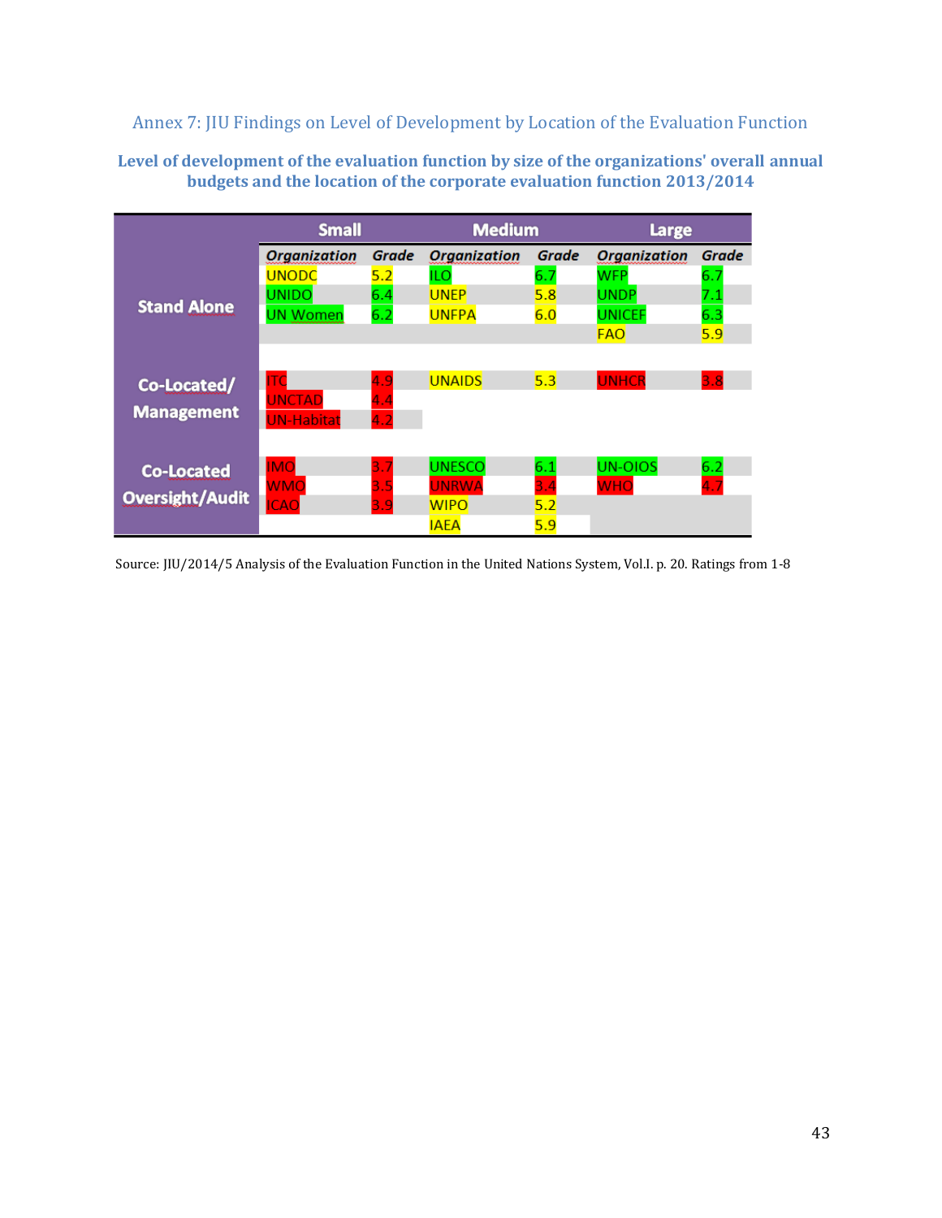## Annex 7: JIU Findings on Level of Development by Location of the Evaluation Function

**Level of development of the evaluation function by size of the organizations' overall annual budgets and the location of the corporate evaluation function 2013/2014**

| | Small | | Medium | | Large | |
|---|---|---|---|---|---|---|
| | ***Organization*** | ***Grade*** | ***Organization*** | ***Grade*** | ***Organization*** | ***Grade*** |
| **Stand Alone** | UNODC | 5.2 | ILO | 6.7 | WFP | 6.7 |
| | UNIDO | 6.4 | UNEP | 5.8 | UNDP | 7.1 |
| | UN Women | 6.2 | UNFPA | 6.0 | UNICEF | 6.3 |
| | | | | | FAO | 5.9 |
| **Co-Located/ Management** | ITC | 4.9 | UNAIDS | 5.3 | UNHCR | 3.8 |
| | UNCTAD | 4.4 | | | | |
| | UN-Habitat | 4.2 | | | | |
| **Co-Located Oversight/Audit** | IMO | 3.7 | UNESCO | 6.1 | UN-OIOS | 6.2 |
| | WMO | 3.5 | UNRWA | 3.4 | WHO | 4.7 |
| | ICAO | 3.9 | WIPO | 5.2 | | |
| | | | IAEA | 5.9 | | |

Source: JIU/2014/5 Analysis of the Evaluation Function in the United Nations System, Vol.I. p. 20. Ratings from 1-8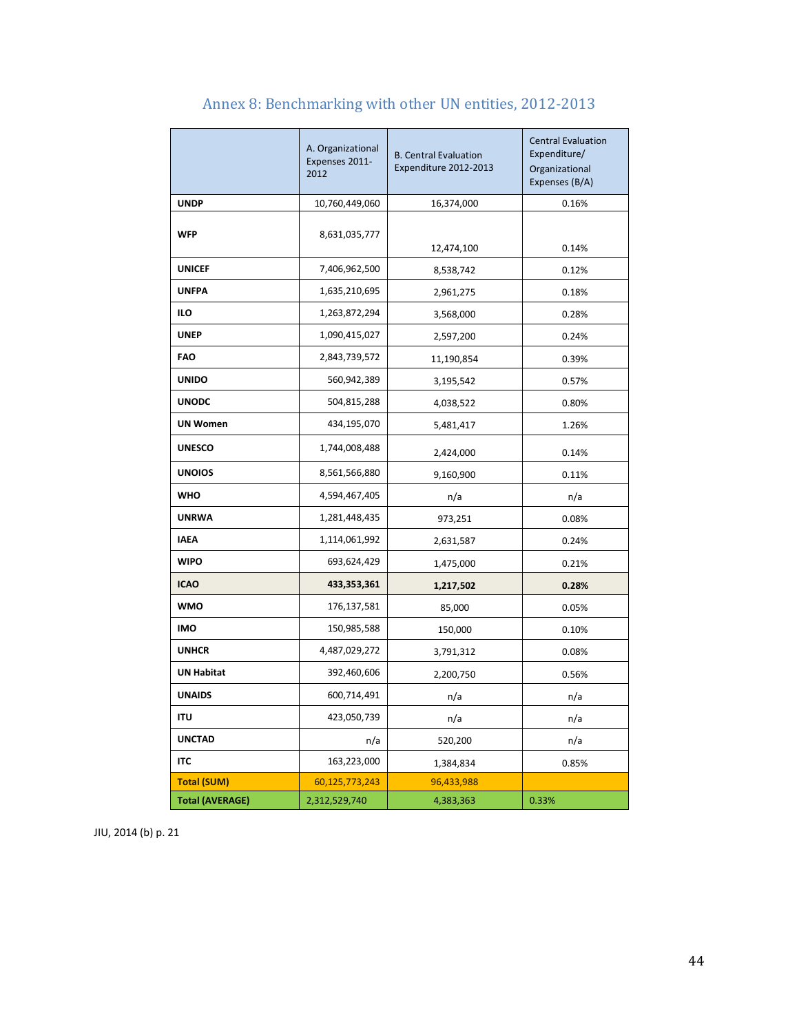## Annex 8: Benchmarking with other UN entities, 2012-2013

| | A. Organizational Expenses 2011-2012 | B. Central Evaluation Expenditure 2012-2013 | Central Evaluation Expenditure/ Organizational Expenses (B/A) |
|---|---|---|---|
| **UNDP** | 10,760,449,060 | 16,374,000 | 0.16% |
| **WFP** | 8,631,035,777 | 12,474,100 | 0.14% |
| **UNICEF** | 7,406,962,500 | 8,538,742 | 0.12% |
| **UNFPA** | 1,635,210,695 | 2,961,275 | 0.18% |
| **ILO** | 1,263,872,294 | 3,568,000 | 0.28% |
| **UNEP** | 1,090,415,027 | 2,597,200 | 0.24% |
| **FAO** | 2,843,739,572 | 11,190,854 | 0.39% |
| **UNIDO** | 560,942,389 | 3,195,542 | 0.57% |
| **UNODC** | 504,815,288 | 4,038,522 | 0.80% |
| **UN Women** | 434,195,070 | 5,481,417 | 1.26% |
| **UNESCO** | 1,744,008,488 | 2,424,000 | 0.14% |
| **UNOIOS** | 8,561,566,880 | 9,160,900 | 0.11% |
| **WHO** | 4,594,467,405 | n/a | n/a |
| **UNRWA** | 1,281,448,435 | 973,251 | 0.08% |
| **IAEA** | 1,114,061,992 | 2,631,587 | 0.24% |
| **WIPO** | 693,624,429 | 1,475,000 | 0.21% |
| **ICAO** | **433,353,361** | **1,217,502** | **0.28%** |
| **WMO** | 176,137,581 | 85,000 | 0.05% |
| **IMO** | 150,985,588 | 150,000 | 0.10% |
| **UNHCR** | 4,487,029,272 | 3,791,312 | 0.08% |
| **UN Habitat** | 392,460,606 | 2,200,750 | 0.56% |
| **UNAIDS** | 600,714,491 | n/a | n/a |
| **ITU** | 423,050,739 | n/a | n/a |
| **UNCTAD** | n/a | 520,200 | n/a |
| **ITC** | 163,223,000 | 1,384,834 | 0.85% |
| **Total (SUM)** | 60,125,773,243 | 96,433,988 | |
| **Total (AVERAGE)** | 2,312,529,740 | 4,383,363 | 0.33% |

JIU, 2014 (b) p. 21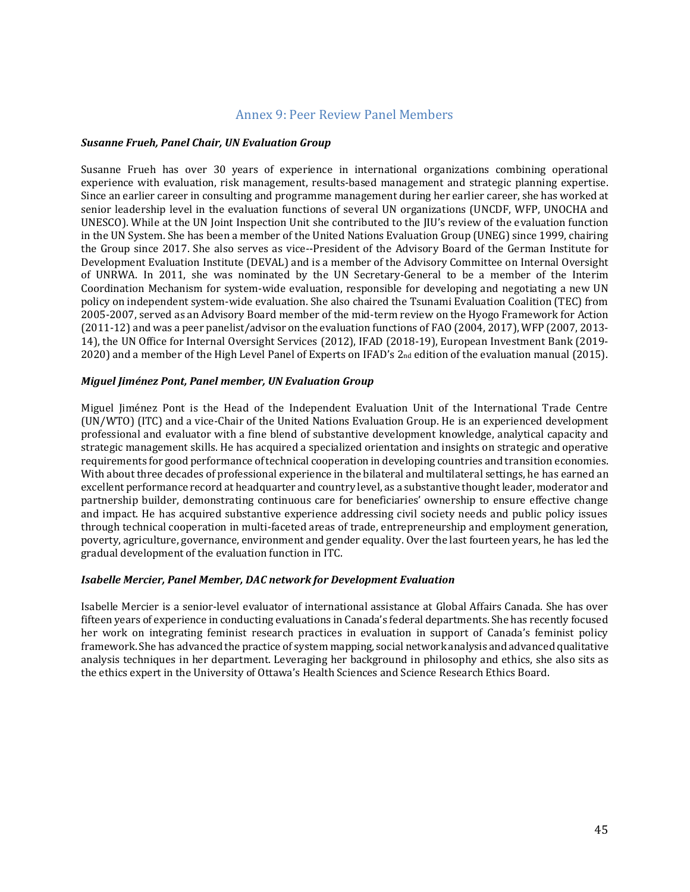## Annex 9: Peer Review Panel Members

***Susanne Frueh, Panel Chair, UN Evaluation Group***

Susanne Frueh has over 30 years of experience in international organizations combining operational experience with evaluation, risk management, results-based management and strategic planning expertise. Since an earlier career in consulting and programme management during her earlier career, she has worked at senior leadership level in the evaluation functions of several UN organizations (UNCDF, WFP, UNOCHA and UNESCO). While at the UN Joint Inspection Unit she contributed to the JIU's review of the evaluation function in the UN System. She has been a member of the United Nations Evaluation Group (UNEG) since 1999, chairing the Group since 2017. She also serves as vice--President of the Advisory Board of the German Institute for Development Evaluation Institute (DEVAL) and is a member of the Advisory Committee on Internal Oversight of UNRWA. In 2011, she was nominated by the UN Secretary-General to be a member of the Interim Coordination Mechanism for system-wide evaluation, responsible for developing and negotiating a new UN policy on independent system-wide evaluation. She also chaired the Tsunami Evaluation Coalition (TEC) from 2005-2007, served as an Advisory Board member of the mid-term review on the Hyogo Framework for Action (2011-12) and was a peer panelist/advisor on the evaluation functions of FAO (2004, 2017), WFP (2007, 2013-14), the UN Office for Internal Oversight Services (2012), IFAD (2018-19), European Investment Bank (2019-2020) and a member of the High Level Panel of Experts on IFAD's 2nd edition of the evaluation manual (2015).

***Miguel Jiménez Pont, Panel member, UN Evaluation Group***

Miguel Jiménez Pont is the Head of the Independent Evaluation Unit of the International Trade Centre (UN/WTO) (ITC) and a vice-Chair of the United Nations Evaluation Group. He is an experienced development professional and evaluator with a fine blend of substantive development knowledge, analytical capacity and strategic management skills. He has acquired a specialized orientation and insights on strategic and operative requirements for good performance of technical cooperation in developing countries and transition economies. With about three decades of professional experience in the bilateral and multilateral settings, he has earned an excellent performance record at headquarter and country level, as a substantive thought leader, moderator and partnership builder, demonstrating continuous care for beneficiaries' ownership to ensure effective change and impact. He has acquired substantive experience addressing civil society needs and public policy issues through technical cooperation in multi-faceted areas of trade, entrepreneurship and employment generation, poverty, agriculture, governance, environment and gender equality. Over the last fourteen years, he has led the gradual development of the evaluation function in ITC.

***Isabelle Mercier, Panel Member, DAC network for Development Evaluation***

Isabelle Mercier is a senior-level evaluator of international assistance at Global Affairs Canada. She has over fifteen years of experience in conducting evaluations in Canada's federal departments. She has recently focused her work on integrating feminist research practices in evaluation in support of Canada's feminist policy framework. She has advanced the practice of system mapping, social network analysis and advanced qualitative analysis techniques in her department. Leveraging her background in philosophy and ethics, she also sits as the ethics expert in the University of Ottawa's Health Sciences and Science Research Ethics Board.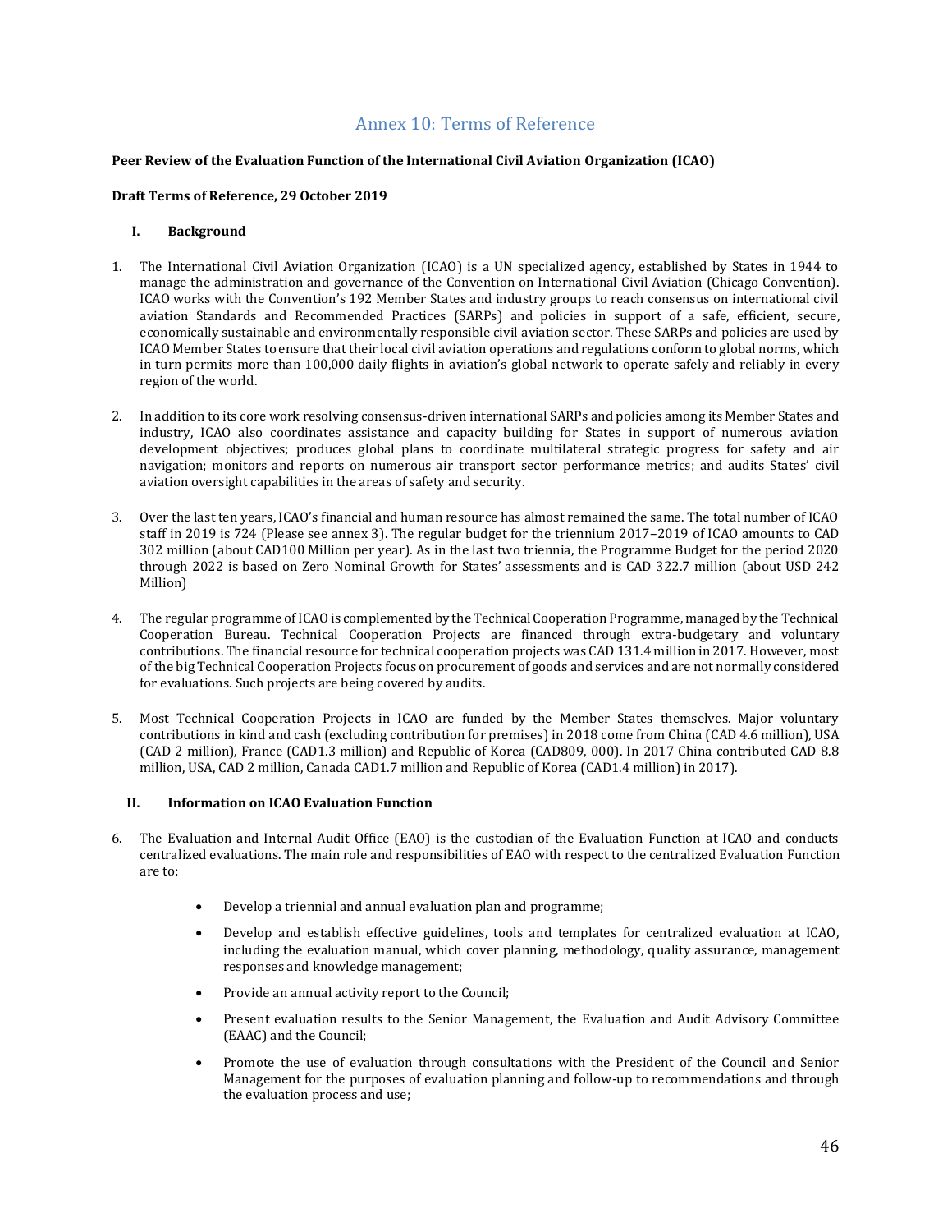## Annex 10: Terms of Reference

**Peer Review of the Evaluation Function of the International Civil Aviation Organization (ICAO)**

**Draft Terms of Reference, 29 October 2019**

### I. Background

1. The International Civil Aviation Organization (ICAO) is a UN specialized agency, established by States in 1944 to manage the administration and governance of the Convention on International Civil Aviation (Chicago Convention). ICAO works with the Convention's 192 Member States and industry groups to reach consensus on international civil aviation Standards and Recommended Practices (SARPs) and policies in support of a safe, efficient, secure, economically sustainable and environmentally responsible civil aviation sector. These SARPs and policies are used by ICAO Member States to ensure that their local civil aviation operations and regulations conform to global norms, which in turn permits more than 100,000 daily flights in aviation's global network to operate safely and reliably in every region of the world.

2. In addition to its core work resolving consensus-driven international SARPs and policies among its Member States and industry, ICAO also coordinates assistance and capacity building for States in support of numerous aviation development objectives; produces global plans to coordinate multilateral strategic progress for safety and air navigation; monitors and reports on numerous air transport sector performance metrics; and audits States' civil aviation oversight capabilities in the areas of safety and security.

3. Over the last ten years, ICAO's financial and human resource has almost remained the same. The total number of ICAO staff in 2019 is 724 (Please see annex 3). The regular budget for the triennium 2017–2019 of ICAO amounts to CAD 302 million (about CAD100 Million per year). As in the last two triennia, the Programme Budget for the period 2020 through 2022 is based on Zero Nominal Growth for States' assessments and is CAD 322.7 million (about USD 242 Million)

4. The regular programme of ICAO is complemented by the Technical Cooperation Programme, managed by the Technical Cooperation Bureau. Technical Cooperation Projects are financed through extra-budgetary and voluntary contributions. The financial resource for technical cooperation projects was CAD 131.4 million in 2017. However, most of the big Technical Cooperation Projects focus on procurement of goods and services and are not normally considered for evaluations. Such projects are being covered by audits.

5. Most Technical Cooperation Projects in ICAO are funded by the Member States themselves. Major voluntary contributions in kind and cash (excluding contribution for premises) in 2018 come from China (CAD 4.6 million), USA (CAD 2 million), France (CAD1.3 million) and Republic of Korea (CAD809, 000). In 2017 China contributed CAD 8.8 million, USA, CAD 2 million, Canada CAD1.7 million and Republic of Korea (CAD1.4 million) in 2017).

### II. Information on ICAO Evaluation Function

6. The Evaluation and Internal Audit Office (EAO) is the custodian of the Evaluation Function at ICAO and conducts centralized evaluations. The main role and responsibilities of EAO with respect to the centralized Evaluation Function are to:

   - Develop a triennial and annual evaluation plan and programme;
   - Develop and establish effective guidelines, tools and templates for centralized evaluation at ICAO, including the evaluation manual, which cover planning, methodology, quality assurance, management responses and knowledge management;
   - Provide an annual activity report to the Council;
   - Present evaluation results to the Senior Management, the Evaluation and Audit Advisory Committee (EAAC) and the Council;
   - Promote the use of evaluation through consultations with the President of the Council and Senior Management for the purposes of evaluation planning and follow-up to recommendations and through the evaluation process and use;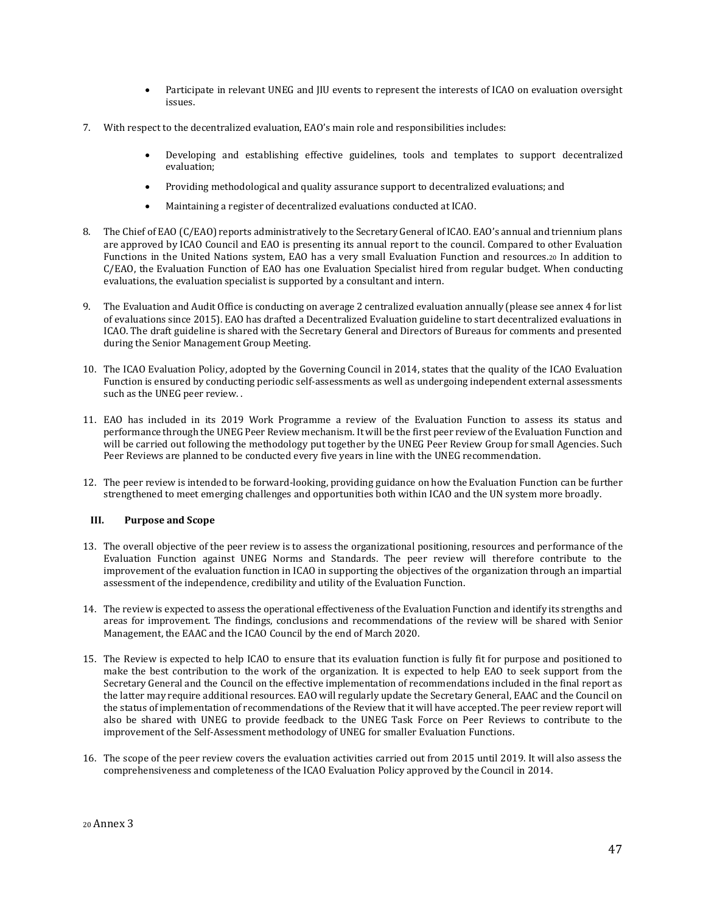- Participate in relevant UNEG and JIU events to represent the interests of ICAO on evaluation oversight issues.

7. With respect to the decentralized evaluation, EAO's main role and responsibilities includes:

   - Developing and establishing effective guidelines, tools and templates to support decentralized evaluation;
   - Providing methodological and quality assurance support to decentralized evaluations; and
   - Maintaining a register of decentralized evaluations conducted at ICAO.

8. The Chief of EAO (C/EAO) reports administratively to the Secretary General of ICAO. EAO's annual and triennium plans are approved by ICAO Council and EAO is presenting its annual report to the council. Compared to other Evaluation Functions in the United Nations system, EAO has a very small Evaluation Function and resources.[20] In addition to C/EAO, the Evaluation Function of EAO has one Evaluation Specialist hired from regular budget. When conducting evaluations, the evaluation specialist is supported by a consultant and intern.

9. The Evaluation and Audit Office is conducting on average 2 centralized evaluation annually (please see annex 4 for list of evaluations since 2015). EAO has drafted a Decentralized Evaluation guideline to start decentralized evaluations in ICAO. The draft guideline is shared with the Secretary General and Directors of Bureaus for comments and presented during the Senior Management Group Meeting.

10. The ICAO Evaluation Policy, adopted by the Governing Council in 2014, states that the quality of the ICAO Evaluation Function is ensured by conducting periodic self-assessments as well as undergoing independent external assessments such as the UNEG peer review. .

11. EAO has included in its 2019 Work Programme a review of the Evaluation Function to assess its status and performance through the UNEG Peer Review mechanism. It will be the first peer review of the Evaluation Function and will be carried out following the methodology put together by the UNEG Peer Review Group for small Agencies. Such Peer Reviews are planned to be conducted every five years in line with the UNEG recommendation.

12. The peer review is intended to be forward-looking, providing guidance on how the Evaluation Function can be further strengthened to meet emerging challenges and opportunities both within ICAO and the UN system more broadly.

### III. Purpose and Scope

13. The overall objective of the peer review is to assess the organizational positioning, resources and performance of the Evaluation Function against UNEG Norms and Standards. The peer review will therefore contribute to the improvement of the evaluation function in ICAO in supporting the objectives of the organization through an impartial assessment of the independence, credibility and utility of the Evaluation Function.

14. The review is expected to assess the operational effectiveness of the Evaluation Function and identify its strengths and areas for improvement. The findings, conclusions and recommendations of the review will be shared with Senior Management, the EAAC and the ICAO Council by the end of March 2020.

15. The Review is expected to help ICAO to ensure that its evaluation function is fully fit for purpose and positioned to make the best contribution to the work of the organization. It is expected to help EAO to seek support from the Secretary General and the Council on the effective implementation of recommendations included in the final report as the latter may require additional resources. EAO will regularly update the Secretary General, EAAC and the Council on the status of implementation of recommendations of the Review that it will have accepted. The peer review report will also be shared with UNEG to provide feedback to the UNEG Task Force on Peer Reviews to contribute to the improvement of the Self-Assessment methodology of UNEG for smaller Evaluation Functions.

16. The scope of the peer review covers the evaluation activities carried out from 2015 until 2019. It will also assess the comprehensiveness and completeness of the ICAO Evaluation Policy approved by the Council in 2014.

[20] Annex 3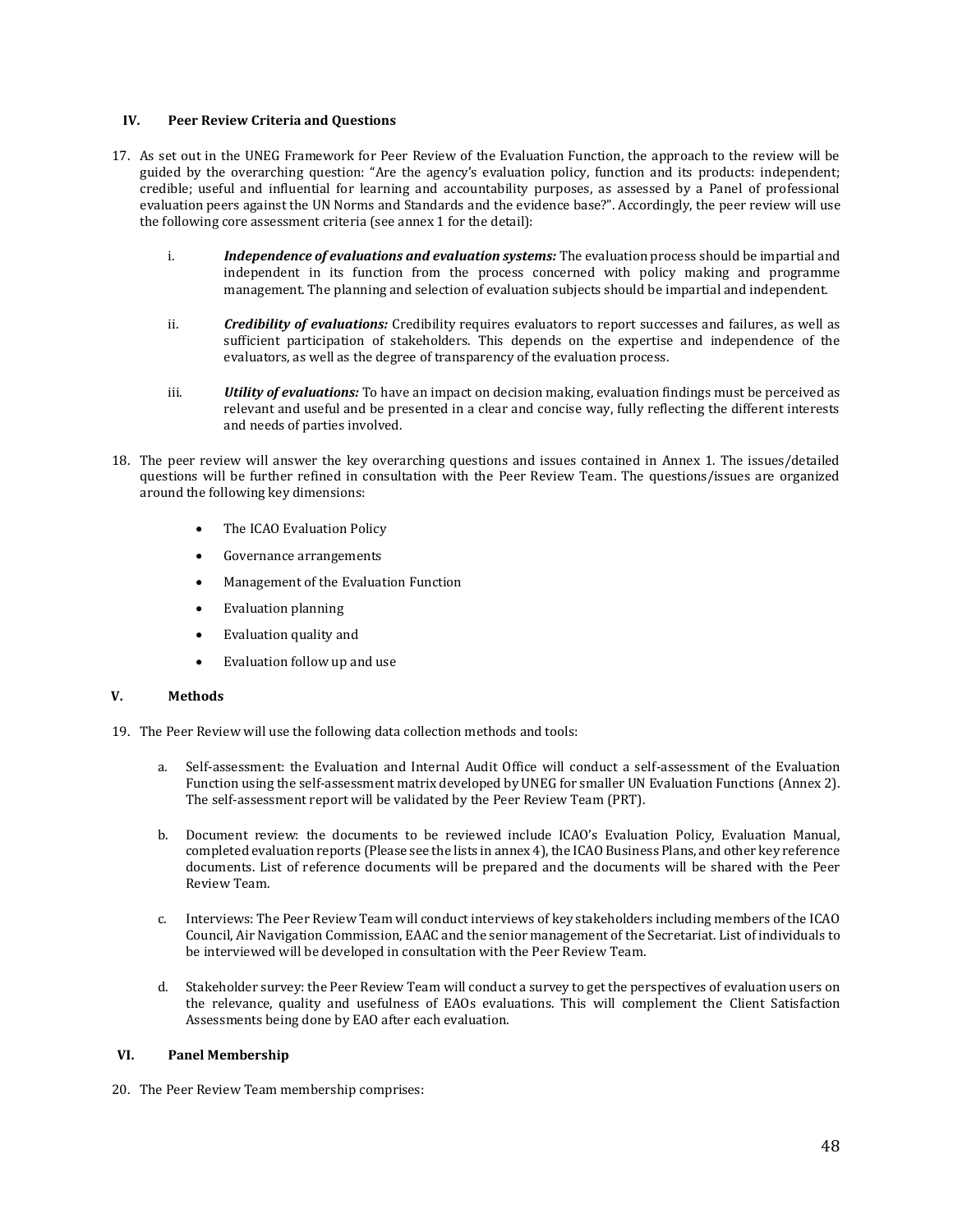## IV. Peer Review Criteria and Questions

17. As set out in the UNEG Framework for Peer Review of the Evaluation Function, the approach to the review will be guided by the overarching question: "Are the agency's evaluation policy, function and its products: independent; credible; useful and influential for learning and accountability purposes, as assessed by a Panel of professional evaluation peers against the UN Norms and Standards and the evidence base?". Accordingly, the peer review will use the following core assessment criteria (see annex 1 for the detail):

    i. ***Independence of evaluations and evaluation systems:*** The evaluation process should be impartial and independent in its function from the process concerned with policy making and programme management. The planning and selection of evaluation subjects should be impartial and independent.

    ii. ***Credibility of evaluations:*** Credibility requires evaluators to report successes and failures, as well as sufficient participation of stakeholders. This depends on the expertise and independence of the evaluators, as well as the degree of transparency of the evaluation process.

    iii. ***Utility of evaluations:*** To have an impact on decision making, evaluation findings must be perceived as relevant and useful and be presented in a clear and concise way, fully reflecting the different interests and needs of parties involved.

18. The peer review will answer the key overarching questions and issues contained in Annex 1. The issues/detailed questions will be further refined in consultation with the Peer Review Team. The questions/issues are organized around the following key dimensions:

    - The ICAO Evaluation Policy
    - Governance arrangements
    - Management of the Evaluation Function
    - Evaluation planning
    - Evaluation quality and
    - Evaluation follow up and use

## V. Methods

19. The Peer Review will use the following data collection methods and tools:

    a. Self-assessment: the Evaluation and Internal Audit Office will conduct a self-assessment of the Evaluation Function using the self-assessment matrix developed by UNEG for smaller UN Evaluation Functions (Annex 2). The self-assessment report will be validated by the Peer Review Team (PRT).

    b. Document review: the documents to be reviewed include ICAO's Evaluation Policy, Evaluation Manual, completed evaluation reports (Please see the lists in annex 4), the ICAO Business Plans, and other key reference documents. List of reference documents will be prepared and the documents will be shared with the Peer Review Team.

    c. Interviews: The Peer Review Team will conduct interviews of key stakeholders including members of the ICAO Council, Air Navigation Commission, EAAC and the senior management of the Secretariat. List of individuals to be interviewed will be developed in consultation with the Peer Review Team.

    d. Stakeholder survey: the Peer Review Team will conduct a survey to get the perspectives of evaluation users on the relevance, quality and usefulness of EAOs evaluations. This will complement the Client Satisfaction Assessments being done by EAO after each evaluation.

## VI. Panel Membership

20. The Peer Review Team membership comprises: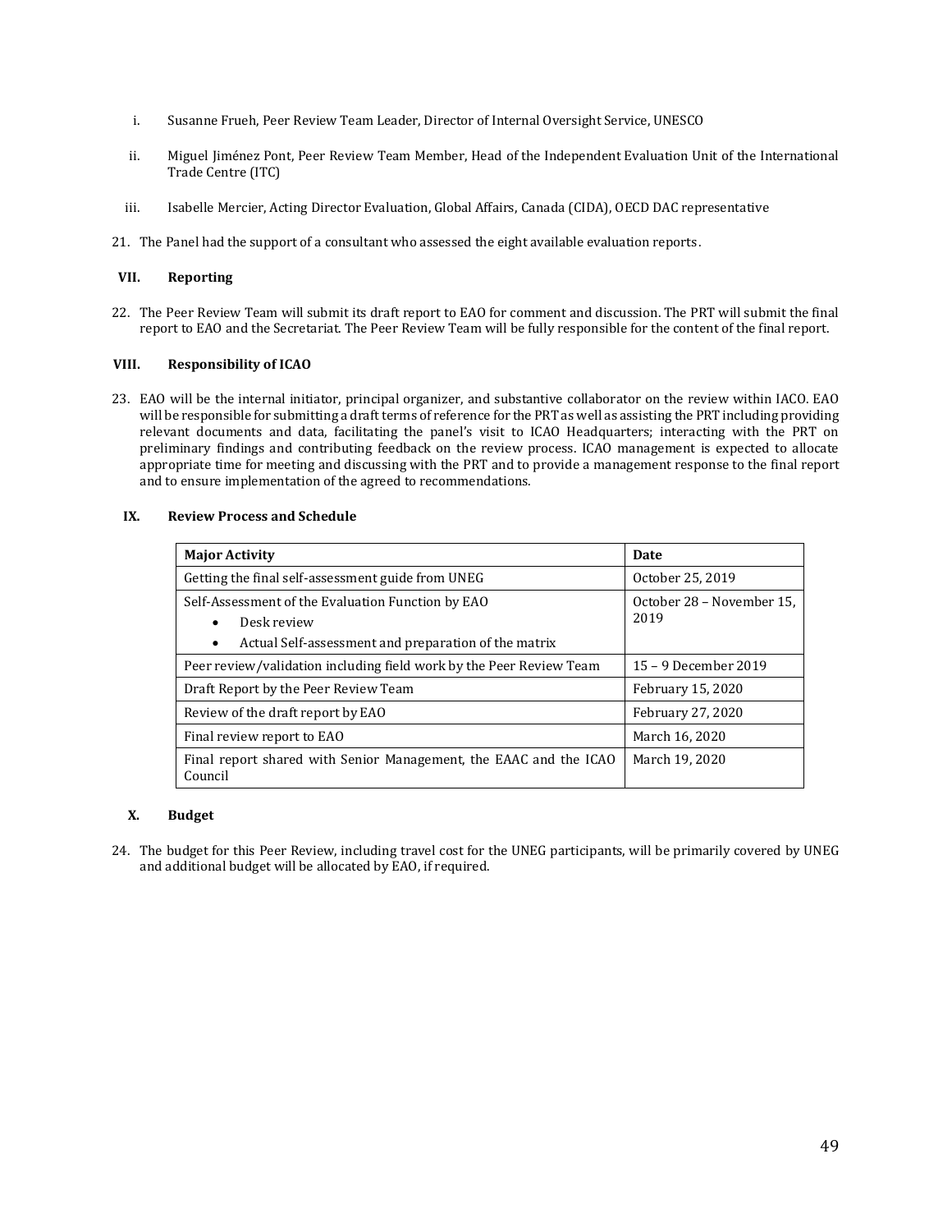i. Susanne Frueh, Peer Review Team Leader, Director of Internal Oversight Service, UNESCO

ii. Miguel Jiménez Pont, Peer Review Team Member, Head of the Independent Evaluation Unit of the International Trade Centre (ITC)

iii. Isabelle Mercier, Acting Director Evaluation, Global Affairs, Canada (CIDA), OECD DAC representative

21. The Panel had the support of a consultant who assessed the eight available evaluation reports.

## VII. Reporting

22. The Peer Review Team will submit its draft report to EAO for comment and discussion. The PRT will submit the final report to EAO and the Secretariat. The Peer Review Team will be fully responsible for the content of the final report.

## VIII. Responsibility of ICAO

23. EAO will be the internal initiator, principal organizer, and substantive collaborator on the review within IACO. EAO will be responsible for submitting a draft terms of reference for the PRT as well as assisting the PRT including providing relevant documents and data, facilitating the panel's visit to ICAO Headquarters; interacting with the PRT on preliminary findings and contributing feedback on the review process. ICAO management is expected to allocate appropriate time for meeting and discussing with the PRT and to provide a management response to the final report and to ensure implementation of the agreed to recommendations.

## IX. Review Process and Schedule

| Major Activity | Date |
|---|---|
| Getting the final self-assessment guide from UNEG | October 25, 2019 |
| Self-Assessment of the Evaluation Function by EAO<br>• Desk review<br>• Actual Self-assessment and preparation of the matrix | October 28 – November 15, 2019 |
| Peer review/validation including field work by the Peer Review Team | 15 – 9 December 2019 |
| Draft Report by the Peer Review Team | February 15, 2020 |
| Review of the draft report by EAO | February 27, 2020 |
| Final review report to EAO | March 16, 2020 |
| Final report shared with Senior Management, the EAAC and the ICAO Council | March 19, 2020 |

## X. Budget

24. The budget for this Peer Review, including travel cost for the UNEG participants, will be primarily covered by UNEG and additional budget will be allocated by EAO, if required.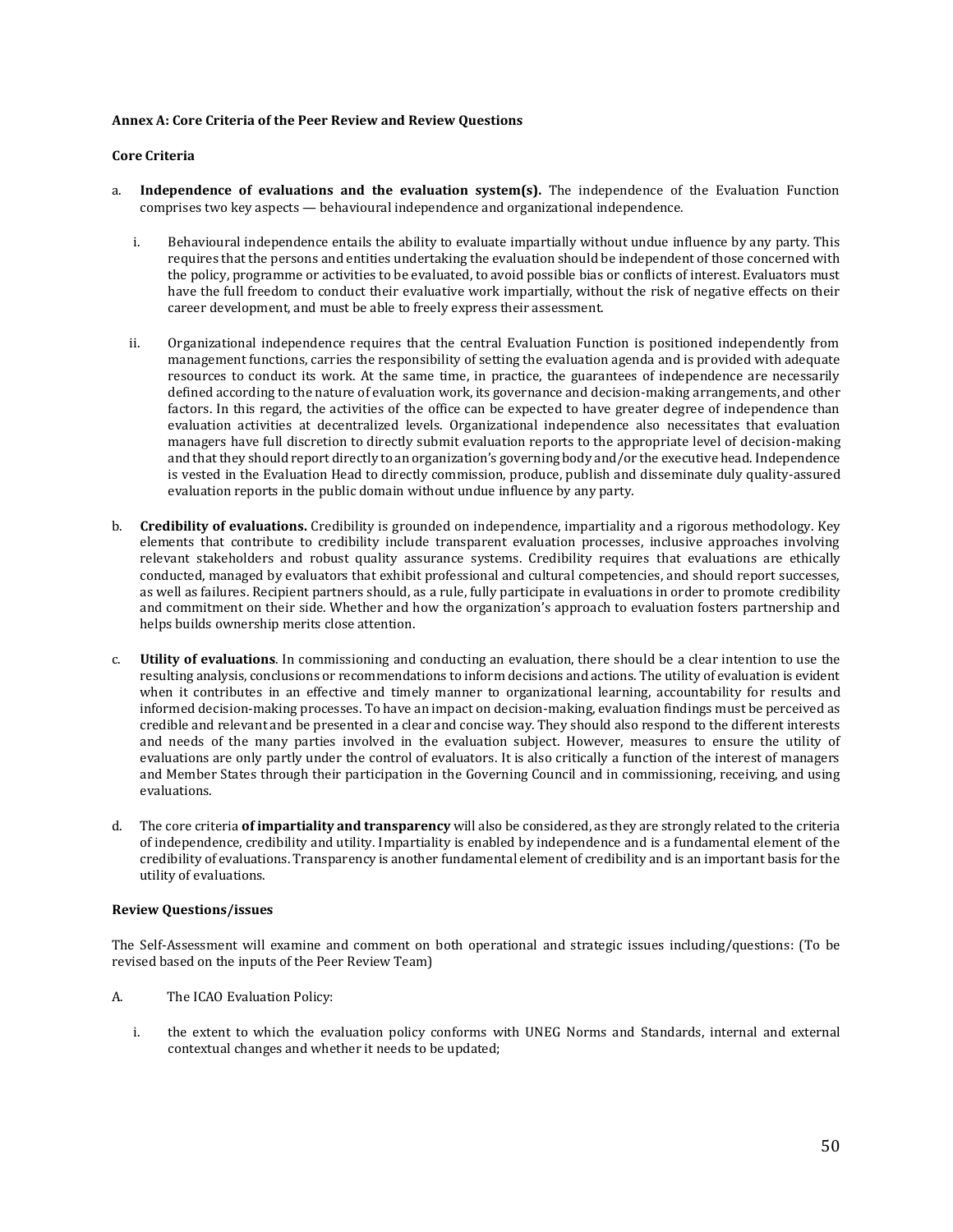**Annex A: Core Criteria of the Peer Review and Review Questions**

**Core Criteria**

a. **Independence of evaluations and the evaluation system(s).** The independence of the Evaluation Function comprises two key aspects — behavioural independence and organizational independence.

   i. Behavioural independence entails the ability to evaluate impartially without undue influence by any party. This requires that the persons and entities undertaking the evaluation should be independent of those concerned with the policy, programme or activities to be evaluated, to avoid possible bias or conflicts of interest. Evaluators must have the full freedom to conduct their evaluative work impartially, without the risk of negative effects on their career development, and must be able to freely express their assessment.

   ii. Organizational independence requires that the central Evaluation Function is positioned independently from management functions, carries the responsibility of setting the evaluation agenda and is provided with adequate resources to conduct its work. At the same time, in practice, the guarantees of independence are necessarily defined according to the nature of evaluation work, its governance and decision-making arrangements, and other factors. In this regard, the activities of the office can be expected to have greater degree of independence than evaluation activities at decentralized levels. Organizational independence also necessitates that evaluation managers have full discretion to directly submit evaluation reports to the appropriate level of decision-making and that they should report directly to an organization's governing body and/or the executive head. Independence is vested in the Evaluation Head to directly commission, produce, publish and disseminate duly quality-assured evaluation reports in the public domain without undue influence by any party.

b. **Credibility of evaluations.** Credibility is grounded on independence, impartiality and a rigorous methodology. Key elements that contribute to credibility include transparent evaluation processes, inclusive approaches involving relevant stakeholders and robust quality assurance systems. Credibility requires that evaluations are ethically conducted, managed by evaluators that exhibit professional and cultural competencies, and should report successes, as well as failures. Recipient partners should, as a rule, fully participate in evaluations in order to promote credibility and commitment on their side. Whether and how the organization's approach to evaluation fosters partnership and helps builds ownership merits close attention.

c. **Utility of evaluations**. In commissioning and conducting an evaluation, there should be a clear intention to use the resulting analysis, conclusions or recommendations to inform decisions and actions. The utility of evaluation is evident when it contributes in an effective and timely manner to organizational learning, accountability for results and informed decision-making processes. To have an impact on decision-making, evaluation findings must be perceived as credible and relevant and be presented in a clear and concise way. They should also respond to the different interests and needs of the many parties involved in the evaluation subject. However, measures to ensure the utility of evaluations are only partly under the control of evaluators. It is also critically a function of the interest of managers and Member States through their participation in the Governing Council and in commissioning, receiving, and using evaluations.

d. The core criteria **of impartiality and transparency** will also be considered, as they are strongly related to the criteria of independence, credibility and utility. Impartiality is enabled by independence and is a fundamental element of the credibility of evaluations. Transparency is another fundamental element of credibility and is an important basis for the utility of evaluations.

**Review Questions/issues**

The Self-Assessment will examine and comment on both operational and strategic issues including/questions: (To be revised based on the inputs of the Peer Review Team)

A. The ICAO Evaluation Policy:

   i. the extent to which the evaluation policy conforms with UNEG Norms and Standards, internal and external contextual changes and whether it needs to be updated;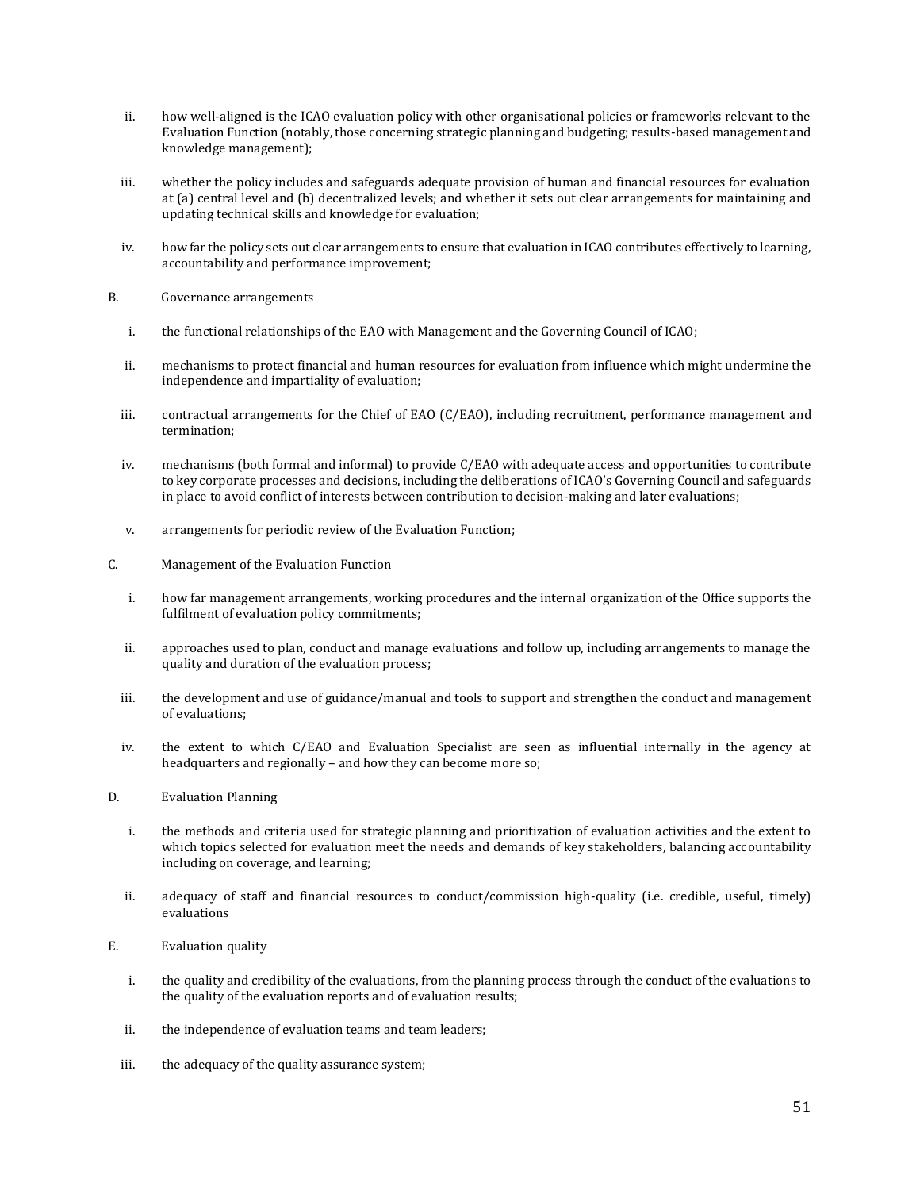ii. how well-aligned is the ICAO evaluation policy with other organisational policies or frameworks relevant to the Evaluation Function (notably, those concerning strategic planning and budgeting; results-based management and knowledge management);

iii. whether the policy includes and safeguards adequate provision of human and financial resources for evaluation at (a) central level and (b) decentralized levels; and whether it sets out clear arrangements for maintaining and updating technical skills and knowledge for evaluation;

iv. how far the policy sets out clear arrangements to ensure that evaluation in ICAO contributes effectively to learning, accountability and performance improvement;

B. Governance arrangements

i. the functional relationships of the EAO with Management and the Governing Council of ICAO;

ii. mechanisms to protect financial and human resources for evaluation from influence which might undermine the independence and impartiality of evaluation;

iii. contractual arrangements for the Chief of EAO (C/EAO), including recruitment, performance management and termination;

iv. mechanisms (both formal and informal) to provide C/EAO with adequate access and opportunities to contribute to key corporate processes and decisions, including the deliberations of ICAO's Governing Council and safeguards in place to avoid conflict of interests between contribution to decision-making and later evaluations;

v. arrangements for periodic review of the Evaluation Function;

C. Management of the Evaluation Function

i. how far management arrangements, working procedures and the internal organization of the Office supports the fulfilment of evaluation policy commitments;

ii. approaches used to plan, conduct and manage evaluations and follow up, including arrangements to manage the quality and duration of the evaluation process;

iii. the development and use of guidance/manual and tools to support and strengthen the conduct and management of evaluations;

iv. the extent to which C/EAO and Evaluation Specialist are seen as influential internally in the agency at headquarters and regionally – and how they can become more so;

D. Evaluation Planning

i. the methods and criteria used for strategic planning and prioritization of evaluation activities and the extent to which topics selected for evaluation meet the needs and demands of key stakeholders, balancing accountability including on coverage, and learning;

ii. adequacy of staff and financial resources to conduct/commission high-quality (i.e. credible, useful, timely) evaluations

E. Evaluation quality

i. the quality and credibility of the evaluations, from the planning process through the conduct of the evaluations to the quality of the evaluation reports and of evaluation results;

ii. the independence of evaluation teams and team leaders;

iii. the adequacy of the quality assurance system;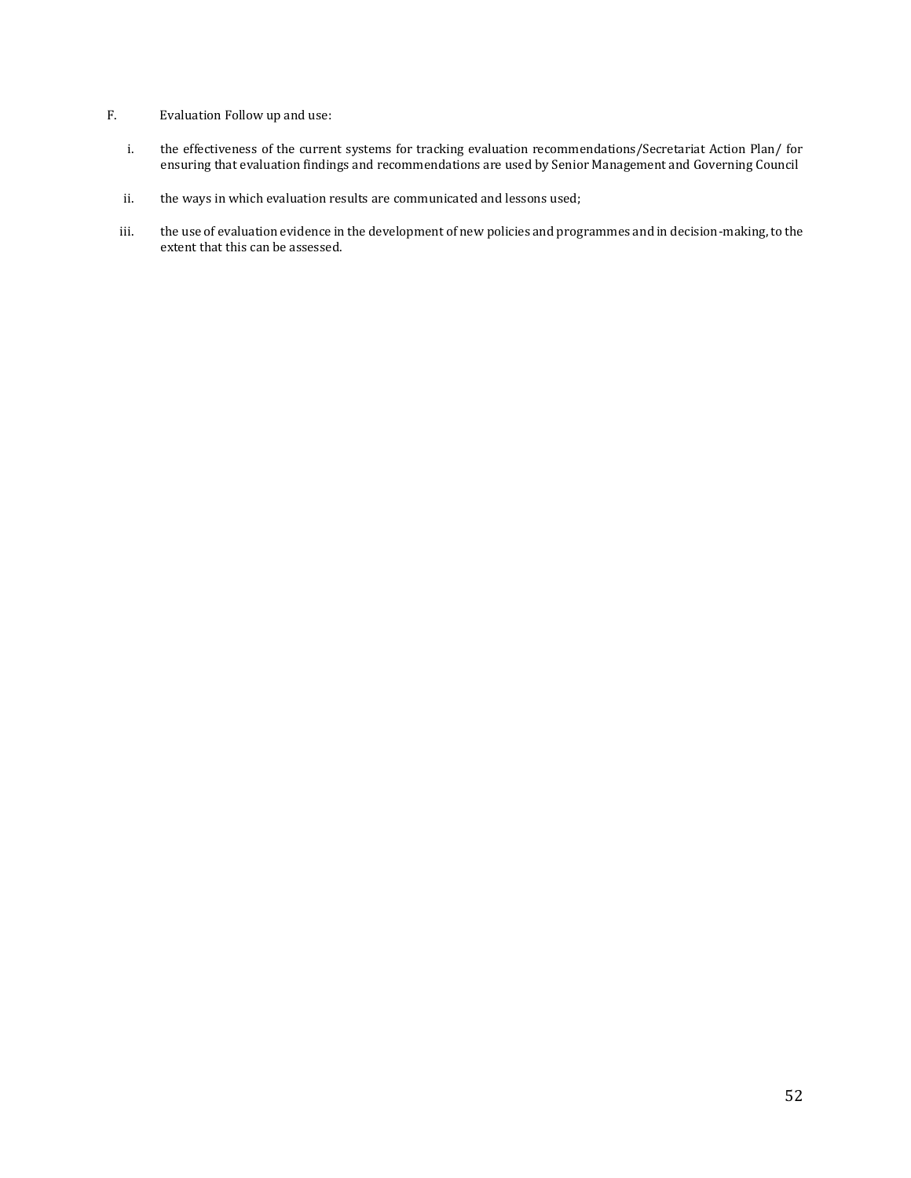F. Evaluation Follow up and use:

i. the effectiveness of the current systems for tracking evaluation recommendations/Secretariat Action Plan/ for ensuring that evaluation findings and recommendations are used by Senior Management and Governing Council

ii. the ways in which evaluation results are communicated and lessons used;

iii. the use of evaluation evidence in the development of new policies and programmes and in decision-making, to the extent that this can be assessed.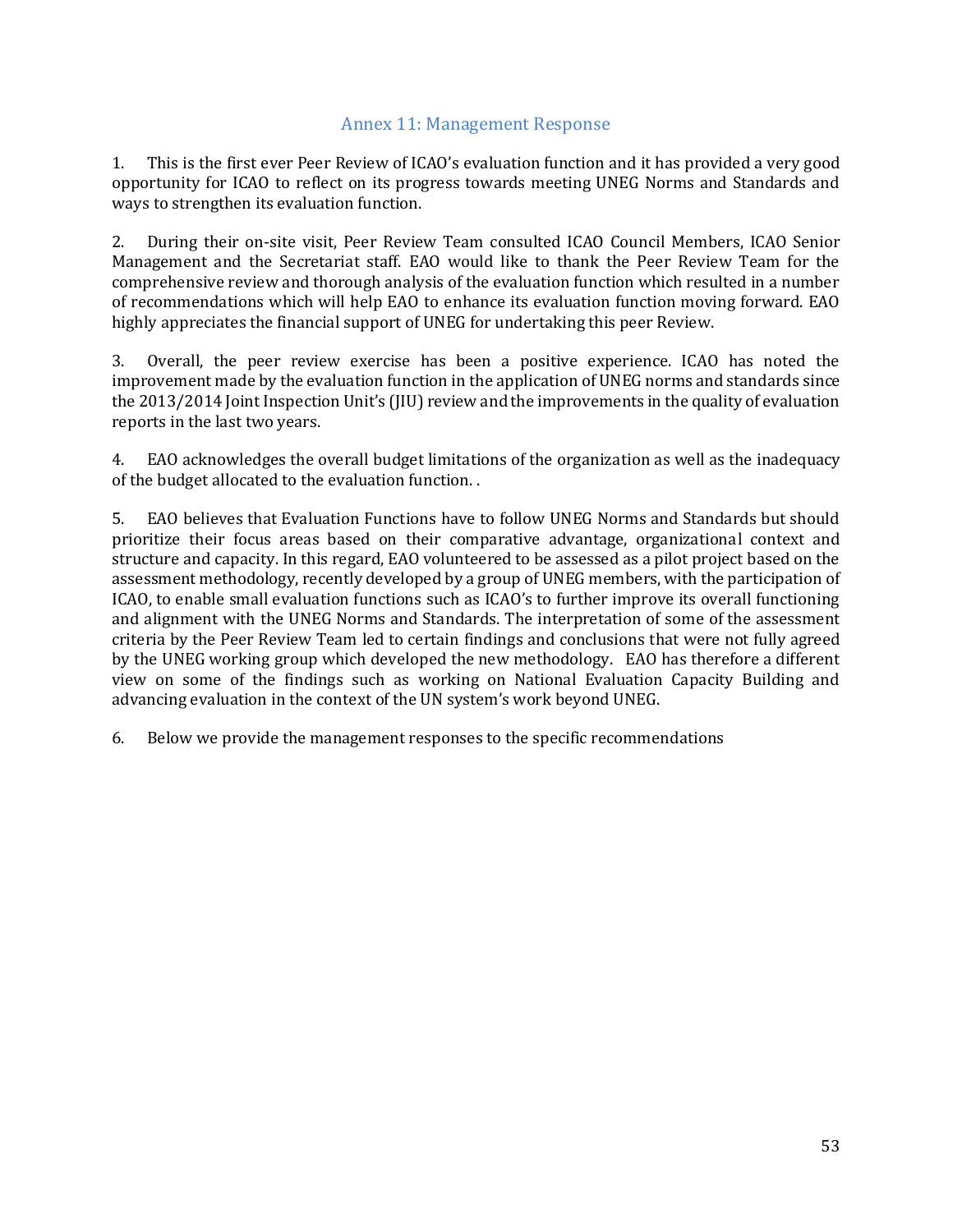## Annex 11: Management Response

1. This is the first ever Peer Review of ICAO's evaluation function and it has provided a very good opportunity for ICAO to reflect on its progress towards meeting UNEG Norms and Standards and ways to strengthen its evaluation function.

2. During their on-site visit, Peer Review Team consulted ICAO Council Members, ICAO Senior Management and the Secretariat staff. EAO would like to thank the Peer Review Team for the comprehensive review and thorough analysis of the evaluation function which resulted in a number of recommendations which will help EAO to enhance its evaluation function moving forward. EAO highly appreciates the financial support of UNEG for undertaking this peer Review.

3. Overall, the peer review exercise has been a positive experience. ICAO has noted the improvement made by the evaluation function in the application of UNEG norms and standards since the 2013/2014 Joint Inspection Unit's (JIU) review and the improvements in the quality of evaluation reports in the last two years.

4. EAO acknowledges the overall budget limitations of the organization as well as the inadequacy of the budget allocated to the evaluation function. .

5. EAO believes that Evaluation Functions have to follow UNEG Norms and Standards but should prioritize their focus areas based on their comparative advantage, organizational context and structure and capacity. In this regard, EAO volunteered to be assessed as a pilot project based on the assessment methodology, recently developed by a group of UNEG members, with the participation of ICAO, to enable small evaluation functions such as ICAO's to further improve its overall functioning and alignment with the UNEG Norms and Standards. The interpretation of some of the assessment criteria by the Peer Review Team led to certain findings and conclusions that were not fully agreed by the UNEG working group which developed the new methodology. EAO has therefore a different view on some of the findings such as working on National Evaluation Capacity Building and advancing evaluation in the context of the UN system's work beyond UNEG.

6. Below we provide the management responses to the specific recommendations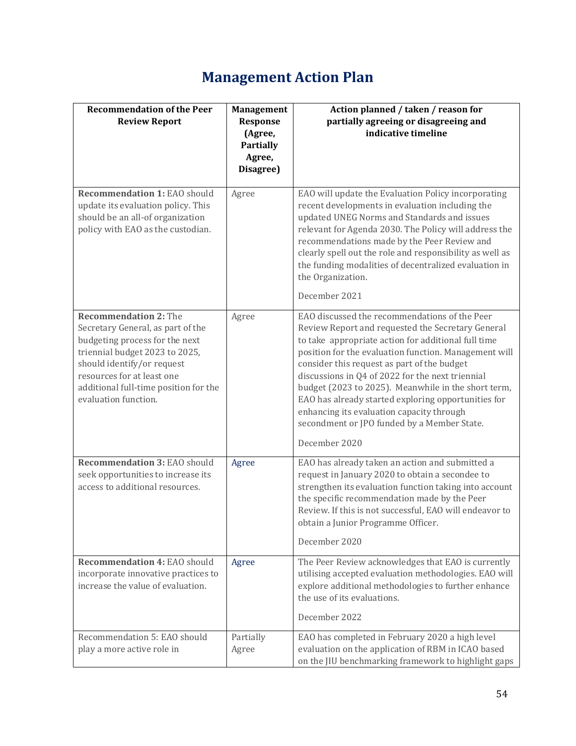# Management Action Plan

| Recommendation of the Peer Review Report | Management Response (Agree, Partially Agree, Disagree) | Action planned / taken / reason for partially agreeing or disagreeing and indicative timeline |
|---|---|---|
| **Recommendation 1:** EAO should update its evaluation policy. This should be an all-of organization policy with EAO as the custodian. | Agree | EAO will update the Evaluation Policy incorporating recent developments in evaluation including the updated UNEG Norms and Standards and issues relevant for Agenda 2030. The Policy will address the recommendations made by the Peer Review and clearly spell out the role and responsibility as well as the funding modalities of decentralized evaluation in the Organization.<br><br>December 2021 |
| **Recommendation 2:** The Secretary General, as part of the budgeting process for the next triennial budget 2023 to 2025, should identify/or request resources for at least one additional full-time position for the evaluation function. | Agree | EAO discussed the recommendations of the Peer Review Report and requested the Secretary General to take appropriate action for additional full time position for the evaluation function. Management will consider this request as part of the budget discussions in Q4 of 2022 for the next triennial budget (2023 to 2025). Meanwhile in the short term, EAO has already started exploring opportunities for enhancing its evaluation capacity through secondment or JPO funded by a Member State.<br><br>December 2020 |
| **Recommendation 3:** EAO should seek opportunities to increase its access to additional resources. | Agree | EAO has already taken an action and submitted a request in January 2020 to obtain a secondee to strengthen its evaluation function taking into account the specific recommendation made by the Peer Review. If this is not successful, EAO will endeavor to obtain a Junior Programme Officer.<br><br>December 2020 |
| **Recommendation 4:** EAO should incorporate innovative practices to increase the value of evaluation. | Agree | The Peer Review acknowledges that EAO is currently utilising accepted evaluation methodologies. EAO will explore additional methodologies to further enhance the use of its evaluations.<br><br>December 2022 |
| Recommendation 5: EAO should play a more active role in | Partially Agree | EAO has completed in February 2020 a high level evaluation on the application of RBM in ICAO based on the JIU benchmarking framework to highlight gaps |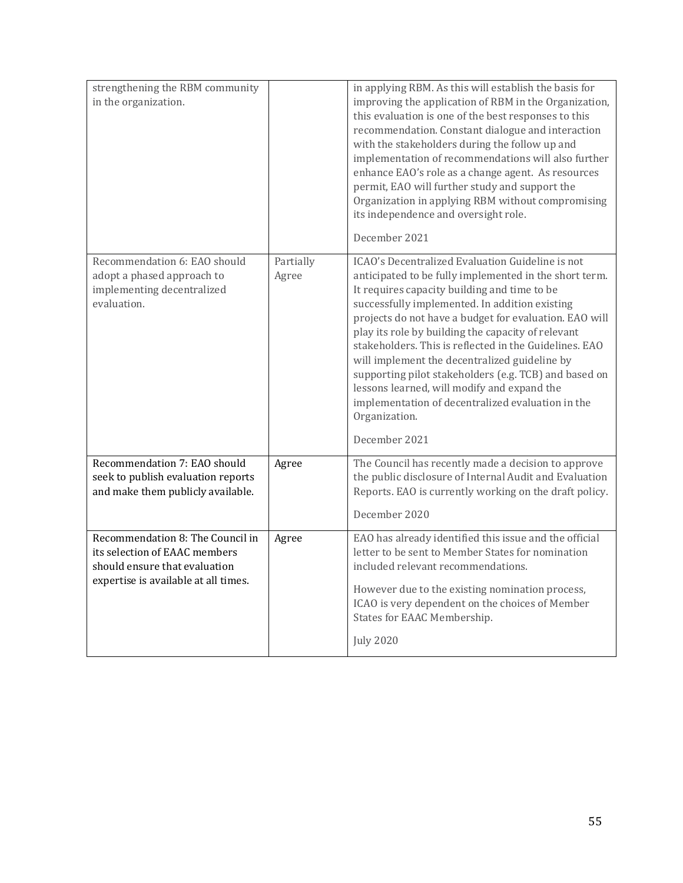| | | |
|---|---|---|
| strengthening the RBM community in the organization. | | in applying RBM. As this will establish the basis for improving the application of RBM in the Organization, this evaluation is one of the best responses to this recommendation. Constant dialogue and interaction with the stakeholders during the follow up and implementation of recommendations will also further enhance EAO's role as a change agent. As resources permit, EAO will further study and support the Organization in applying RBM without compromising its independence and oversight role.<br><br>December 2021 |
| Recommendation 6: EAO should adopt a phased approach to implementing decentralized evaluation. | Partially Agree | ICAO's Decentralized Evaluation Guideline is not anticipated to be fully implemented in the short term. It requires capacity building and time to be successfully implemented. In addition existing projects do not have a budget for evaluation. EAO will play its role by building the capacity of relevant stakeholders. This is reflected in the Guidelines. EAO will implement the decentralized guideline by supporting pilot stakeholders (e.g. TCB) and based on lessons learned, will modify and expand the implementation of decentralized evaluation in the Organization.<br><br>December 2021 |
| Recommendation 7: EAO should seek to publish evaluation reports and make them publicly available. | Agree | The Council has recently made a decision to approve the public disclosure of Internal Audit and Evaluation Reports. EAO is currently working on the draft policy.<br><br>December 2020 |
| Recommendation 8: The Council in its selection of EAAC members should ensure that evaluation expertise is available at all times. | Agree | EAO has already identified this issue and the official letter to be sent to Member States for nomination included relevant recommendations.<br><br>However due to the existing nomination process, ICAO is very dependent on the choices of Member States for EAAC Membership.<br><br>July 2020 |